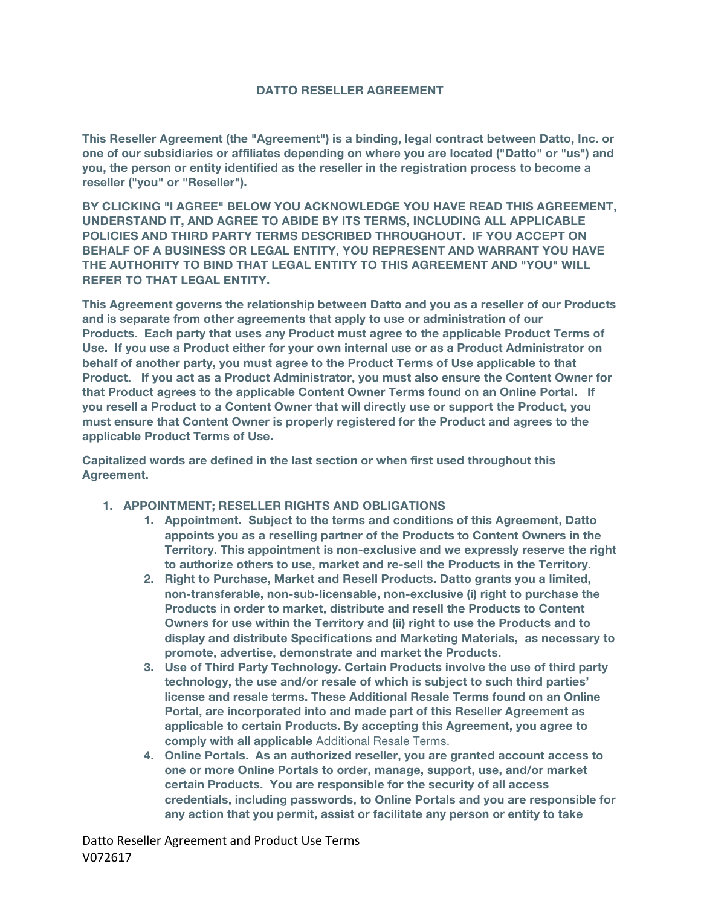# DATTO RESELLER AGREEMENT

**This Reseller Agreement (the "Agreement") is a binding, legal contract between Datto, Inc. or one of our subsidiaries or affiliates depending on where you are located ("Datto" or "us") and you, the person or entity identified as the reseller in the registration process to become a reseller ("you" or "Reseller").**

**BY CLICKING "I AGREE" BELOW YOU ACKNOWLEDGE YOU HAVE READ THIS AGREEMENT, UNDERSTAND IT, AND AGREE TO ABIDE BY ITS TERMS, INCLUDING ALL APPLICABLE POLICIES AND THIRD PARTY TERMS DESCRIBED THROUGHOUT. IF YOU ACCEPT ON BEHALF OF A BUSINESS OR LEGAL ENTITY, YOU REPRESENT AND WARRANT YOU HAVE THE AUTHORITY TO BIND THAT LEGAL ENTITY TO THIS AGREEMENT AND "YOU" WILL REFER TO THAT LEGAL ENTITY.**

**This Agreement governs the relationship between Datto and you as a reseller of our Products and is separate from other agreements that apply to use or administration of our Products. Each party that uses any Product must agree to the applicable Product Terms of Use. If you use a Product either for your own internal use or as a Product Administrator on behalf of another party, you must agree to the Product Terms of Use applicable to that Product. If you act as a Product Administrator, you must also ensure the Content Owner for that Product agrees to the applicable Content Owner Terms found on an Online Portal. If you resell a Product to a Content Owner that will directly use or support the Product, you must ensure that Content Owner is properly registered for the Product and agrees to the applicable Product Terms of Use.**

**Capitalized words are defined in the last section or when first used throughout this Agreement.**

1. **APPOINTMENT; RESELLER RIGHTS AND OBLIGATIONS**
   1. **Appointment. Subject to the terms and conditions of this Agreement, Datto appoints you as a reselling partner of the Products to Content Owners in the Territory. This appointment is non-exclusive and we expressly reserve the right to authorize others to use, market and re-sell the Products in the Territory.**
   2. **Right to Purchase, Market and Resell Products. Datto grants you a limited, non-transferable, non-sub-licensable, non-exclusive (i) right to purchase the Products in order to market, distribute and resell the Products to Content Owners for use within the Territory and (ii) right to use the Products and to display and distribute Specifications and Marketing Materials, as necessary to promote, advertise, demonstrate and market the Products.**
   3. **Use of Third Party Technology. Certain Products involve the use of third party technology, the use and/or resale of which is subject to such third parties' license and resale terms. These Additional Resale Terms found on an Online Portal, are incorporated into and made part of this Reseller Agreement as applicable to certain Products. By accepting this Agreement, you agree to comply with all applicable** Additional Resale Terms.
   4. **Online Portals. As an authorized reseller, you are granted account access to one or more Online Portals to order, manage, support, use, and/or market certain Products. You are responsible for the security of all access credentials, including passwords, to Online Portals and you are responsible for any action that you permit, assist or facilitate any person or entity to take**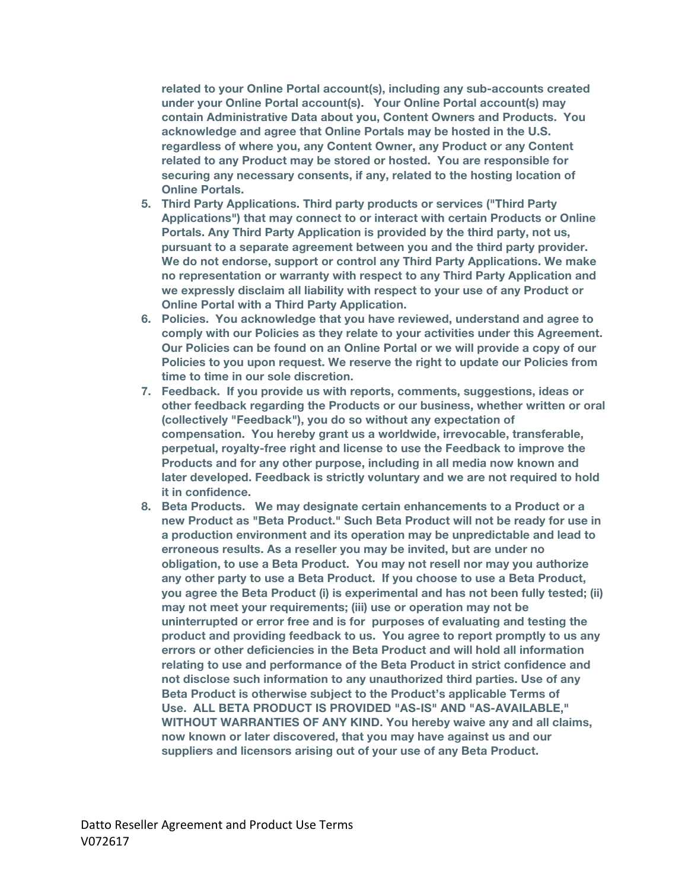**related to your Online Portal account(s), including any sub-accounts created under your Online Portal account(s). Your Online Portal account(s) may contain Administrative Data about you, Content Owners and Products. You acknowledge and agree that Online Portals may be hosted in the U.S. regardless of where you, any Content Owner, any Product or any Content related to any Product may be stored or hosted. You are responsible for securing any necessary consents, if any, related to the hosting location of Online Portals.**

5. **Third Party Applications. Third party products or services ("Third Party Applications") that may connect to or interact with certain Products or Online Portals. Any Third Party Application is provided by the third party, not us, pursuant to a separate agreement between you and the third party provider. We do not endorse, support or control any Third Party Applications. We make no representation or warranty with respect to any Third Party Application and we expressly disclaim all liability with respect to your use of any Product or Online Portal with a Third Party Application.**
6. **Policies. You acknowledge that you have reviewed, understand and agree to comply with our Policies as they relate to your activities under this Agreement. Our Policies can be found on an Online Portal or we will provide a copy of our Policies to you upon request. We reserve the right to update our Policies from time to time in our sole discretion.**
7. **Feedback. If you provide us with reports, comments, suggestions, ideas or other feedback regarding the Products or our business, whether written or oral (collectively "Feedback"), you do so without any expectation of compensation. You hereby grant us a worldwide, irrevocable, transferable, perpetual, royalty-free right and license to use the Feedback to improve the Products and for any other purpose, including in all media now known and later developed. Feedback is strictly voluntary and we are not required to hold it in confidence.**
8. **Beta Products. We may designate certain enhancements to a Product or a new Product as "Beta Product." Such Beta Product will not be ready for use in a production environment and its operation may be unpredictable and lead to erroneous results. As a reseller you may be invited, but are under no obligation, to use a Beta Product. You may not resell nor may you authorize any other party to use a Beta Product. If you choose to use a Beta Product, you agree the Beta Product (i) is experimental and has not been fully tested; (ii) may not meet your requirements; (iii) use or operation may not be uninterrupted or error free and is for purposes of evaluating and testing the product and providing feedback to us. You agree to report promptly to us any errors or other deficiencies in the Beta Product and will hold all information relating to use and performance of the Beta Product in strict confidence and not disclose such information to any unauthorized third parties. Use of any Beta Product is otherwise subject to the Product's applicable Terms of Use. ALL BETA PRODUCT IS PROVIDED "AS-IS" AND "AS-AVAILABLE," WITHOUT WARRANTIES OF ANY KIND. You hereby waive any and all claims, now known or later discovered, that you may have against us and our suppliers and licensors arising out of your use of any Beta Product.**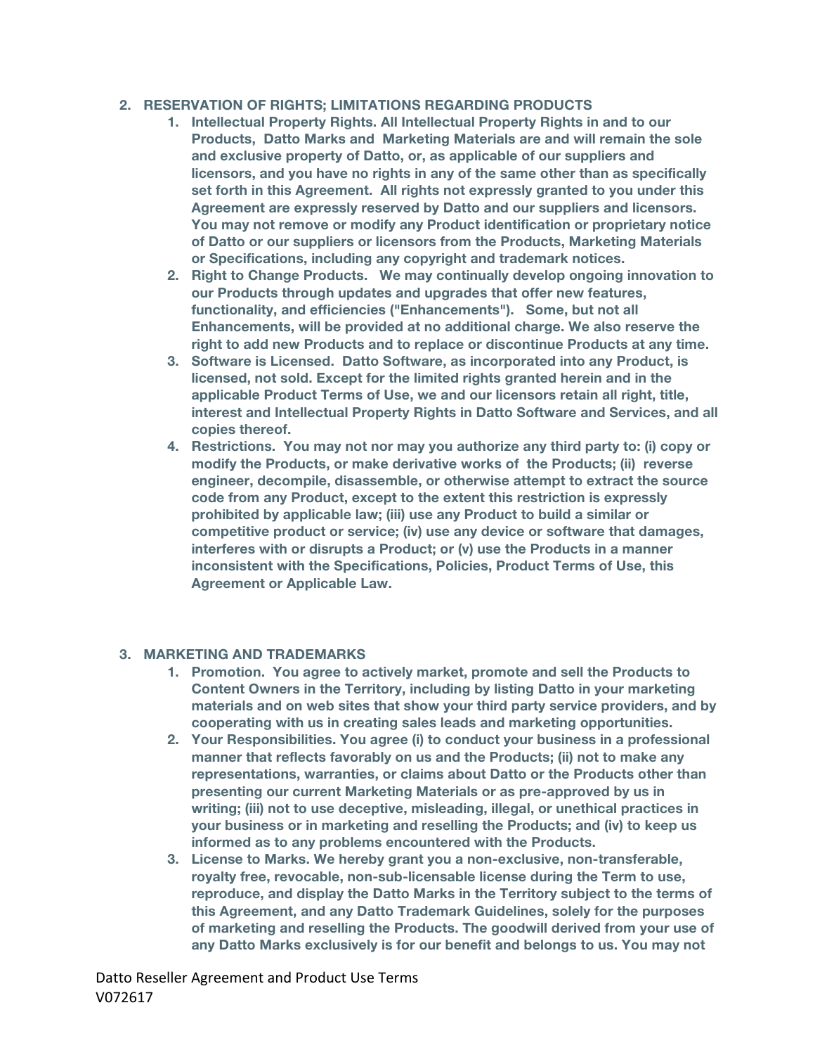2. **RESERVATION OF RIGHTS; LIMITATIONS REGARDING PRODUCTS**
    1. **Intellectual Property Rights. All Intellectual Property Rights in and to our Products, Datto Marks and Marketing Materials are and will remain the sole and exclusive property of Datto, or, as applicable of our suppliers and licensors, and you have no rights in any of the same other than as specifically set forth in this Agreement. All rights not expressly granted to you under this Agreement are expressly reserved by Datto and our suppliers and licensors. You may not remove or modify any Product identification or proprietary notice of Datto or our suppliers or licensors from the Products, Marketing Materials or Specifications, including any copyright and trademark notices.**
    2. **Right to Change Products. We may continually develop ongoing innovation to our Products through updates and upgrades that offer new features, functionality, and efficiencies ("Enhancements"). Some, but not all Enhancements, will be provided at no additional charge. We also reserve the right to add new Products and to replace or discontinue Products at any time.**
    3. **Software is Licensed. Datto Software, as incorporated into any Product, is licensed, not sold. Except for the limited rights granted herein and in the applicable Product Terms of Use, we and our licensors retain all right, title, interest and Intellectual Property Rights in Datto Software and Services, and all copies thereof.**
    4. **Restrictions. You may not nor may you authorize any third party to: (i) copy or modify the Products, or make derivative works of the Products; (ii) reverse engineer, decompile, disassemble, or otherwise attempt to extract the source code from any Product, except to the extent this restriction is expressly prohibited by applicable law; (iii) use any Product to build a similar or competitive product or service; (iv) use any device or software that damages, interferes with or disrupts a Product; or (v) use the Products in a manner inconsistent with the Specifications, Policies, Product Terms of Use, this Agreement or Applicable Law.**

3. **MARKETING AND TRADEMARKS**
    1. **Promotion. You agree to actively market, promote and sell the Products to Content Owners in the Territory, including by listing Datto in your marketing materials and on web sites that show your third party service providers, and by cooperating with us in creating sales leads and marketing opportunities.**
    2. **Your Responsibilities. You agree (i) to conduct your business in a professional manner that reflects favorably on us and the Products; (ii) not to make any representations, warranties, or claims about Datto or the Products other than presenting our current Marketing Materials or as pre-approved by us in writing; (iii) not to use deceptive, misleading, illegal, or unethical practices in your business or in marketing and reselling the Products; and (iv) to keep us informed as to any problems encountered with the Products.**
    3. **License to Marks. We hereby grant you a non-exclusive, non-transferable, royalty free, revocable, non-sub-licensable license during the Term to use, reproduce, and display the Datto Marks in the Territory subject to the terms of this Agreement, and any Datto Trademark Guidelines, solely for the purposes of marketing and reselling the Products. The goodwill derived from your use of any Datto Marks exclusively is for our benefit and belongs to us. You may not**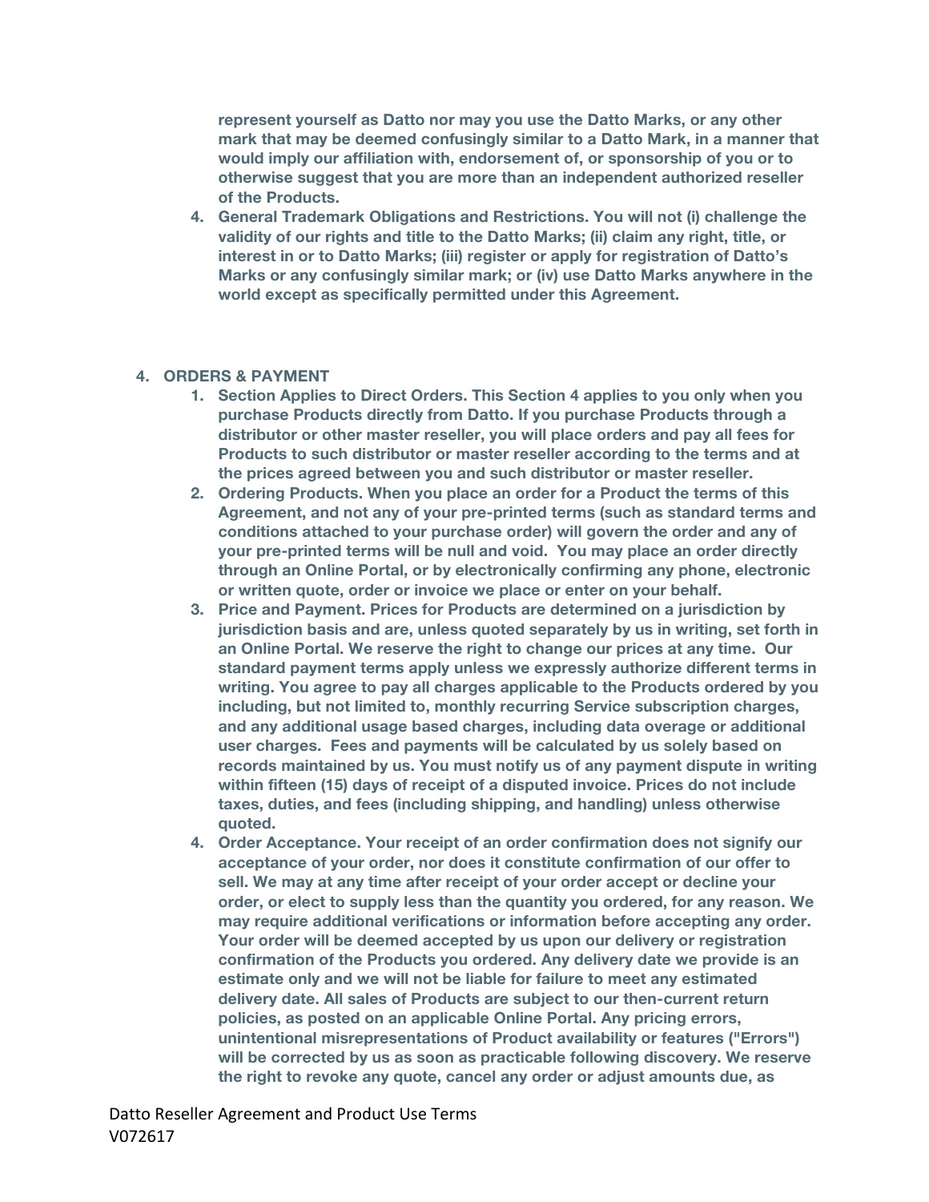represent yourself as Datto nor may you use the Datto Marks, or any other mark that may be deemed confusingly similar to a Datto Mark, in a manner that would imply our affiliation with, endorsement of, or sponsorship of you or to otherwise suggest that you are more than an independent authorized reseller of the Products.

4. General Trademark Obligations and Restrictions. You will not (i) challenge the validity of our rights and title to the Datto Marks; (ii) claim any right, title, or interest in or to Datto Marks; (iii) register or apply for registration of Datto's Marks or any confusingly similar mark; or (iv) use Datto Marks anywhere in the world except as specifically permitted under this Agreement.

## 4. ORDERS & PAYMENT

1. Section Applies to Direct Orders. This Section 4 applies to you only when you purchase Products directly from Datto. If you purchase Products through a distributor or other master reseller, you will place orders and pay all fees for Products to such distributor or master reseller according to the terms and at the prices agreed between you and such distributor or master reseller.
2. Ordering Products. When you place an order for a Product the terms of this Agreement, and not any of your pre-printed terms (such as standard terms and conditions attached to your purchase order) will govern the order and any of your pre-printed terms will be null and void. You may place an order directly through an Online Portal, or by electronically confirming any phone, electronic or written quote, order or invoice we place or enter on your behalf.
3. Price and Payment. Prices for Products are determined on a jurisdiction by jurisdiction basis and are, unless quoted separately by us in writing, set forth in an Online Portal. We reserve the right to change our prices at any time. Our standard payment terms apply unless we expressly authorize different terms in writing. You agree to pay all charges applicable to the Products ordered by you including, but not limited to, monthly recurring Service subscription charges, and any additional usage based charges, including data overage or additional user charges. Fees and payments will be calculated by us solely based on records maintained by us. You must notify us of any payment dispute in writing within fifteen (15) days of receipt of a disputed invoice. Prices do not include taxes, duties, and fees (including shipping, and handling) unless otherwise quoted.
4. Order Acceptance. Your receipt of an order confirmation does not signify our acceptance of your order, nor does it constitute confirmation of our offer to sell. We may at any time after receipt of your order accept or decline your order, or elect to supply less than the quantity you ordered, for any reason. We may require additional verifications or information before accepting any order. Your order will be deemed accepted by us upon our delivery or registration confirmation of the Products you ordered. Any delivery date we provide is an estimate only and we will not be liable for failure to meet any estimated delivery date. All sales of Products are subject to our then-current return policies, as posted on an applicable Online Portal. Any pricing errors, unintentional misrepresentations of Product availability or features ("Errors") will be corrected by us as soon as practicable following discovery. We reserve the right to revoke any quote, cancel any order or adjust amounts due, as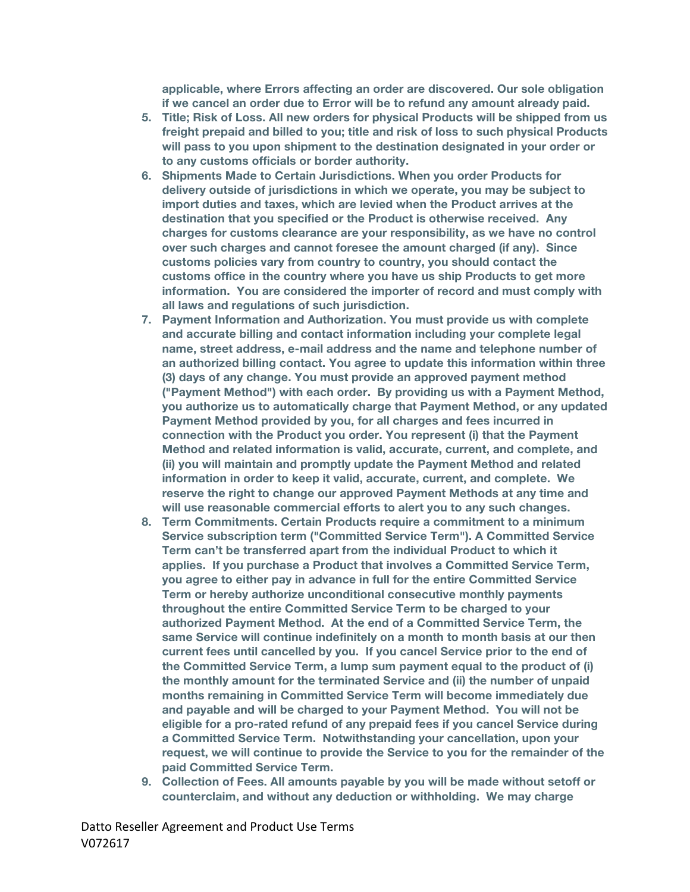**applicable, where Errors affecting an order are discovered. Our sole obligation if we cancel an order due to Error will be to refund any amount already paid.**

5. **Title; Risk of Loss. All new orders for physical Products will be shipped from us freight prepaid and billed to you; title and risk of loss to such physical Products will pass to you upon shipment to the destination designated in your order or to any customs officials or border authority.**
6. **Shipments Made to Certain Jurisdictions. When you order Products for delivery outside of jurisdictions in which we operate, you may be subject to import duties and taxes, which are levied when the Product arrives at the destination that you specified or the Product is otherwise received. Any charges for customs clearance are your responsibility, as we have no control over such charges and cannot foresee the amount charged (if any). Since customs policies vary from country to country, you should contact the customs office in the country where you have us ship Products to get more information. You are considered the importer of record and must comply with all laws and regulations of such jurisdiction.**
7. **Payment Information and Authorization. You must provide us with complete and accurate billing and contact information including your complete legal name, street address, e-mail address and the name and telephone number of an authorized billing contact. You agree to update this information within three (3) days of any change. You must provide an approved payment method ("Payment Method") with each order. By providing us with a Payment Method, you authorize us to automatically charge that Payment Method, or any updated Payment Method provided by you, for all charges and fees incurred in connection with the Product you order. You represent (i) that the Payment Method and related information is valid, accurate, current, and complete, and (ii) you will maintain and promptly update the Payment Method and related information in order to keep it valid, accurate, current, and complete. We reserve the right to change our approved Payment Methods at any time and will use reasonable commercial efforts to alert you to any such changes.**
8. **Term Commitments. Certain Products require a commitment to a minimum Service subscription term ("Committed Service Term"). A Committed Service Term can't be transferred apart from the individual Product to which it applies. If you purchase a Product that involves a Committed Service Term, you agree to either pay in advance in full for the entire Committed Service Term or hereby authorize unconditional consecutive monthly payments throughout the entire Committed Service Term to be charged to your authorized Payment Method. At the end of a Committed Service Term, the same Service will continue indefinitely on a month to month basis at our then current fees until cancelled by you. If you cancel Service prior to the end of the Committed Service Term, a lump sum payment equal to the product of (i) the monthly amount for the terminated Service and (ii) the number of unpaid months remaining in Committed Service Term will become immediately due and payable and will be charged to your Payment Method. You will not be eligible for a pro-rated refund of any prepaid fees if you cancel Service during a Committed Service Term. Notwithstanding your cancellation, upon your request, we will continue to provide the Service to you for the remainder of the paid Committed Service Term.**
9. **Collection of Fees. All amounts payable by you will be made without setoff or counterclaim, and without any deduction or withholding. We may charge**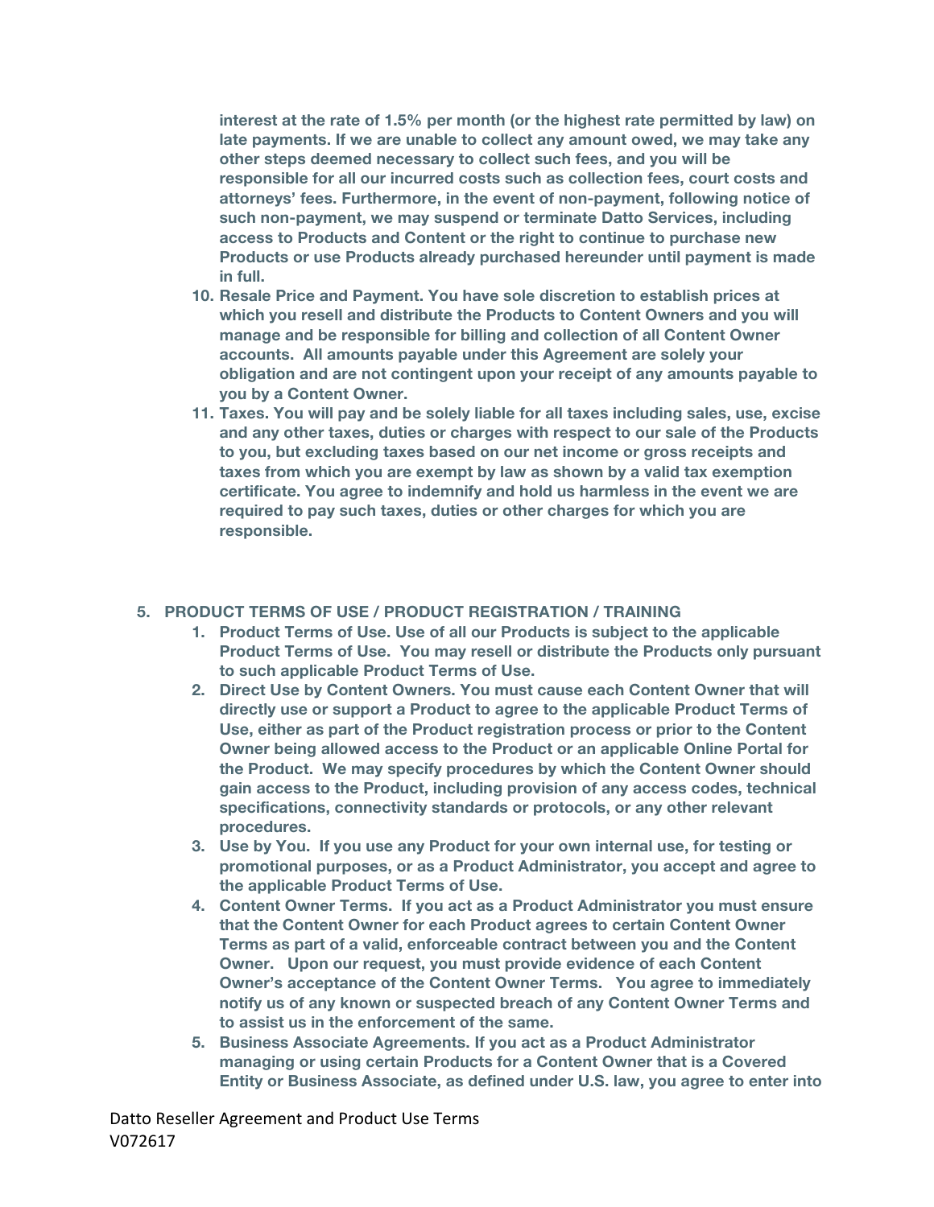**interest at the rate of 1.5% per month (or the highest rate permitted by law) on late payments. If we are unable to collect any amount owed, we may take any other steps deemed necessary to collect such fees, and you will be responsible for all our incurred costs such as collection fees, court costs and attorneys' fees. Furthermore, in the event of non-payment, following notice of such non-payment, we may suspend or terminate Datto Services, including access to Products and Content or the right to continue to purchase new Products or use Products already purchased hereunder until payment is made in full.**

10. **Resale Price and Payment. You have sole discretion to establish prices at which you resell and distribute the Products to Content Owners and you will manage and be responsible for billing and collection of all Content Owner accounts. All amounts payable under this Agreement are solely your obligation and are not contingent upon your receipt of any amounts payable to you by a Content Owner.**
11. **Taxes. You will pay and be solely liable for all taxes including sales, use, excise and any other taxes, duties or charges with respect to our sale of the Products to you, but excluding taxes based on our net income or gross receipts and taxes from which you are exempt by law as shown by a valid tax exemption certificate. You agree to indemnify and hold us harmless in the event we are required to pay such taxes, duties or other charges for which you are responsible.**

5. **PRODUCT TERMS OF USE / PRODUCT REGISTRATION / TRAINING**
    1. **Product Terms of Use. Use of all our Products is subject to the applicable Product Terms of Use. You may resell or distribute the Products only pursuant to such applicable Product Terms of Use.**
    2. **Direct Use by Content Owners. You must cause each Content Owner that will directly use or support a Product to agree to the applicable Product Terms of Use, either as part of the Product registration process or prior to the Content Owner being allowed access to the Product or an applicable Online Portal for the Product. We may specify procedures by which the Content Owner should gain access to the Product, including provision of any access codes, technical specifications, connectivity standards or protocols, or any other relevant procedures.**
    3. **Use by You. If you use any Product for your own internal use, for testing or promotional purposes, or as a Product Administrator, you accept and agree to the applicable Product Terms of Use.**
    4. **Content Owner Terms. If you act as a Product Administrator you must ensure that the Content Owner for each Product agrees to certain Content Owner Terms as part of a valid, enforceable contract between you and the Content Owner. Upon our request, you must provide evidence of each Content Owner's acceptance of the Content Owner Terms. You agree to immediately notify us of any known or suspected breach of any Content Owner Terms and to assist us in the enforcement of the same.**
    5. **Business Associate Agreements. If you act as a Product Administrator managing or using certain Products for a Content Owner that is a Covered Entity or Business Associate, as defined under U.S. law, you agree to enter into**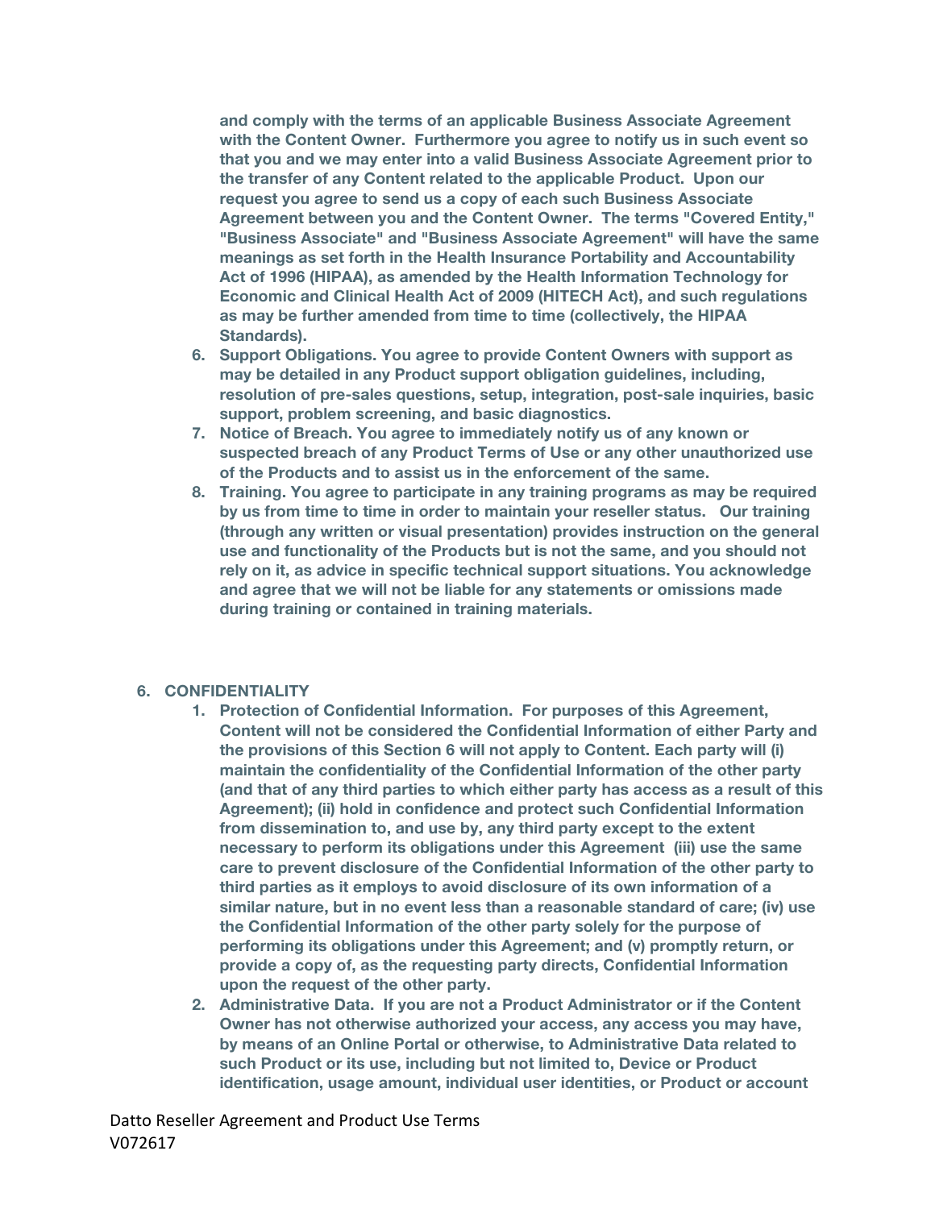**and comply with the terms of an applicable Business Associate Agreement with the Content Owner. Furthermore you agree to notify us in such event so that you and we may enter into a valid Business Associate Agreement prior to the transfer of any Content related to the applicable Product. Upon our request you agree to send us a copy of each such Business Associate Agreement between you and the Content Owner. The terms "Covered Entity," "Business Associate" and "Business Associate Agreement" will have the same meanings as set forth in the Health Insurance Portability and Accountability Act of 1996 (HIPAA), as amended by the Health Information Technology for Economic and Clinical Health Act of 2009 (HITECH Act), and such regulations as may be further amended from time to time (collectively, the HIPAA Standards).**

6. **Support Obligations. You agree to provide Content Owners with support as may be detailed in any Product support obligation guidelines, including, resolution of pre-sales questions, setup, integration, post-sale inquiries, basic support, problem screening, and basic diagnostics.**
7. **Notice of Breach. You agree to immediately notify us of any known or suspected breach of any Product Terms of Use or any other unauthorized use of the Products and to assist us in the enforcement of the same.**
8. **Training. You agree to participate in any training programs as may be required by us from time to time in order to maintain your reseller status. Our training (through any written or visual presentation) provides instruction on the general use and functionality of the Products but is not the same, and you should not rely on it, as advice in specific technical support situations. You acknowledge and agree that we will not be liable for any statements or omissions made during training or contained in training materials.**

## 6. CONFIDENTIALITY

1. **Protection of Confidential Information. For purposes of this Agreement, Content will not be considered the Confidential Information of either Party and the provisions of this Section 6 will not apply to Content. Each party will (i) maintain the confidentiality of the Confidential Information of the other party (and that of any third parties to which either party has access as a result of this Agreement); (ii) hold in confidence and protect such Confidential Information from dissemination to, and use by, any third party except to the extent necessary to perform its obligations under this Agreement (iii) use the same care to prevent disclosure of the Confidential Information of the other party to third parties as it employs to avoid disclosure of its own information of a similar nature, but in no event less than a reasonable standard of care; (iv) use the Confidential Information of the other party solely for the purpose of performing its obligations under this Agreement; and (v) promptly return, or provide a copy of, as the requesting party directs, Confidential Information upon the request of the other party.**
2. **Administrative Data. If you are not a Product Administrator or if the Content Owner has not otherwise authorized your access, any access you may have, by means of an Online Portal or otherwise, to Administrative Data related to such Product or its use, including but not limited to, Device or Product identification, usage amount, individual user identities, or Product or account**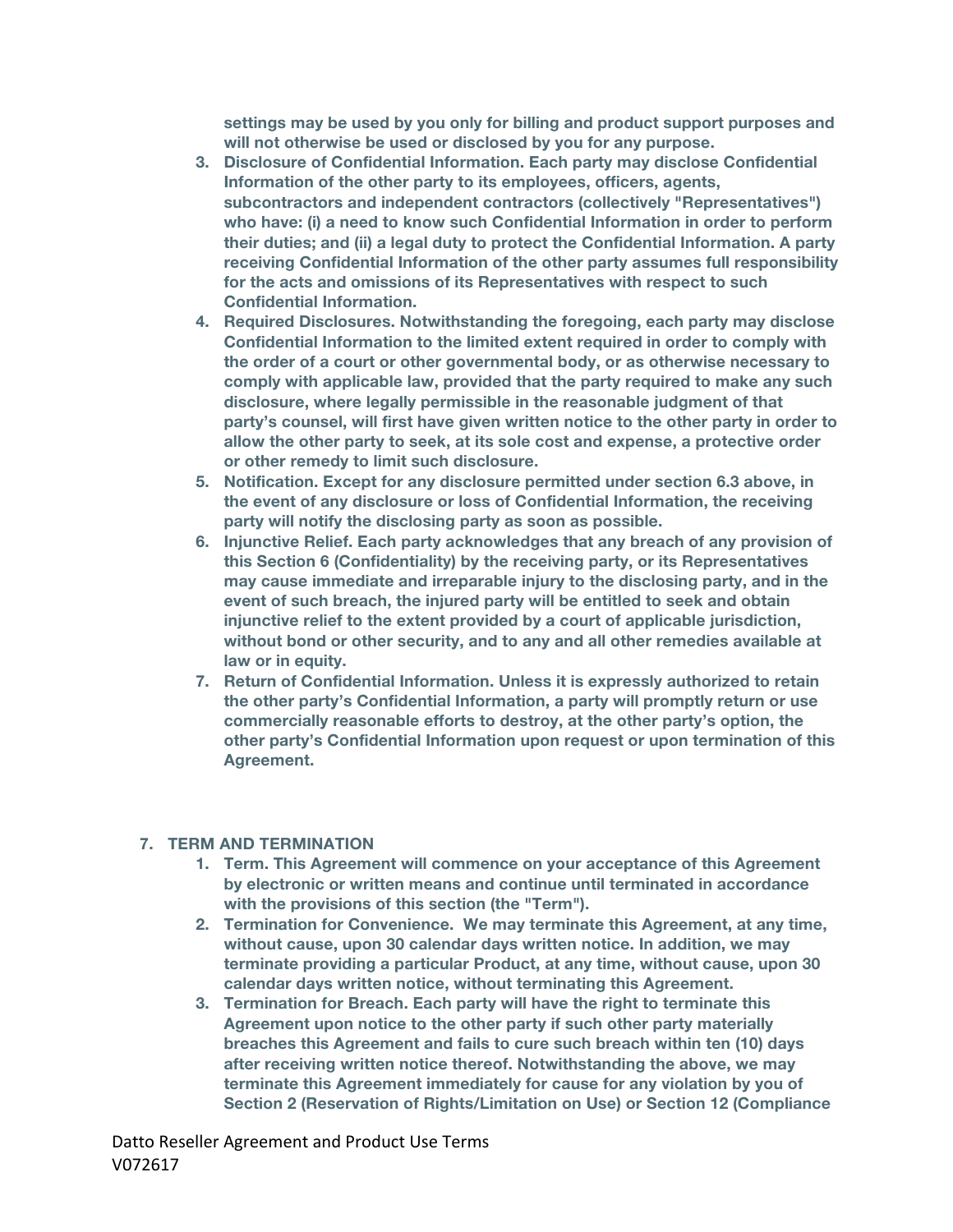settings may be used by you only for billing and product support purposes and will not otherwise be used or disclosed by you for any purpose.

3. **Disclosure of Confidential Information. Each party may disclose Confidential Information of the other party to its employees, officers, agents, subcontractors and independent contractors (collectively "Representatives") who have: (i) a need to know such Confidential Information in order to perform their duties; and (ii) a legal duty to protect the Confidential Information. A party receiving Confidential Information of the other party assumes full responsibility for the acts and omissions of its Representatives with respect to such Confidential Information.**
4. **Required Disclosures. Notwithstanding the foregoing, each party may disclose Confidential Information to the limited extent required in order to comply with the order of a court or other governmental body, or as otherwise necessary to comply with applicable law, provided that the party required to make any such disclosure, where legally permissible in the reasonable judgment of that party's counsel, will first have given written notice to the other party in order to allow the other party to seek, at its sole cost and expense, a protective order or other remedy to limit such disclosure.**
5. **Notification. Except for any disclosure permitted under section 6.3 above, in the event of any disclosure or loss of Confidential Information, the receiving party will notify the disclosing party as soon as possible.**
6. **Injunctive Relief. Each party acknowledges that any breach of any provision of this Section 6 (Confidentiality) by the receiving party, or its Representatives may cause immediate and irreparable injury to the disclosing party, and in the event of such breach, the injured party will be entitled to seek and obtain injunctive relief to the extent provided by a court of applicable jurisdiction, without bond or other security, and to any and all other remedies available at law or in equity.**
7. **Return of Confidential Information. Unless it is expressly authorized to retain the other party's Confidential Information, a party will promptly return or use commercially reasonable efforts to destroy, at the other party's option, the other party's Confidential Information upon request or upon termination of this Agreement.**

## 7. TERM AND TERMINATION

1. **Term. This Agreement will commence on your acceptance of this Agreement by electronic or written means and continue until terminated in accordance with the provisions of this section (the "Term").**
2. **Termination for Convenience. We may terminate this Agreement, at any time, without cause, upon 30 calendar days written notice. In addition, we may terminate providing a particular Product, at any time, without cause, upon 30 calendar days written notice, without terminating this Agreement.**
3. **Termination for Breach. Each party will have the right to terminate this Agreement upon notice to the other party if such other party materially breaches this Agreement and fails to cure such breach within ten (10) days after receiving written notice thereof. Notwithstanding the above, we may terminate this Agreement immediately for cause for any violation by you of Section 2 (Reservation of Rights/Limitation on Use) or Section 12 (Compliance**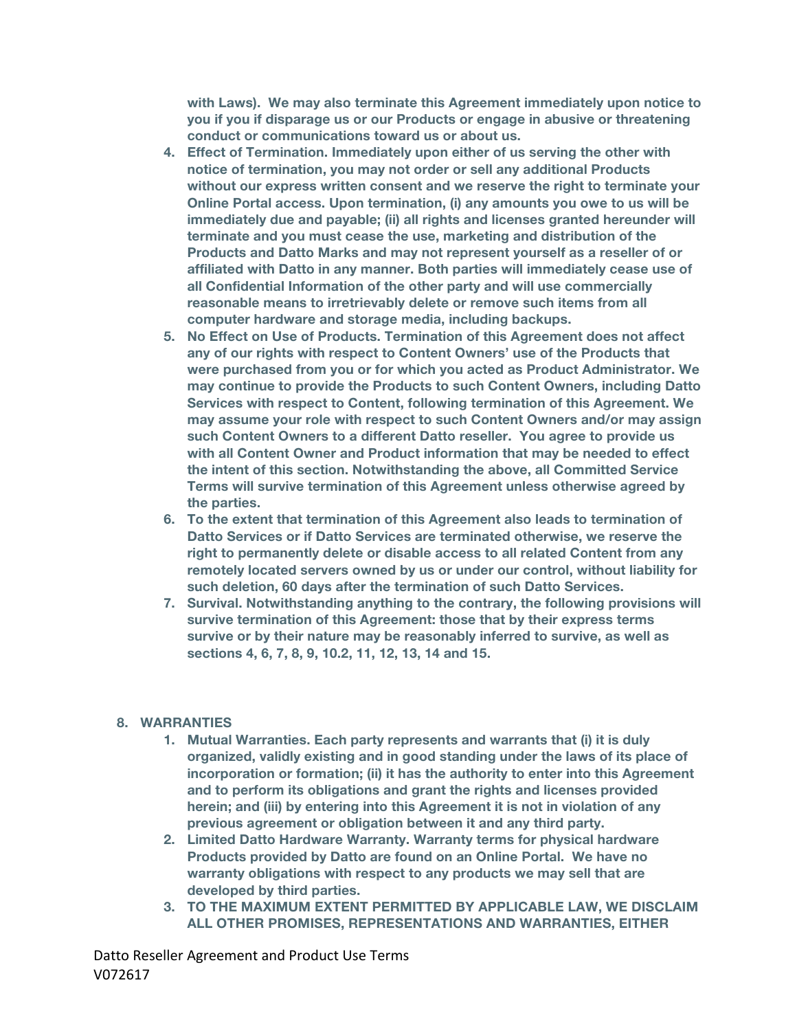**with Laws). We may also terminate this Agreement immediately upon notice to you if you if disparage us or our Products or engage in abusive or threatening conduct or communications toward us or about us.**

4. **Effect of Termination. Immediately upon either of us serving the other with notice of termination, you may not order or sell any additional Products without our express written consent and we reserve the right to terminate your Online Portal access. Upon termination, (i) any amounts you owe to us will be immediately due and payable; (ii) all rights and licenses granted hereunder will terminate and you must cease the use, marketing and distribution of the Products and Datto Marks and may not represent yourself as a reseller of or affiliated with Datto in any manner. Both parties will immediately cease use of all Confidential Information of the other party and will use commercially reasonable means to irretrievably delete or remove such items from all computer hardware and storage media, including backups.**
5. **No Effect on Use of Products. Termination of this Agreement does not affect any of our rights with respect to Content Owners' use of the Products that were purchased from you or for which you acted as Product Administrator. We may continue to provide the Products to such Content Owners, including Datto Services with respect to Content, following termination of this Agreement. We may assume your role with respect to such Content Owners and/or may assign such Content Owners to a different Datto reseller. You agree to provide us with all Content Owner and Product information that may be needed to effect the intent of this section. Notwithstanding the above, all Committed Service Terms will survive termination of this Agreement unless otherwise agreed by the parties.**
6. **To the extent that termination of this Agreement also leads to termination of Datto Services or if Datto Services are terminated otherwise, we reserve the right to permanently delete or disable access to all related Content from any remotely located servers owned by us or under our control, without liability for such deletion, 60 days after the termination of such Datto Services.**
7. **Survival. Notwithstanding anything to the contrary, the following provisions will survive termination of this Agreement: those that by their express terms survive or by their nature may be reasonably inferred to survive, as well as sections 4, 6, 7, 8, 9, 10.2, 11, 12, 13, 14 and 15.**

## 8. WARRANTIES

1. **Mutual Warranties. Each party represents and warrants that (i) it is duly organized, validly existing and in good standing under the laws of its place of incorporation or formation; (ii) it has the authority to enter into this Agreement and to perform its obligations and grant the rights and licenses provided herein; and (iii) by entering into this Agreement it is not in violation of any previous agreement or obligation between it and any third party.**
2. **Limited Datto Hardware Warranty. Warranty terms for physical hardware Products provided by Datto are found on an Online Portal. We have no warranty obligations with respect to any products we may sell that are developed by third parties.**
3. **TO THE MAXIMUM EXTENT PERMITTED BY APPLICABLE LAW, WE DISCLAIM ALL OTHER PROMISES, REPRESENTATIONS AND WARRANTIES, EITHER**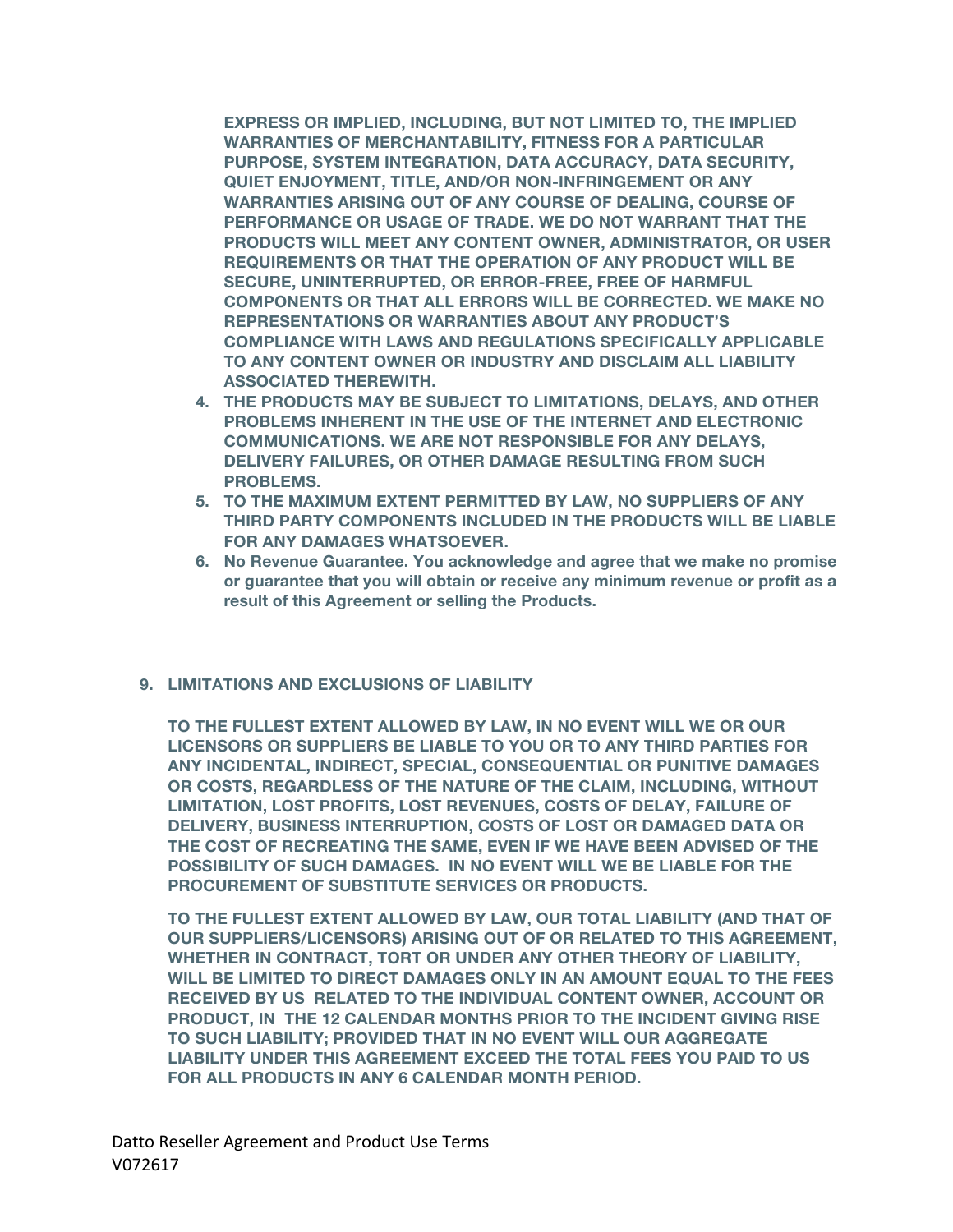EXPRESS OR IMPLIED, INCLUDING, BUT NOT LIMITED TO, THE IMPLIED WARRANTIES OF MERCHANTABILITY, FITNESS FOR A PARTICULAR PURPOSE, SYSTEM INTEGRATION, DATA ACCURACY, DATA SECURITY, QUIET ENJOYMENT, TITLE, AND/OR NON-INFRINGEMENT OR ANY WARRANTIES ARISING OUT OF ANY COURSE OF DEALING, COURSE OF PERFORMANCE OR USAGE OF TRADE. WE DO NOT WARRANT THAT THE PRODUCTS WILL MEET ANY CONTENT OWNER, ADMINISTRATOR, OR USER REQUIREMENTS OR THAT THE OPERATION OF ANY PRODUCT WILL BE SECURE, UNINTERRUPTED, OR ERROR-FREE, FREE OF HARMFUL COMPONENTS OR THAT ALL ERRORS WILL BE CORRECTED. WE MAKE NO REPRESENTATIONS OR WARRANTIES ABOUT ANY PRODUCT'S COMPLIANCE WITH LAWS AND REGULATIONS SPECIFICALLY APPLICABLE TO ANY CONTENT OWNER OR INDUSTRY AND DISCLAIM ALL LIABILITY ASSOCIATED THEREWITH.

4. **THE PRODUCTS MAY BE SUBJECT TO LIMITATIONS, DELAYS, AND OTHER PROBLEMS INHERENT IN THE USE OF THE INTERNET AND ELECTRONIC COMMUNICATIONS. WE ARE NOT RESPONSIBLE FOR ANY DELAYS, DELIVERY FAILURES, OR OTHER DAMAGE RESULTING FROM SUCH PROBLEMS.**
5. **TO THE MAXIMUM EXTENT PERMITTED BY LAW, NO SUPPLIERS OF ANY THIRD PARTY COMPONENTS INCLUDED IN THE PRODUCTS WILL BE LIABLE FOR ANY DAMAGES WHATSOEVER.**
6. **No Revenue Guarantee. You acknowledge and agree that we make no promise or guarantee that you will obtain or receive any minimum revenue or profit as a result of this Agreement or selling the Products.**

## 9. LIMITATIONS AND EXCLUSIONS OF LIABILITY

**TO THE FULLEST EXTENT ALLOWED BY LAW, IN NO EVENT WILL WE OR OUR LICENSORS OR SUPPLIERS BE LIABLE TO YOU OR TO ANY THIRD PARTIES FOR ANY INCIDENTAL, INDIRECT, SPECIAL, CONSEQUENTIAL OR PUNITIVE DAMAGES OR COSTS, REGARDLESS OF THE NATURE OF THE CLAIM, INCLUDING, WITHOUT LIMITATION, LOST PROFITS, LOST REVENUES, COSTS OF DELAY, FAILURE OF DELIVERY, BUSINESS INTERRUPTION, COSTS OF LOST OR DAMAGED DATA OR THE COST OF RECREATING THE SAME, EVEN IF WE HAVE BEEN ADVISED OF THE POSSIBILITY OF SUCH DAMAGES. IN NO EVENT WILL WE BE LIABLE FOR THE PROCUREMENT OF SUBSTITUTE SERVICES OR PRODUCTS.**

**TO THE FULLEST EXTENT ALLOWED BY LAW, OUR TOTAL LIABILITY (AND THAT OF OUR SUPPLIERS/LICENSORS) ARISING OUT OF OR RELATED TO THIS AGREEMENT, WHETHER IN CONTRACT, TORT OR UNDER ANY OTHER THEORY OF LIABILITY, WILL BE LIMITED TO DIRECT DAMAGES ONLY IN AN AMOUNT EQUAL TO THE FEES RECEIVED BY US RELATED TO THE INDIVIDUAL CONTENT OWNER, ACCOUNT OR PRODUCT, IN THE 12 CALENDAR MONTHS PRIOR TO THE INCIDENT GIVING RISE TO SUCH LIABILITY; PROVIDED THAT IN NO EVENT WILL OUR AGGREGATE LIABILITY UNDER THIS AGREEMENT EXCEED THE TOTAL FEES YOU PAID TO US FOR ALL PRODUCTS IN ANY 6 CALENDAR MONTH PERIOD.**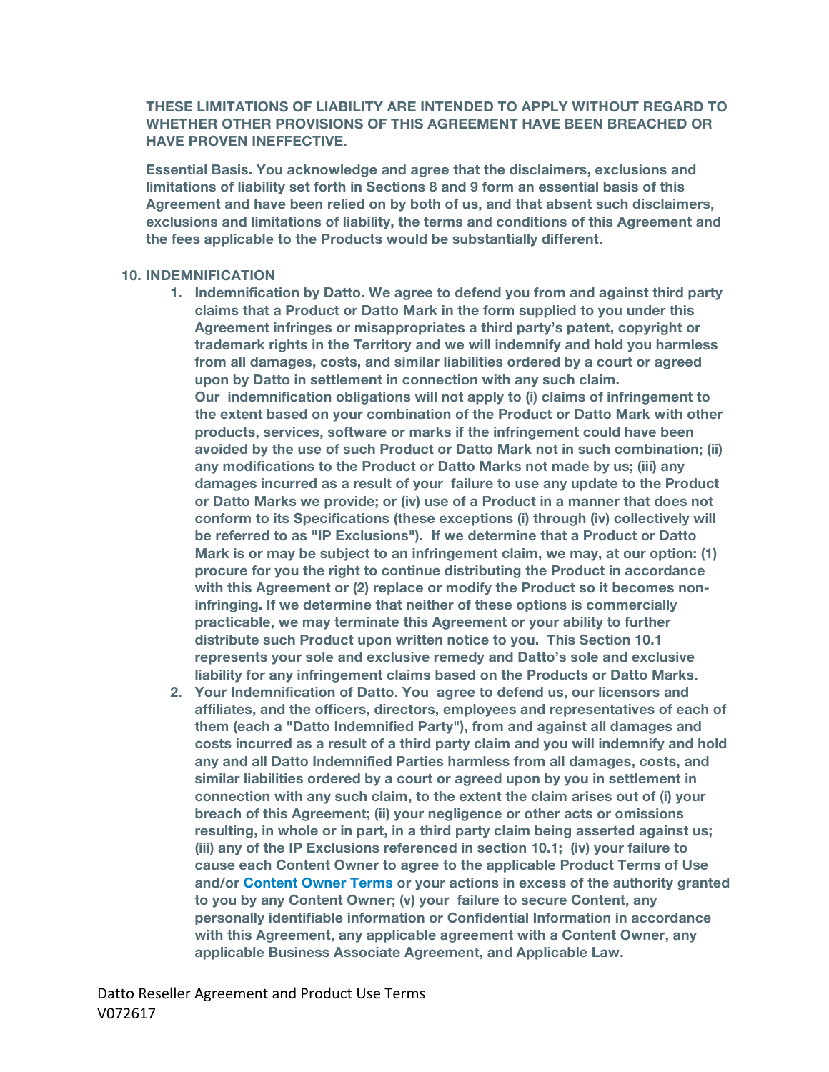**THESE LIMITATIONS OF LIABILITY ARE INTENDED TO APPLY WITHOUT REGARD TO WHETHER OTHER PROVISIONS OF THIS AGREEMENT HAVE BEEN BREACHED OR HAVE PROVEN INEFFECTIVE.**

**Essential Basis. You acknowledge and agree that the disclaimers, exclusions and limitations of liability set forth in Sections 8 and 9 form an essential basis of this Agreement and have been relied on by both of us, and that absent such disclaimers, exclusions and limitations of liability, the terms and conditions of this Agreement and the fees applicable to the Products would be substantially different.**

## 10. INDEMNIFICATION

1. **Indemnification by Datto. We agree to defend you from and against third party claims that a Product or Datto Mark in the form supplied to you under this Agreement infringes or misappropriates a third party's patent, copyright or trademark rights in the Territory and we will indemnify and hold you harmless from all damages, costs, and similar liabilities ordered by a court or agreed upon by Datto in settlement in connection with any such claim.**
   **Our indemnification obligations will not apply to (i) claims of infringement to the extent based on your combination of the Product or Datto Mark with other products, services, software or marks if the infringement could have been avoided by the use of such Product or Datto Mark not in such combination; (ii) any modifications to the Product or Datto Marks not made by us; (iii) any damages incurred as a result of your failure to use any update to the Product or Datto Marks we provide; or (iv) use of a Product in a manner that does not conform to its Specifications (these exceptions (i) through (iv) collectively will be referred to as "IP Exclusions"). If we determine that a Product or Datto Mark is or may be subject to an infringement claim, we may, at our option: (1) procure for you the right to continue distributing the Product in accordance with this Agreement or (2) replace or modify the Product so it becomes non-infringing. If we determine that neither of these options is commercially practicable, we may terminate this Agreement or your ability to further distribute such Product upon written notice to you. This Section 10.1 represents your sole and exclusive remedy and Datto's sole and exclusive liability for any infringement claims based on the Products or Datto Marks.**
2. **Your Indemnification of Datto. You agree to defend us, our licensors and affiliates, and the officers, directors, employees and representatives of each of them (each a "Datto Indemnified Party"), from and against all damages and costs incurred as a result of a third party claim and you will indemnify and hold any and all Datto Indemnified Parties harmless from all damages, costs, and similar liabilities ordered by a court or agreed upon by you in settlement in connection with any such claim, to the extent the claim arises out of (i) your breach of this Agreement; (ii) your negligence or other acts or omissions resulting, in whole or in part, in a third party claim being asserted against us; (iii) any of the IP Exclusions referenced in section 10.1; (iv) your failure to cause each Content Owner to agree to the applicable Product Terms of Use and/or Content Owner Terms or your actions in excess of the authority granted to you by any Content Owner; (v) your failure to secure Content, any personally identifiable information or Confidential Information in accordance with this Agreement, any applicable agreement with a Content Owner, any applicable Business Associate Agreement, and Applicable Law.**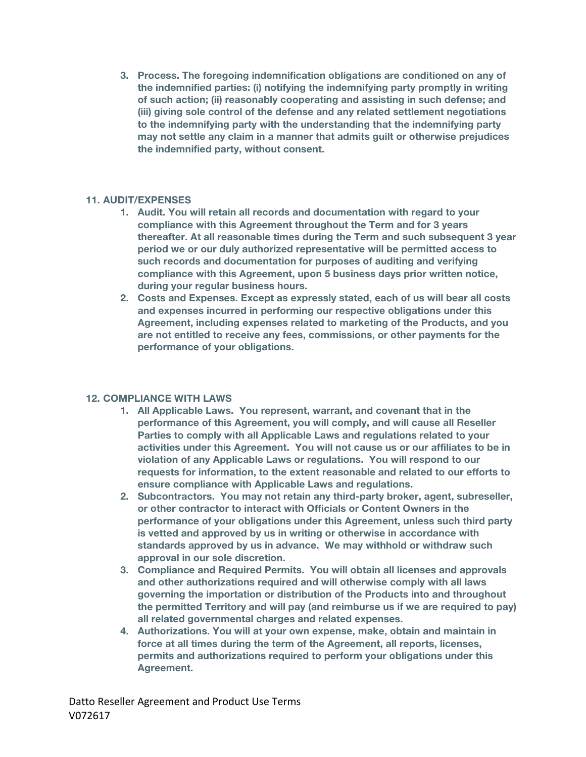3. **Process. The foregoing indemnification obligations are conditioned on any of the indemnified parties: (i) notifying the indemnifying party promptly in writing of such action; (ii) reasonably cooperating and assisting in such defense; and (iii) giving sole control of the defense and any related settlement negotiations to the indemnifying party with the understanding that the indemnifying party may not settle any claim in a manner that admits guilt or otherwise prejudices the indemnified party, without consent.**

## 11. AUDIT/EXPENSES

1. **Audit. You will retain all records and documentation with regard to your compliance with this Agreement throughout the Term and for 3 years thereafter. At all reasonable times during the Term and such subsequent 3 year period we or our duly authorized representative will be permitted access to such records and documentation for purposes of auditing and verifying compliance with this Agreement, upon 5 business days prior written notice, during your regular business hours.**
2. **Costs and Expenses. Except as expressly stated, each of us will bear all costs and expenses incurred in performing our respective obligations under this Agreement, including expenses related to marketing of the Products, and you are not entitled to receive any fees, commissions, or other payments for the performance of your obligations.**

## 12. COMPLIANCE WITH LAWS

1. **All Applicable Laws. You represent, warrant, and covenant that in the performance of this Agreement, you will comply, and will cause all Reseller Parties to comply with all Applicable Laws and regulations related to your activities under this Agreement. You will not cause us or our affiliates to be in violation of any Applicable Laws or regulations. You will respond to our requests for information, to the extent reasonable and related to our efforts to ensure compliance with Applicable Laws and regulations.**
2. **Subcontractors. You may not retain any third-party broker, agent, subreseller, or other contractor to interact with Officials or Content Owners in the performance of your obligations under this Agreement, unless such third party is vetted and approved by us in writing or otherwise in accordance with standards approved by us in advance. We may withhold or withdraw such approval in our sole discretion.**
3. **Compliance and Required Permits. You will obtain all licenses and approvals and other authorizations required and will otherwise comply with all laws governing the importation or distribution of the Products into and throughout the permitted Territory and will pay (and reimburse us if we are required to pay) all related governmental charges and related expenses.**
4. **Authorizations. You will at your own expense, make, obtain and maintain in force at all times during the term of the Agreement, all reports, licenses, permits and authorizations required to perform your obligations under this Agreement.**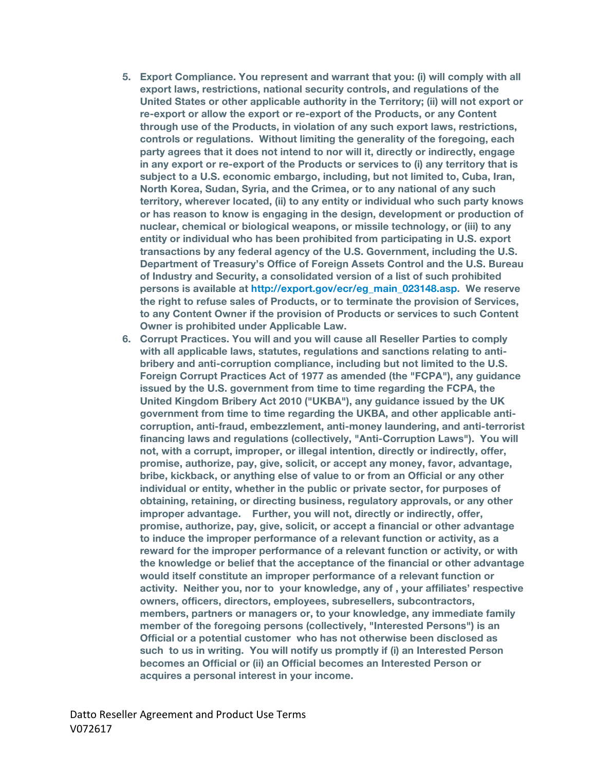5. **Export Compliance. You represent and warrant that you: (i) will comply with all export laws, restrictions, national security controls, and regulations of the United States or other applicable authority in the Territory; (ii) will not export or re-export or allow the export or re-export of the Products, or any Content through use of the Products, in violation of any such export laws, restrictions, controls or regulations. Without limiting the generality of the foregoing, each party agrees that it does not intend to nor will it, directly or indirectly, engage in any export or re-export of the Products or services to (i) any territory that is subject to a U.S. economic embargo, including, but not limited to, Cuba, Iran, North Korea, Sudan, Syria, and the Crimea, or to any national of any such territory, wherever located, (ii) to any entity or individual who such party knows or has reason to know is engaging in the design, development or production of nuclear, chemical or biological weapons, or missile technology, or (iii) to any entity or individual who has been prohibited from participating in U.S. export transactions by any federal agency of the U.S. Government, including the U.S. Department of Treasury's Office of Foreign Assets Control and the U.S. Bureau of Industry and Security, a consolidated version of a list of such prohibited persons is available at http://export.gov/ecr/eg_main_023148.asp. We reserve the right to refuse sales of Products, or to terminate the provision of Services, to any Content Owner if the provision of Products or services to such Content Owner is prohibited under Applicable Law.**
6. **Corrupt Practices. You will and you will cause all Reseller Parties to comply with all applicable laws, statutes, regulations and sanctions relating to anti-bribery and anti-corruption compliance, including but not limited to the U.S. Foreign Corrupt Practices Act of 1977 as amended (the "FCPA"), any guidance issued by the U.S. government from time to time regarding the FCPA, the United Kingdom Bribery Act 2010 ("UKBA"), any guidance issued by the UK government from time to time regarding the UKBA, and other applicable anti-corruption, anti-fraud, embezzlement, anti-money laundering, and anti-terrorist financing laws and regulations (collectively, "Anti-Corruption Laws"). You will not, with a corrupt, improper, or illegal intention, directly or indirectly, offer, promise, authorize, pay, give, solicit, or accept any money, favor, advantage, bribe, kickback, or anything else of value to or from an Official or any other individual or entity, whether in the public or private sector, for purposes of obtaining, retaining, or directing business, regulatory approvals, or any other improper advantage. Further, you will not, directly or indirectly, offer, promise, authorize, pay, give, solicit, or accept a financial or other advantage to induce the improper performance of a relevant function or activity, as a reward for the improper performance of a relevant function or activity, or with the knowledge or belief that the acceptance of the financial or other advantage would itself constitute an improper performance of a relevant function or activity. Neither you, nor to your knowledge, any of , your affiliates' respective owners, officers, directors, employees, subresellers, subcontractors, members, partners or managers or, to your knowledge, any immediate family member of the foregoing persons (collectively, "Interested Persons") is an Official or a potential customer who has not otherwise been disclosed as such to us in writing. You will notify us promptly if (i) an Interested Person becomes an Official or (ii) an Official becomes an Interested Person or acquires a personal interest in your income.**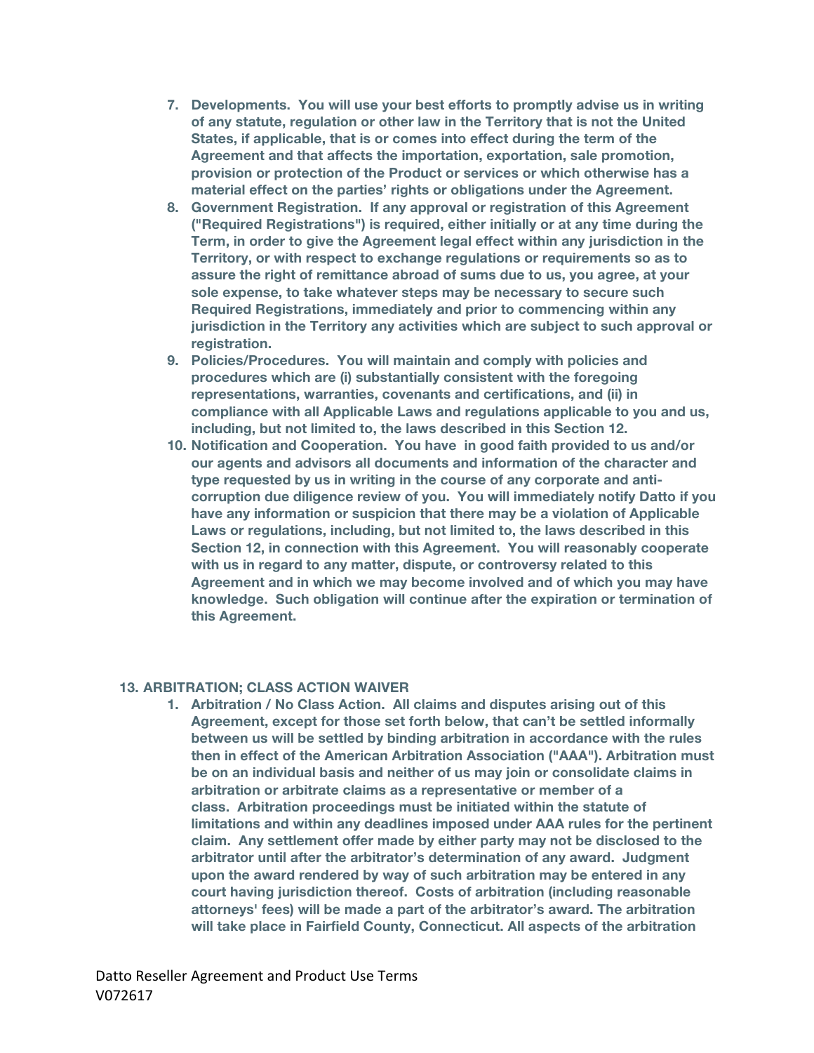7. **Developments. You will use your best efforts to promptly advise us in writing of any statute, regulation or other law in the Territory that is not the United States, if applicable, that is or comes into effect during the term of the Agreement and that affects the importation, exportation, sale promotion, provision or protection of the Product or services or which otherwise has a material effect on the parties' rights or obligations under the Agreement.**
8. **Government Registration. If any approval or registration of this Agreement ("Required Registrations") is required, either initially or at any time during the Term, in order to give the Agreement legal effect within any jurisdiction in the Territory, or with respect to exchange regulations or requirements so as to assure the right of remittance abroad of sums due to us, you agree, at your sole expense, to take whatever steps may be necessary to secure such Required Registrations, immediately and prior to commencing within any jurisdiction in the Territory any activities which are subject to such approval or registration.**
9. **Policies/Procedures. You will maintain and comply with policies and procedures which are (i) substantially consistent with the foregoing representations, warranties, covenants and certifications, and (ii) in compliance with all Applicable Laws and regulations applicable to you and us, including, but not limited to, the laws described in this Section 12.**
10. **Notification and Cooperation. You have in good faith provided to us and/or our agents and advisors all documents and information of the character and type requested by us in writing in the course of any corporate and anti-corruption due diligence review of you. You will immediately notify Datto if you have any information or suspicion that there may be a violation of Applicable Laws or regulations, including, but not limited to, the laws described in this Section 12, in connection with this Agreement. You will reasonably cooperate with us in regard to any matter, dispute, or controversy related to this Agreement and in which we may become involved and of which you may have knowledge. Such obligation will continue after the expiration or termination of this Agreement.**

## 13. ARBITRATION; CLASS ACTION WAIVER

1. **Arbitration / No Class Action. All claims and disputes arising out of this Agreement, except for those set forth below, that can't be settled informally between us will be settled by binding arbitration in accordance with the rules then in effect of the American Arbitration Association ("AAA"). Arbitration must be on an individual basis and neither of us may join or consolidate claims in arbitration or arbitrate claims as a representative or member of a class. Arbitration proceedings must be initiated within the statute of limitations and within any deadlines imposed under AAA rules for the pertinent claim. Any settlement offer made by either party may not be disclosed to the arbitrator until after the arbitrator's determination of any award. Judgment upon the award rendered by way of such arbitration may be entered in any court having jurisdiction thereof. Costs of arbitration (including reasonable attorneys' fees) will be made a part of the arbitrator's award. The arbitration will take place in Fairfield County, Connecticut. All aspects of the arbitration**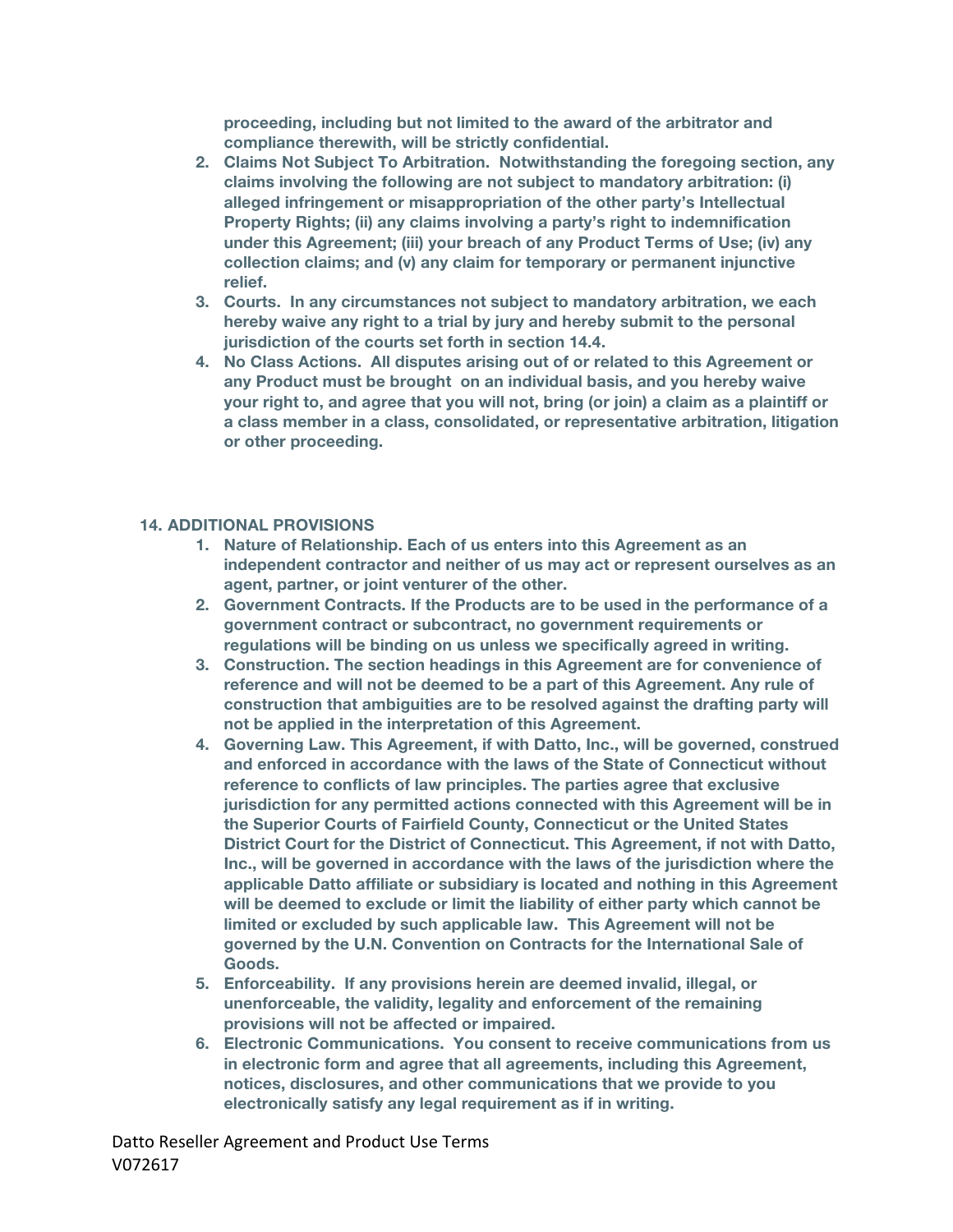**proceeding, including but not limited to the award of the arbitrator and compliance therewith, will be strictly confidential.**

2. **Claims Not Subject To Arbitration. Notwithstanding the foregoing section, any claims involving the following are not subject to mandatory arbitration: (i) alleged infringement or misappropriation of the other party's Intellectual Property Rights; (ii) any claims involving a party's right to indemnification under this Agreement; (iii) your breach of any Product Terms of Use; (iv) any collection claims; and (v) any claim for temporary or permanent injunctive relief.**
3. **Courts. In any circumstances not subject to mandatory arbitration, we each hereby waive any right to a trial by jury and hereby submit to the personal jurisdiction of the courts set forth in section 14.4.**
4. **No Class Actions. All disputes arising out of or related to this Agreement or any Product must be brought on an individual basis, and you hereby waive your right to, and agree that you will not, bring (or join) a claim as a plaintiff or a class member in a class, consolidated, or representative arbitration, litigation or other proceeding.**

## 14. ADDITIONAL PROVISIONS

1. **Nature of Relationship. Each of us enters into this Agreement as an independent contractor and neither of us may act or represent ourselves as an agent, partner, or joint venturer of the other.**
2. **Government Contracts. If the Products are to be used in the performance of a government contract or subcontract, no government requirements or regulations will be binding on us unless we specifically agreed in writing.**
3. **Construction. The section headings in this Agreement are for convenience of reference and will not be deemed to be a part of this Agreement. Any rule of construction that ambiguities are to be resolved against the drafting party will not be applied in the interpretation of this Agreement.**
4. **Governing Law. This Agreement, if with Datto, Inc., will be governed, construed and enforced in accordance with the laws of the State of Connecticut without reference to conflicts of law principles. The parties agree that exclusive jurisdiction for any permitted actions connected with this Agreement will be in the Superior Courts of Fairfield County, Connecticut or the United States District Court for the District of Connecticut. This Agreement, if not with Datto, Inc., will be governed in accordance with the laws of the jurisdiction where the applicable Datto affiliate or subsidiary is located and nothing in this Agreement will be deemed to exclude or limit the liability of either party which cannot be limited or excluded by such applicable law. This Agreement will not be governed by the U.N. Convention on Contracts for the International Sale of Goods.**
5. **Enforceability. If any provisions herein are deemed invalid, illegal, or unenforceable, the validity, legality and enforcement of the remaining provisions will not be affected or impaired.**
6. **Electronic Communications. You consent to receive communications from us in electronic form and agree that all agreements, including this Agreement, notices, disclosures, and other communications that we provide to you electronically satisfy any legal requirement as if in writing.**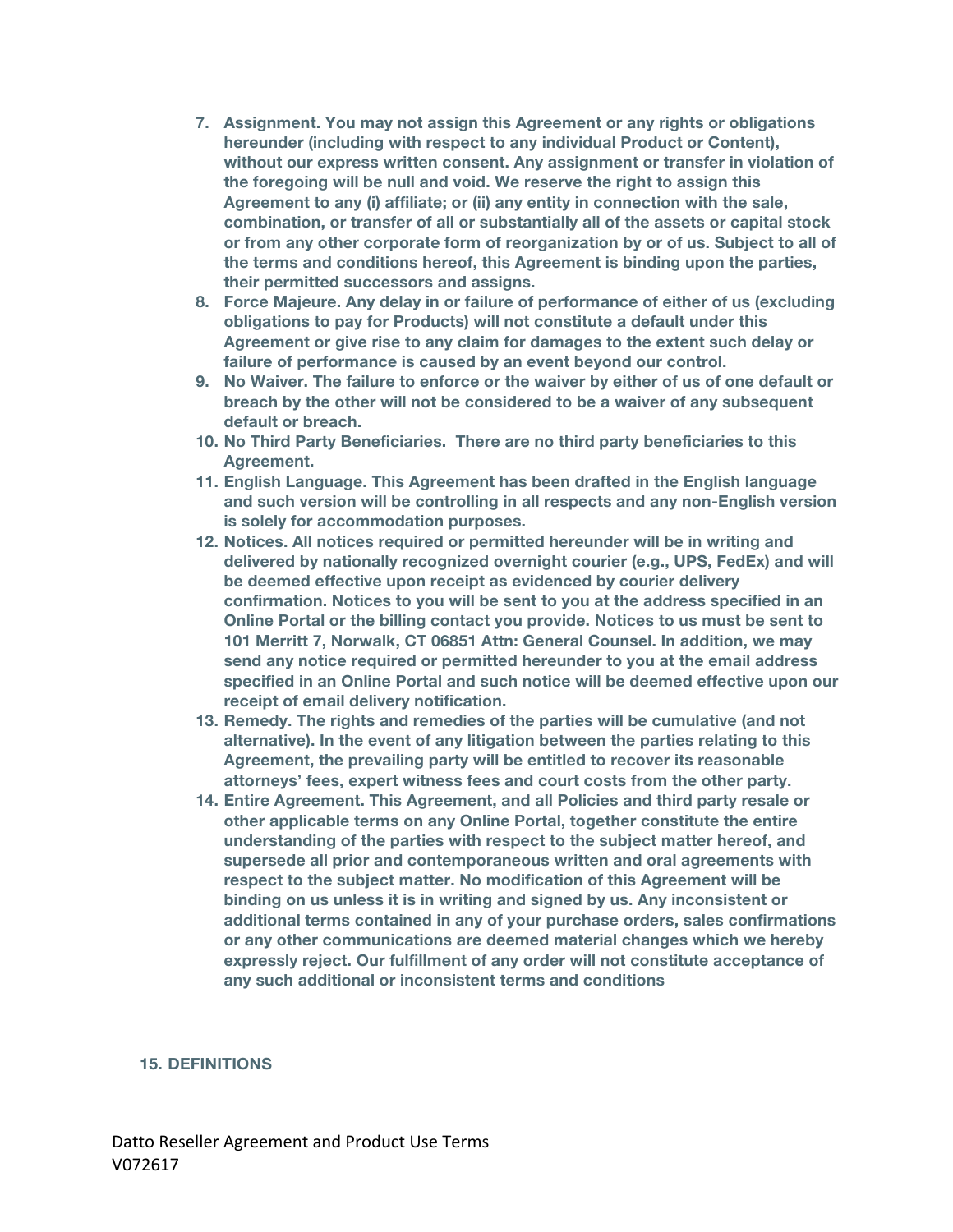7. **Assignment. You may not assign this Agreement or any rights or obligations hereunder (including with respect to any individual Product or Content), without our express written consent. Any assignment or transfer in violation of the foregoing will be null and void. We reserve the right to assign this Agreement to any (i) affiliate; or (ii) any entity in connection with the sale, combination, or transfer of all or substantially all of the assets or capital stock or from any other corporate form of reorganization by or of us. Subject to all of the terms and conditions hereof, this Agreement is binding upon the parties, their permitted successors and assigns.**
8. **Force Majeure. Any delay in or failure of performance of either of us (excluding obligations to pay for Products) will not constitute a default under this Agreement or give rise to any claim for damages to the extent such delay or failure of performance is caused by an event beyond our control.**
9. **No Waiver. The failure to enforce or the waiver by either of us of one default or breach by the other will not be considered to be a waiver of any subsequent default or breach.**
10. **No Third Party Beneficiaries. There are no third party beneficiaries to this Agreement.**
11. **English Language. This Agreement has been drafted in the English language and such version will be controlling in all respects and any non-English version is solely for accommodation purposes.**
12. **Notices. All notices required or permitted hereunder will be in writing and delivered by nationally recognized overnight courier (e.g., UPS, FedEx) and will be deemed effective upon receipt as evidenced by courier delivery confirmation. Notices to you will be sent to you at the address specified in an Online Portal or the billing contact you provide. Notices to us must be sent to 101 Merritt 7, Norwalk, CT 06851 Attn: General Counsel. In addition, we may send any notice required or permitted hereunder to you at the email address specified in an Online Portal and such notice will be deemed effective upon our receipt of email delivery notification.**
13. **Remedy. The rights and remedies of the parties will be cumulative (and not alternative). In the event of any litigation between the parties relating to this Agreement, the prevailing party will be entitled to recover its reasonable attorneys' fees, expert witness fees and court costs from the other party.**
14. **Entire Agreement. This Agreement, and all Policies and third party resale or other applicable terms on any Online Portal, together constitute the entire understanding of the parties with respect to the subject matter hereof, and supersede all prior and contemporaneous written and oral agreements with respect to the subject matter. No modification of this Agreement will be binding on us unless it is in writing and signed by us. Any inconsistent or additional terms contained in any of your purchase orders, sales confirmations or any other communications are deemed material changes which we hereby expressly reject. Our fulfillment of any order will not constitute acceptance of any such additional or inconsistent terms and conditions**

## 15. DEFINITIONS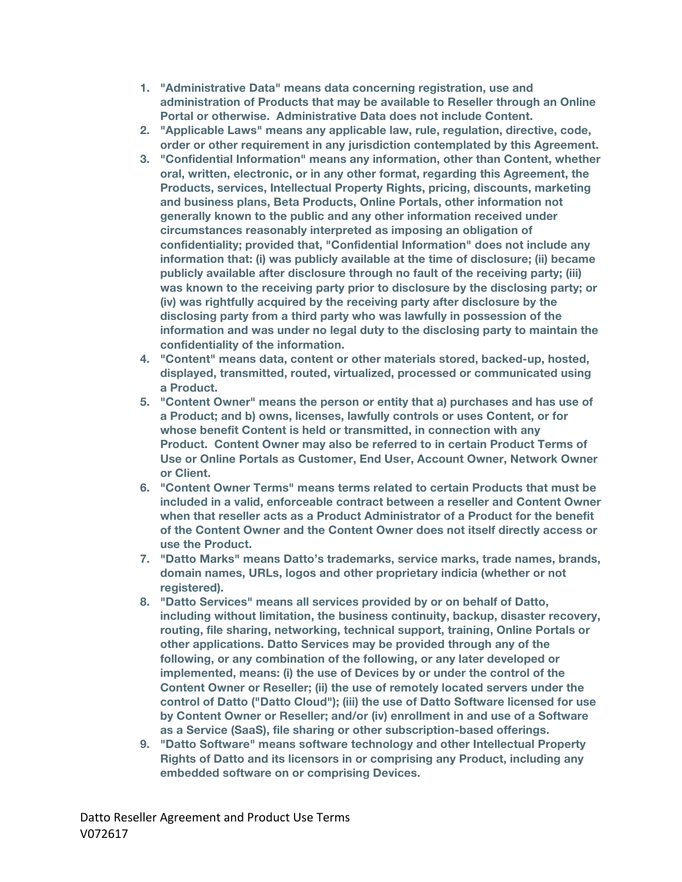1. **"Administrative Data" means data concerning registration, use and administration of Products that may be available to Reseller through an Online Portal or otherwise. Administrative Data does not include Content.**
2. **"Applicable Laws" means any applicable law, rule, regulation, directive, code, order or other requirement in any jurisdiction contemplated by this Agreement.**
3. **"Confidential Information" means any information, other than Content, whether oral, written, electronic, or in any other format, regarding this Agreement, the Products, services, Intellectual Property Rights, pricing, discounts, marketing and business plans, Beta Products, Online Portals, other information not generally known to the public and any other information received under circumstances reasonably interpreted as imposing an obligation of confidentiality; provided that, "Confidential Information" does not include any information that: (i) was publicly available at the time of disclosure; (ii) became publicly available after disclosure through no fault of the receiving party; (iii) was known to the receiving party prior to disclosure by the disclosing party; or (iv) was rightfully acquired by the receiving party after disclosure by the disclosing party from a third party who was lawfully in possession of the information and was under no legal duty to the disclosing party to maintain the confidentiality of the information.**
4. **"Content" means data, content or other materials stored, backed-up, hosted, displayed, transmitted, routed, virtualized, processed or communicated using a Product.**
5. **"Content Owner" means the person or entity that a) purchases and has use of a Product; and b) owns, licenses, lawfully controls or uses Content, or for whose benefit Content is held or transmitted, in connection with any Product. Content Owner may also be referred to in certain Product Terms of Use or Online Portals as Customer, End User, Account Owner, Network Owner or Client.**
6. **"Content Owner Terms" means terms related to certain Products that must be included in a valid, enforceable contract between a reseller and Content Owner when that reseller acts as a Product Administrator of a Product for the benefit of the Content Owner and the Content Owner does not itself directly access or use the Product.**
7. **"Datto Marks" means Datto's trademarks, service marks, trade names, brands, domain names, URLs, logos and other proprietary indicia (whether or not registered).**
8. **"Datto Services" means all services provided by or on behalf of Datto, including without limitation, the business continuity, backup, disaster recovery, routing, file sharing, networking, technical support, training, Online Portals or other applications. Datto Services may be provided through any of the following, or any combination of the following, or any later developed or implemented, means: (i) the use of Devices by or under the control of the Content Owner or Reseller; (ii) the use of remotely located servers under the control of Datto ("Datto Cloud"); (iii) the use of Datto Software licensed for use by Content Owner or Reseller; and/or (iv) enrollment in and use of a Software as a Service (SaaS), file sharing or other subscription-based offerings.**
9. **"Datto Software" means software technology and other Intellectual Property Rights of Datto and its licensors in or comprising any Product, including any embedded software on or comprising Devices.**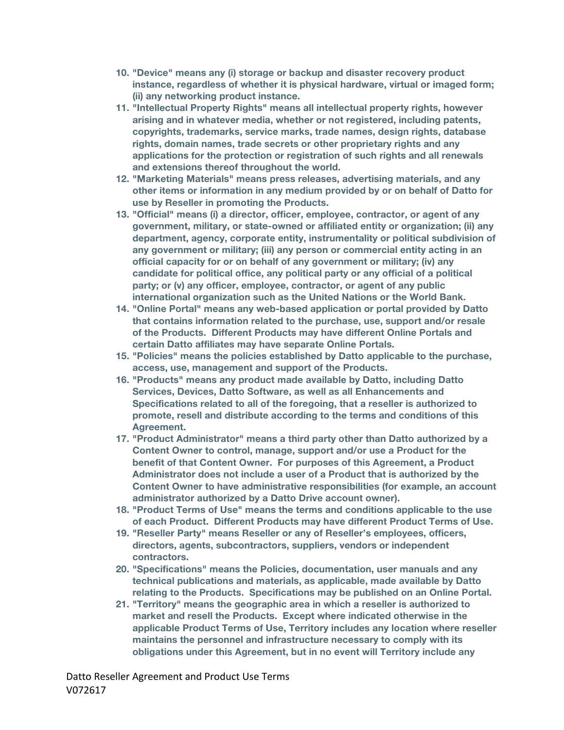10. **"Device" means any (i) storage or backup and disaster recovery product instance, regardless of whether it is physical hardware, virtual or imaged form; (ii) any networking product instance.**
11. **"Intellectual Property Rights" means all intellectual property rights, however arising and in whatever media, whether or not registered, including patents, copyrights, trademarks, service marks, trade names, design rights, database rights, domain names, trade secrets or other proprietary rights and any applications for the protection or registration of such rights and all renewals and extensions thereof throughout the world.**
12. **"Marketing Materials" means press releases, advertising materials, and any other items or information in any medium provided by or on behalf of Datto for use by Reseller in promoting the Products.**
13. **"Official" means (i) a director, officer, employee, contractor, or agent of any government, military, or state-owned or affiliated entity or organization; (ii) any department, agency, corporate entity, instrumentality or political subdivision of any government or military; (iii) any person or commercial entity acting in an official capacity for or on behalf of any government or military; (iv) any candidate for political office, any political party or any official of a political party; or (v) any officer, employee, contractor, or agent of any public international organization such as the United Nations or the World Bank.**
14. **"Online Portal" means any web-based application or portal provided by Datto that contains information related to the purchase, use, support and/or resale of the Products. Different Products may have different Online Portals and certain Datto affiliates may have separate Online Portals.**
15. **"Policies" means the policies established by Datto applicable to the purchase, access, use, management and support of the Products.**
16. **"Products" means any product made available by Datto, including Datto Services, Devices, Datto Software, as well as all Enhancements and Specifications related to all of the foregoing, that a reseller is authorized to promote, resell and distribute according to the terms and conditions of this Agreement.**
17. **"Product Administrator" means a third party other than Datto authorized by a Content Owner to control, manage, support and/or use a Product for the benefit of that Content Owner. For purposes of this Agreement, a Product Administrator does not include a user of a Product that is authorized by the Content Owner to have administrative responsibilities (for example, an account administrator authorized by a Datto Drive account owner).**
18. **"Product Terms of Use" means the terms and conditions applicable to the use of each Product. Different Products may have different Product Terms of Use.**
19. **"Reseller Party" means Reseller or any of Reseller's employees, officers, directors, agents, subcontractors, suppliers, vendors or independent contractors.**
20. **"Specifications" means the Policies, documentation, user manuals and any technical publications and materials, as applicable, made available by Datto relating to the Products. Specifications may be published on an Online Portal.**
21. **"Territory" means the geographic area in which a reseller is authorized to market and resell the Products. Except where indicated otherwise in the applicable Product Terms of Use, Territory includes any location where reseller maintains the personnel and infrastructure necessary to comply with its obligations under this Agreement, but in no event will Territory include any**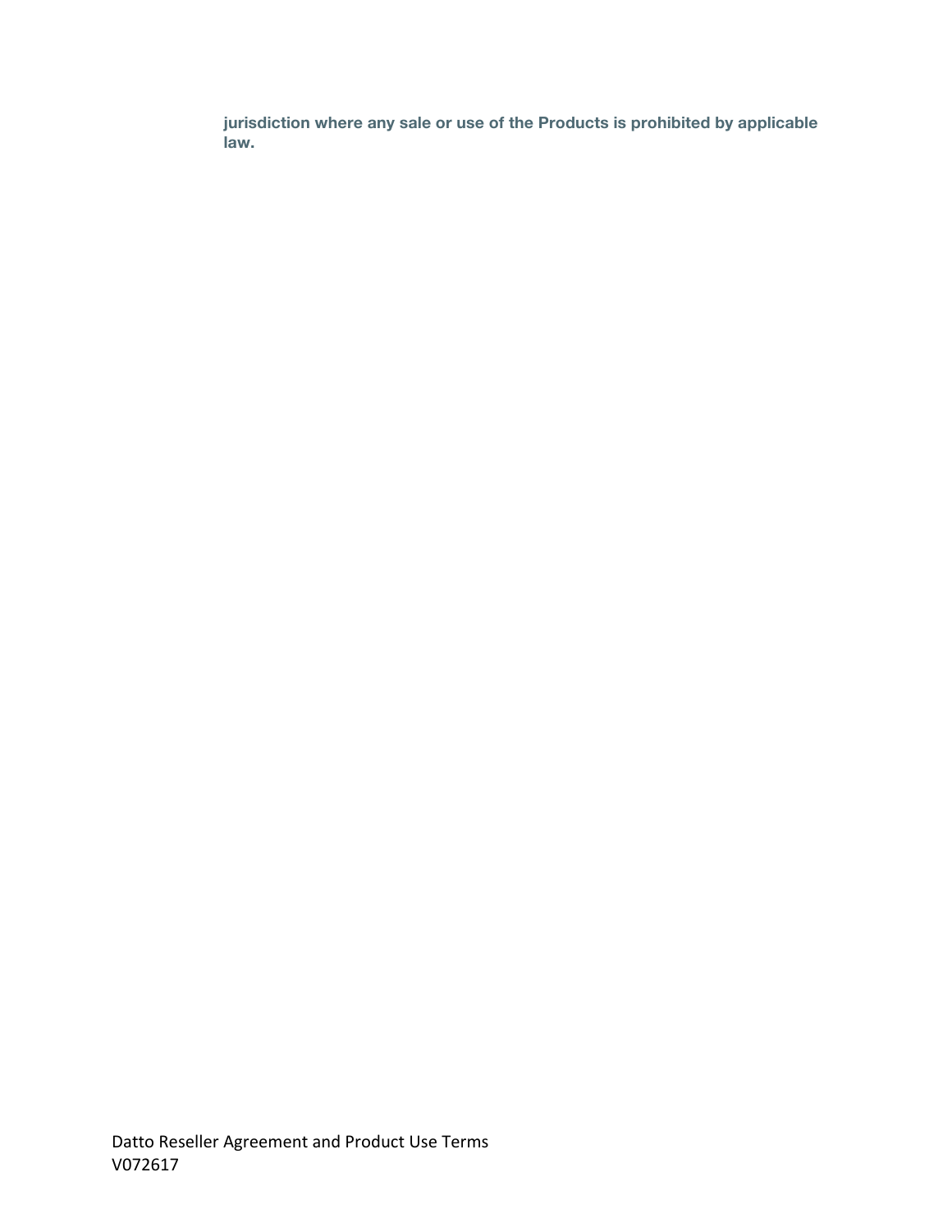**jurisdiction where any sale or use of the Products is prohibited by applicable law.**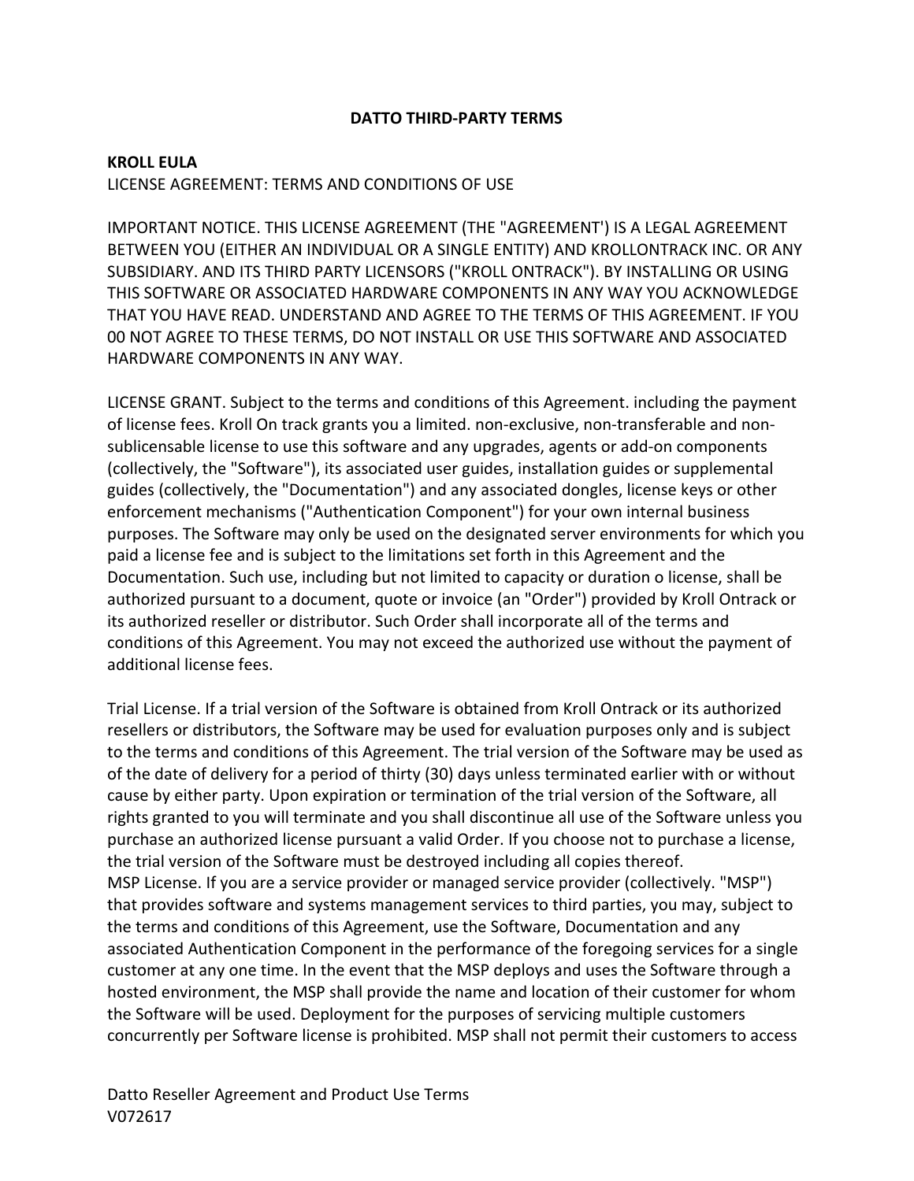**DATTO THIRD-PARTY TERMS**

**KROLL EULA**

LICENSE AGREEMENT: TERMS AND CONDITIONS OF USE

IMPORTANT NOTICE. THIS LICENSE AGREEMENT (THE "AGREEMENT') IS A LEGAL AGREEMENT BETWEEN YOU (EITHER AN INDIVIDUAL OR A SINGLE ENTITY) AND KROLLONTRACK INC. OR ANY SUBSIDIARY. AND ITS THIRD PARTY LICENSORS ("KROLL ONTRACK"). BY INSTALLING OR USING THIS SOFTWARE OR ASSOCIATED HARDWARE COMPONENTS IN ANY WAY YOU ACKNOWLEDGE THAT YOU HAVE READ. UNDERSTAND AND AGREE TO THE TERMS OF THIS AGREEMENT. IF YOU 00 NOT AGREE TO THESE TERMS, DO NOT INSTALL OR USE THIS SOFTWARE AND ASSOCIATED HARDWARE COMPONENTS IN ANY WAY.

LICENSE GRANT. Subject to the terms and conditions of this Agreement. including the payment of license fees. Kroll On track grants you a limited. non-exclusive, non-transferable and non-sublicensable license to use this software and any upgrades, agents or add-on components (collectively, the "Software"), its associated user guides, installation guides or supplemental guides (collectively, the "Documentation") and any associated dongles, license keys or other enforcement mechanisms ("Authentication Component") for your own internal business purposes. The Software may only be used on the designated server environments for which you paid a license fee and is subject to the limitations set forth in this Agreement and the Documentation. Such use, including but not limited to capacity or duration o license, shall be authorized pursuant to a document, quote or invoice (an "Order") provided by Kroll Ontrack or its authorized reseller or distributor. Such Order shall incorporate all of the terms and conditions of this Agreement. You may not exceed the authorized use without the payment of additional license fees.

Trial License. If a trial version of the Software is obtained from Kroll Ontrack or its authorized resellers or distributors, the Software may be used for evaluation purposes only and is subject to the terms and conditions of this Agreement. The trial version of the Software may be used as of the date of delivery for a period of thirty (30) days unless terminated earlier with or without cause by either party. Upon expiration or termination of the trial version of the Software, all rights granted to you will terminate and you shall discontinue all use of the Software unless you purchase an authorized license pursuant a valid Order. If you choose not to purchase a license, the trial version of the Software must be destroyed including all copies thereof.

MSP License. If you are a service provider or managed service provider (collectively. "MSP") that provides software and systems management services to third parties, you may, subject to the terms and conditions of this Agreement, use the Software, Documentation and any associated Authentication Component in the performance of the foregoing services for a single customer at any one time. In the event that the MSP deploys and uses the Software through a hosted environment, the MSP shall provide the name and location of their customer for whom the Software will be used. Deployment for the purposes of servicing multiple customers concurrently per Software license is prohibited. MSP shall not permit their customers to access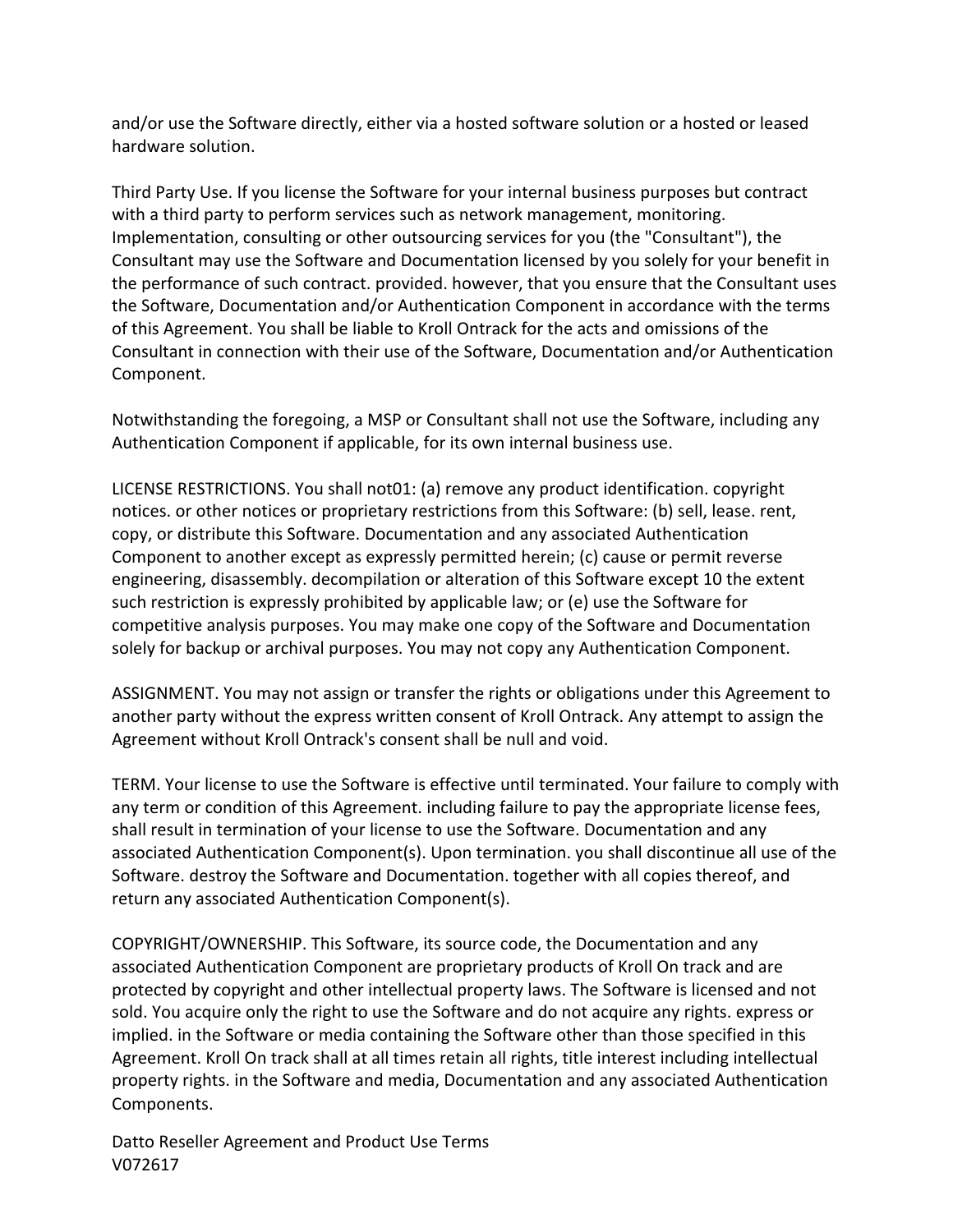and/or use the Software directly, either via a hosted software solution or a hosted or leased hardware solution.

Third Party Use. If you license the Software for your internal business purposes but contract with a third party to perform services such as network management, monitoring. Implementation, consulting or other outsourcing services for you (the "Consultant"), the Consultant may use the Software and Documentation licensed by you solely for your benefit in the performance of such contract. provided. however, that you ensure that the Consultant uses the Software, Documentation and/or Authentication Component in accordance with the terms of this Agreement. You shall be liable to Kroll Ontrack for the acts and omissions of the Consultant in connection with their use of the Software, Documentation and/or Authentication Component.

Notwithstanding the foregoing, a MSP or Consultant shall not use the Software, including any Authentication Component if applicable, for its own internal business use.

LICENSE RESTRICTIONS. You shall not01: (a) remove any product identification. copyright notices. or other notices or proprietary restrictions from this Software: (b) sell, lease. rent, copy, or distribute this Software. Documentation and any associated Authentication Component to another except as expressly permitted herein; (c) cause or permit reverse engineering, disassembly. decompilation or alteration of this Software except 10 the extent such restriction is expressly prohibited by applicable law; or (e) use the Software for competitive analysis purposes. You may make one copy of the Software and Documentation solely for backup or archival purposes. You may not copy any Authentication Component.

ASSIGNMENT. You may not assign or transfer the rights or obligations under this Agreement to another party without the express written consent of Kroll Ontrack. Any attempt to assign the Agreement without Kroll Ontrack's consent shall be null and void.

TERM. Your license to use the Software is effective until terminated. Your failure to comply with any term or condition of this Agreement. including failure to pay the appropriate license fees, shall result in termination of your license to use the Software. Documentation and any associated Authentication Component(s). Upon termination. you shall discontinue all use of the Software. destroy the Software and Documentation. together with all copies thereof, and return any associated Authentication Component(s).

COPYRIGHT/OWNERSHIP. This Software, its source code, the Documentation and any associated Authentication Component are proprietary products of Kroll On track and are protected by copyright and other intellectual property laws. The Software is licensed and not sold. You acquire only the right to use the Software and do not acquire any rights. express or implied. in the Software or media containing the Software other than those specified in this Agreement. Kroll On track shall at all times retain all rights, title interest including intellectual property rights. in the Software and media, Documentation and any associated Authentication Components.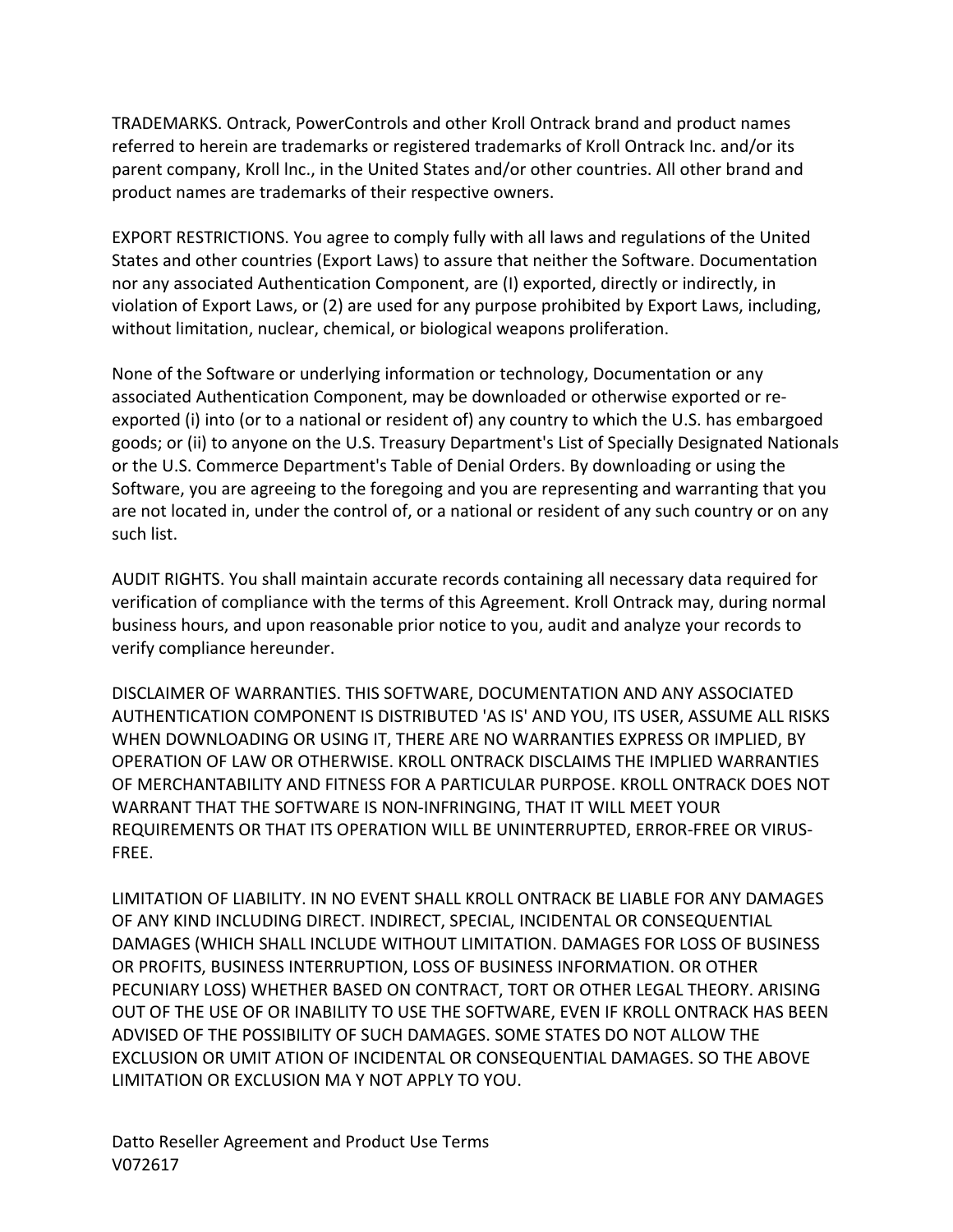TRADEMARKS. Ontrack, PowerControls and other Kroll Ontrack brand and product names referred to herein are trademarks or registered trademarks of Kroll Ontrack Inc. and/or its parent company, Kroll lnc., in the United States and/or other countries. All other brand and product names are trademarks of their respective owners.

EXPORT RESTRICTIONS. You agree to comply fully with all laws and regulations of the United States and other countries (Export Laws) to assure that neither the Software. Documentation nor any associated Authentication Component, are (I) exported, directly or indirectly, in violation of Export Laws, or (2) are used for any purpose prohibited by Export Laws, including, without limitation, nuclear, chemical, or biological weapons proliferation.

None of the Software or underlying information or technology, Documentation or any associated Authentication Component, may be downloaded or otherwise exported or re-exported (i) into (or to a national or resident of) any country to which the U.S. has embargoed goods; or (ii) to anyone on the U.S. Treasury Department's List of Specially Designated Nationals or the U.S. Commerce Department's Table of Denial Orders. By downloading or using the Software, you are agreeing to the foregoing and you are representing and warranting that you are not located in, under the control of, or a national or resident of any such country or on any such list.

AUDIT RIGHTS. You shall maintain accurate records containing all necessary data required for verification of compliance with the terms of this Agreement. Kroll Ontrack may, during normal business hours, and upon reasonable prior notice to you, audit and analyze your records to verify compliance hereunder.

DISCLAIMER OF WARRANTIES. THIS SOFTWARE, DOCUMENTATION AND ANY ASSOCIATED AUTHENTICATION COMPONENT IS DISTRIBUTED 'AS IS' AND YOU, ITS USER, ASSUME ALL RISKS WHEN DOWNLOADING OR USING IT, THERE ARE NO WARRANTIES EXPRESS OR IMPLIED, BY OPERATION OF LAW OR OTHERWISE. KROLL ONTRACK DISCLAIMS THE IMPLIED WARRANTIES OF MERCHANTABILITY AND FITNESS FOR A PARTICULAR PURPOSE. KROLL ONTRACK DOES NOT WARRANT THAT THE SOFTWARE IS NON-INFRINGING, THAT IT WILL MEET YOUR REQUIREMENTS OR THAT ITS OPERATION WILL BE UNINTERRUPTED, ERROR-FREE OR VIRUS-FREE.

LIMITATION OF LIABILITY. IN NO EVENT SHALL KROLL ONTRACK BE LIABLE FOR ANY DAMAGES OF ANY KIND INCLUDING DIRECT. INDIRECT, SPECIAL, INCIDENTAL OR CONSEQUENTIAL DAMAGES (WHICH SHALL INCLUDE WITHOUT LIMITATION. DAMAGES FOR LOSS OF BUSINESS OR PROFITS, BUSINESS INTERRUPTION, LOSS OF BUSINESS INFORMATION. OR OTHER PECUNIARY LOSS) WHETHER BASED ON CONTRACT, TORT OR OTHER LEGAL THEORY. ARISING OUT OF THE USE OF OR INABILITY TO USE THE SOFTWARE, EVEN IF KROLL ONTRACK HAS BEEN ADVISED OF THE POSSIBILITY OF SUCH DAMAGES. SOME STATES DO NOT ALLOW THE EXCLUSION OR UMIT ATION OF INCIDENTAL OR CONSEQUENTIAL DAMAGES. SO THE ABOVE LIMITATION OR EXCLUSION MA Y NOT APPLY TO YOU.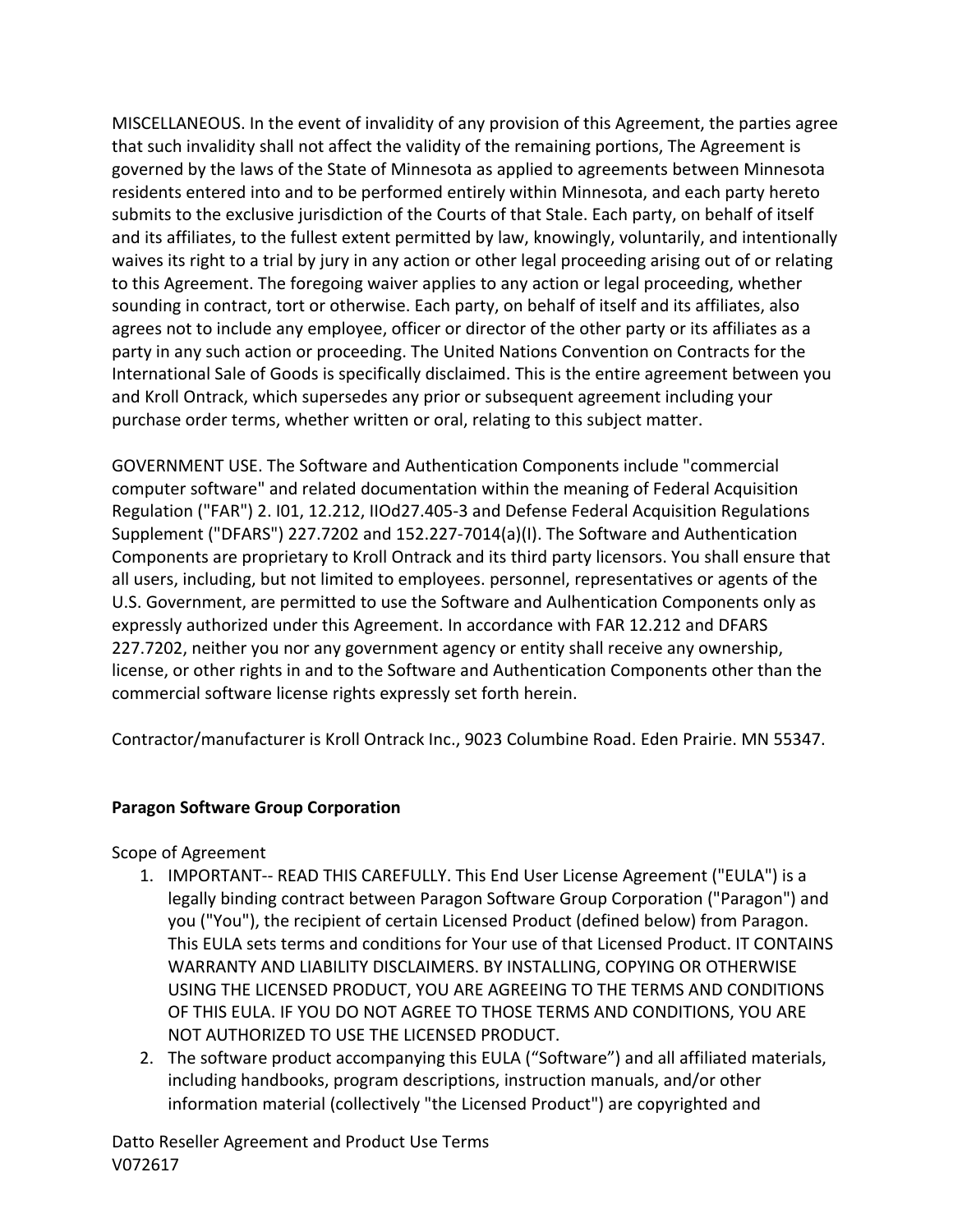MISCELLANEOUS. In the event of invalidity of any provision of this Agreement, the parties agree that such invalidity shall not affect the validity of the remaining portions, The Agreement is governed by the laws of the State of Minnesota as applied to agreements between Minnesota residents entered into and to be performed entirely within Minnesota, and each party hereto submits to the exclusive jurisdiction of the Courts of that Stale. Each party, on behalf of itself and its affiliates, to the fullest extent permitted by law, knowingly, voluntarily, and intentionally waives its right to a trial by jury in any action or other legal proceeding arising out of or relating to this Agreement. The foregoing waiver applies to any action or legal proceeding, whether sounding in contract, tort or otherwise. Each party, on behalf of itself and its affiliates, also agrees not to include any employee, officer or director of the other party or its affiliates as a party in any such action or proceeding. The United Nations Convention on Contracts for the International Sale of Goods is specifically disclaimed. This is the entire agreement between you and Kroll Ontrack, which supersedes any prior or subsequent agreement including your purchase order terms, whether written or oral, relating to this subject matter.

GOVERNMENT USE. The Software and Authentication Components include "commercial computer software" and related documentation within the meaning of Federal Acquisition Regulation ("FAR") 2. I01, 12.212, IIOd27.405-3 and Defense Federal Acquisition Regulations Supplement ("DFARS") 227.7202 and 152.227-7014(a)(I). The Software and Authentication Components are proprietary to Kroll Ontrack and its third party licensors. You shall ensure that all users, including, but not limited to employees. personnel, representatives or agents of the U.S. Government, are permitted to use the Software and Aulhentication Components only as expressly authorized under this Agreement. In accordance with FAR 12.212 and DFARS 227.7202, neither you nor any government agency or entity shall receive any ownership, license, or other rights in and to the Software and Authentication Components other than the commercial software license rights expressly set forth herein.

Contractor/manufacturer is Kroll Ontrack Inc., 9023 Columbine Road. Eden Prairie. MN 55347.

**Paragon Software Group Corporation**

Scope of Agreement

1. IMPORTANT-- READ THIS CAREFULLY. This End User License Agreement ("EULA") is a legally binding contract between Paragon Software Group Corporation ("Paragon") and you ("You"), the recipient of certain Licensed Product (defined below) from Paragon. This EULA sets terms and conditions for Your use of that Licensed Product. IT CONTAINS WARRANTY AND LIABILITY DISCLAIMERS. BY INSTALLING, COPYING OR OTHERWISE USING THE LICENSED PRODUCT, YOU ARE AGREEING TO THE TERMS AND CONDITIONS OF THIS EULA. IF YOU DO NOT AGREE TO THOSE TERMS AND CONDITIONS, YOU ARE NOT AUTHORIZED TO USE THE LICENSED PRODUCT.
2. The software product accompanying this EULA (“Software”) and all affiliated materials, including handbooks, program descriptions, instruction manuals, and/or other information material (collectively "the Licensed Product") are copyrighted and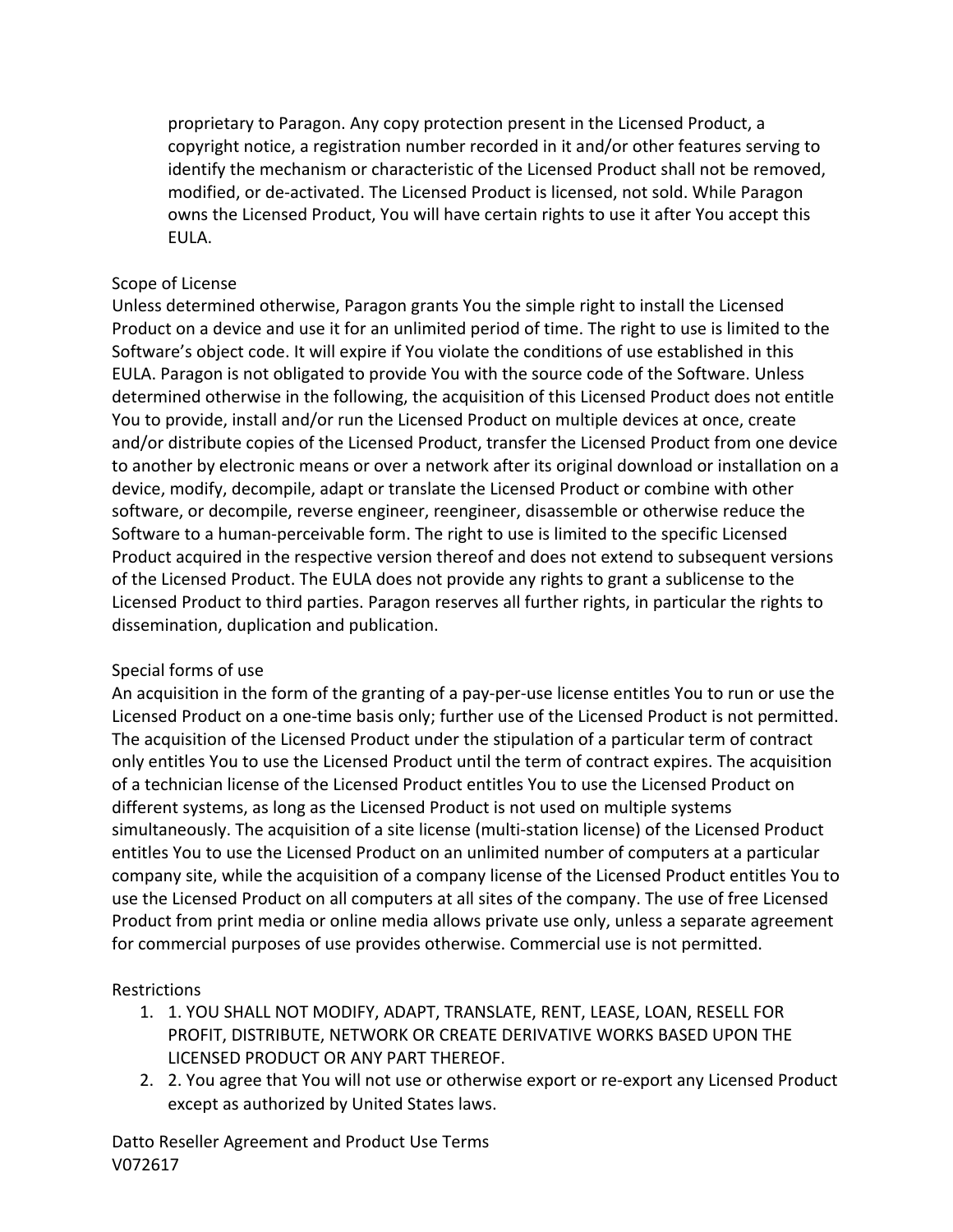proprietary to Paragon. Any copy protection present in the Licensed Product, a copyright notice, a registration number recorded in it and/or other features serving to identify the mechanism or characteristic of the Licensed Product shall not be removed, modified, or de-activated. The Licensed Product is licensed, not sold. While Paragon owns the Licensed Product, You will have certain rights to use it after You accept this EULA.

Scope of License

Unless determined otherwise, Paragon grants You the simple right to install the Licensed Product on a device and use it for an unlimited period of time. The right to use is limited to the Software's object code. It will expire if You violate the conditions of use established in this EULA. Paragon is not obligated to provide You with the source code of the Software. Unless determined otherwise in the following, the acquisition of this Licensed Product does not entitle You to provide, install and/or run the Licensed Product on multiple devices at once, create and/or distribute copies of the Licensed Product, transfer the Licensed Product from one device to another by electronic means or over a network after its original download or installation on a device, modify, decompile, adapt or translate the Licensed Product or combine with other software, or decompile, reverse engineer, reengineer, disassemble or otherwise reduce the Software to a human-perceivable form. The right to use is limited to the specific Licensed Product acquired in the respective version thereof and does not extend to subsequent versions of the Licensed Product. The EULA does not provide any rights to grant a sublicense to the Licensed Product to third parties. Paragon reserves all further rights, in particular the rights to dissemination, duplication and publication.

Special forms of use

An acquisition in the form of the granting of a pay-per-use license entitles You to run or use the Licensed Product on a one-time basis only; further use of the Licensed Product is not permitted. The acquisition of the Licensed Product under the stipulation of a particular term of contract only entitles You to use the Licensed Product until the term of contract expires. The acquisition of a technician license of the Licensed Product entitles You to use the Licensed Product on different systems, as long as the Licensed Product is not used on multiple systems simultaneously. The acquisition of a site license (multi-station license) of the Licensed Product entitles You to use the Licensed Product on an unlimited number of computers at a particular company site, while the acquisition of a company license of the Licensed Product entitles You to use the Licensed Product on all computers at all sites of the company. The use of free Licensed Product from print media or online media allows private use only, unless a separate agreement for commercial purposes of use provides otherwise. Commercial use is not permitted.

Restrictions

1. 1. YOU SHALL NOT MODIFY, ADAPT, TRANSLATE, RENT, LEASE, LOAN, RESELL FOR PROFIT, DISTRIBUTE, NETWORK OR CREATE DERIVATIVE WORKS BASED UPON THE LICENSED PRODUCT OR ANY PART THEREOF.
2. 2. You agree that You will not use or otherwise export or re-export any Licensed Product except as authorized by United States laws.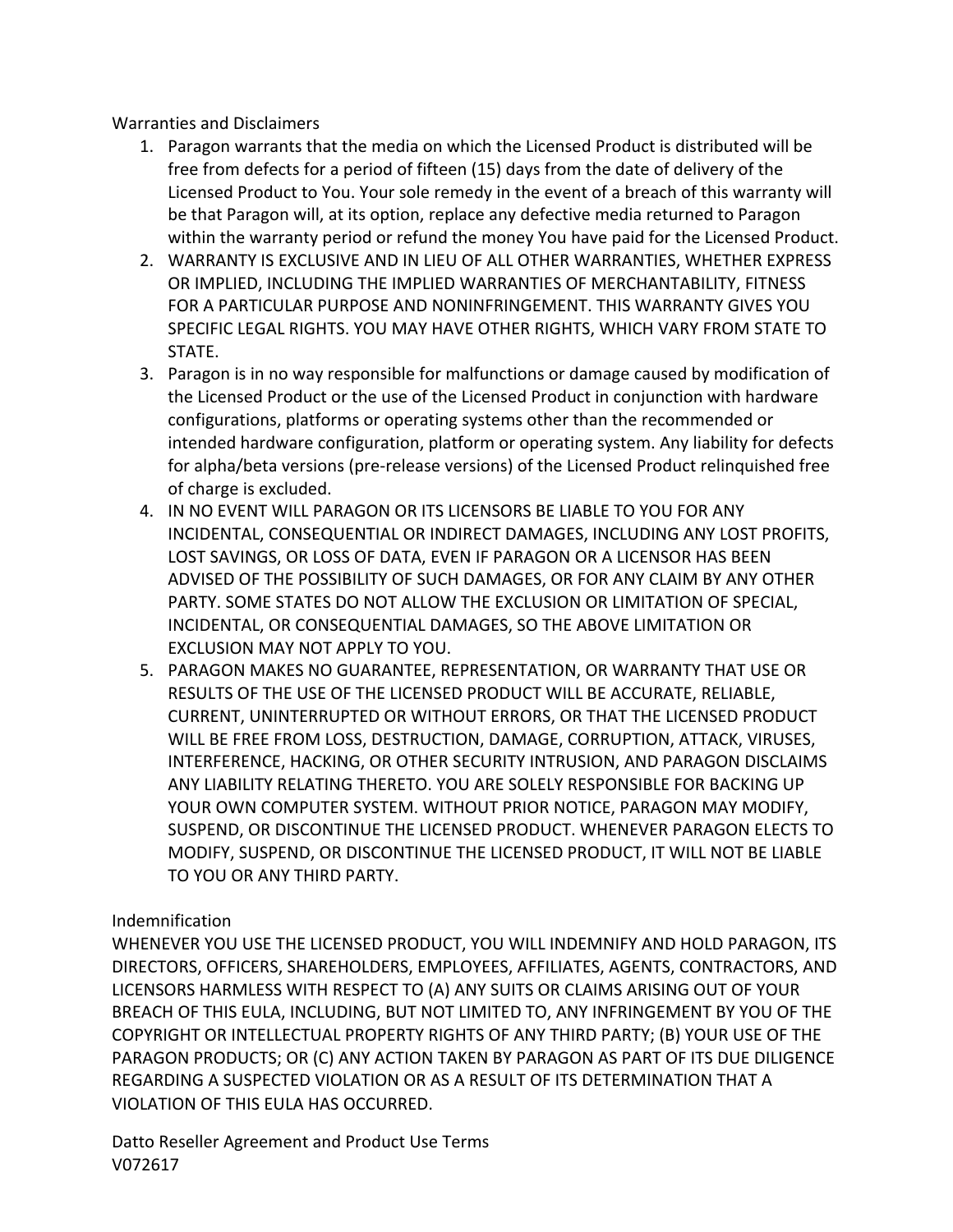Warranties and Disclaimers

1. Paragon warrants that the media on which the Licensed Product is distributed will be free from defects for a period of fifteen (15) days from the date of delivery of the Licensed Product to You. Your sole remedy in the event of a breach of this warranty will be that Paragon will, at its option, replace any defective media returned to Paragon within the warranty period or refund the money You have paid for the Licensed Product.
2. WARRANTY IS EXCLUSIVE AND IN LIEU OF ALL OTHER WARRANTIES, WHETHER EXPRESS OR IMPLIED, INCLUDING THE IMPLIED WARRANTIES OF MERCHANTABILITY, FITNESS FOR A PARTICULAR PURPOSE AND NONINFRINGEMENT. THIS WARRANTY GIVES YOU SPECIFIC LEGAL RIGHTS. YOU MAY HAVE OTHER RIGHTS, WHICH VARY FROM STATE TO STATE.
3. Paragon is in no way responsible for malfunctions or damage caused by modification of the Licensed Product or the use of the Licensed Product in conjunction with hardware configurations, platforms or operating systems other than the recommended or intended hardware configuration, platform or operating system. Any liability for defects for alpha/beta versions (pre-release versions) of the Licensed Product relinquished free of charge is excluded.
4. IN NO EVENT WILL PARAGON OR ITS LICENSORS BE LIABLE TO YOU FOR ANY INCIDENTAL, CONSEQUENTIAL OR INDIRECT DAMAGES, INCLUDING ANY LOST PROFITS, LOST SAVINGS, OR LOSS OF DATA, EVEN IF PARAGON OR A LICENSOR HAS BEEN ADVISED OF THE POSSIBILITY OF SUCH DAMAGES, OR FOR ANY CLAIM BY ANY OTHER PARTY. SOME STATES DO NOT ALLOW THE EXCLUSION OR LIMITATION OF SPECIAL, INCIDENTAL, OR CONSEQUENTIAL DAMAGES, SO THE ABOVE LIMITATION OR EXCLUSION MAY NOT APPLY TO YOU.
5. PARAGON MAKES NO GUARANTEE, REPRESENTATION, OR WARRANTY THAT USE OR RESULTS OF THE USE OF THE LICENSED PRODUCT WILL BE ACCURATE, RELIABLE, CURRENT, UNINTERRUPTED OR WITHOUT ERRORS, OR THAT THE LICENSED PRODUCT WILL BE FREE FROM LOSS, DESTRUCTION, DAMAGE, CORRUPTION, ATTACK, VIRUSES, INTERFERENCE, HACKING, OR OTHER SECURITY INTRUSION, AND PARAGON DISCLAIMS ANY LIABILITY RELATING THERETO. YOU ARE SOLELY RESPONSIBLE FOR BACKING UP YOUR OWN COMPUTER SYSTEM. WITHOUT PRIOR NOTICE, PARAGON MAY MODIFY, SUSPEND, OR DISCONTINUE THE LICENSED PRODUCT. WHENEVER PARAGON ELECTS TO MODIFY, SUSPEND, OR DISCONTINUE THE LICENSED PRODUCT, IT WILL NOT BE LIABLE TO YOU OR ANY THIRD PARTY.

Indemnification

WHENEVER YOU USE THE LICENSED PRODUCT, YOU WILL INDEMNIFY AND HOLD PARAGON, ITS DIRECTORS, OFFICERS, SHAREHOLDERS, EMPLOYEES, AFFILIATES, AGENTS, CONTRACTORS, AND LICENSORS HARMLESS WITH RESPECT TO (A) ANY SUITS OR CLAIMS ARISING OUT OF YOUR BREACH OF THIS EULA, INCLUDING, BUT NOT LIMITED TO, ANY INFRINGEMENT BY YOU OF THE COPYRIGHT OR INTELLECTUAL PROPERTY RIGHTS OF ANY THIRD PARTY; (B) YOUR USE OF THE PARAGON PRODUCTS; OR (C) ANY ACTION TAKEN BY PARAGON AS PART OF ITS DUE DILIGENCE REGARDING A SUSPECTED VIOLATION OR AS A RESULT OF ITS DETERMINATION THAT A VIOLATION OF THIS EULA HAS OCCURRED.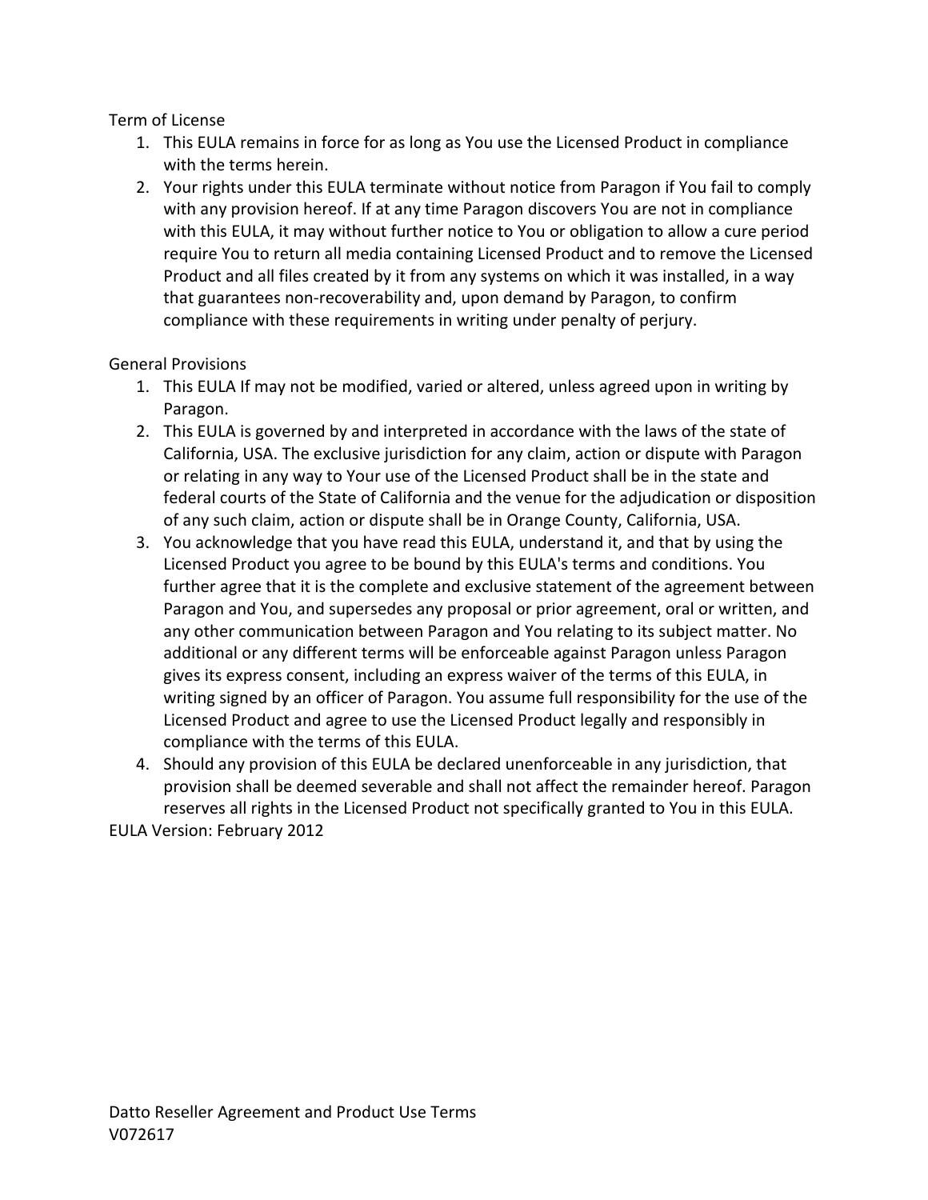Term of License

1. This EULA remains in force for as long as You use the Licensed Product in compliance with the terms herein.
2. Your rights under this EULA terminate without notice from Paragon if You fail to comply with any provision hereof. If at any time Paragon discovers You are not in compliance with this EULA, it may without further notice to You or obligation to allow a cure period require You to return all media containing Licensed Product and to remove the Licensed Product and all files created by it from any systems on which it was installed, in a way that guarantees non-recoverability and, upon demand by Paragon, to confirm compliance with these requirements in writing under penalty of perjury.

General Provisions

1. This EULA If may not be modified, varied or altered, unless agreed upon in writing by Paragon.
2. This EULA is governed by and interpreted in accordance with the laws of the state of California, USA. The exclusive jurisdiction for any claim, action or dispute with Paragon or relating in any way to Your use of the Licensed Product shall be in the state and federal courts of the State of California and the venue for the adjudication or disposition of any such claim, action or dispute shall be in Orange County, California, USA.
3. You acknowledge that you have read this EULA, understand it, and that by using the Licensed Product you agree to be bound by this EULA's terms and conditions. You further agree that it is the complete and exclusive statement of the agreement between Paragon and You, and supersedes any proposal or prior agreement, oral or written, and any other communication between Paragon and You relating to its subject matter. No additional or any different terms will be enforceable against Paragon unless Paragon gives its express consent, including an express waiver of the terms of this EULA, in writing signed by an officer of Paragon. You assume full responsibility for the use of the Licensed Product and agree to use the Licensed Product legally and responsibly in compliance with the terms of this EULA.
4. Should any provision of this EULA be declared unenforceable in any jurisdiction, that provision shall be deemed severable and shall not affect the remainder hereof. Paragon reserves all rights in the Licensed Product not specifically granted to You in this EULA.

EULA Version: February 2012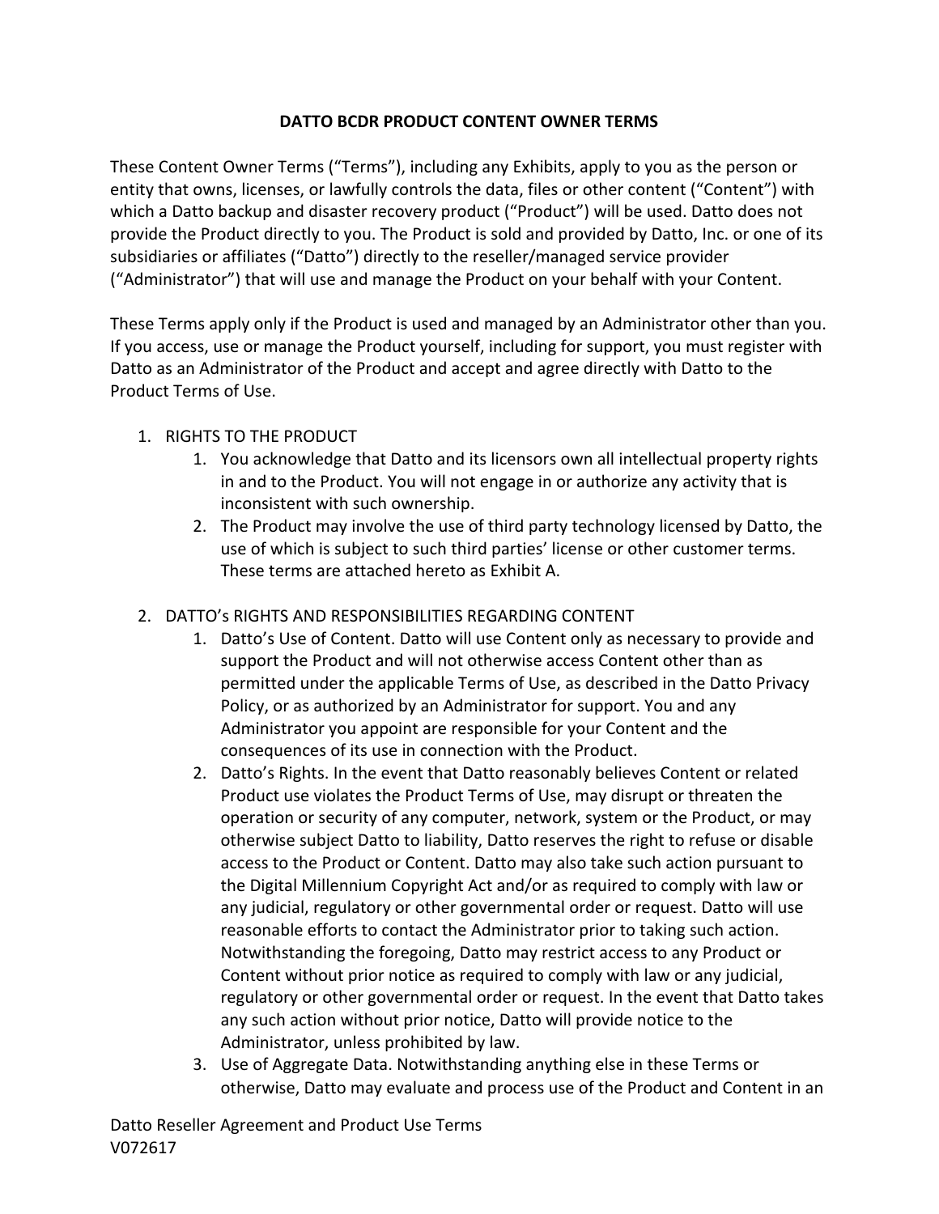# DATTO BCDR PRODUCT CONTENT OWNER TERMS

These Content Owner Terms ("Terms"), including any Exhibits, apply to you as the person or entity that owns, licenses, or lawfully controls the data, files or other content ("Content") with which a Datto backup and disaster recovery product ("Product") will be used. Datto does not provide the Product directly to you. The Product is sold and provided by Datto, Inc. or one of its subsidiaries or affiliates ("Datto") directly to the reseller/managed service provider ("Administrator") that will use and manage the Product on your behalf with your Content.

These Terms apply only if the Product is used and managed by an Administrator other than you. If you access, use or manage the Product yourself, including for support, you must register with Datto as an Administrator of the Product and accept and agree directly with Datto to the Product Terms of Use.

1. RIGHTS TO THE PRODUCT
   1. You acknowledge that Datto and its licensors own all intellectual property rights in and to the Product. You will not engage in or authorize any activity that is inconsistent with such ownership.
   2. The Product may involve the use of third party technology licensed by Datto, the use of which is subject to such third parties' license or other customer terms. These terms are attached hereto as Exhibit A.

2. DATTO's RIGHTS AND RESPONSIBILITIES REGARDING CONTENT
   1. Datto's Use of Content. Datto will use Content only as necessary to provide and support the Product and will not otherwise access Content other than as permitted under the applicable Terms of Use, as described in the Datto Privacy Policy, or as authorized by an Administrator for support. You and any Administrator you appoint are responsible for your Content and the consequences of its use in connection with the Product.
   2. Datto's Rights. In the event that Datto reasonably believes Content or related Product use violates the Product Terms of Use, may disrupt or threaten the operation or security of any computer, network, system or the Product, or may otherwise subject Datto to liability, Datto reserves the right to refuse or disable access to the Product or Content. Datto may also take such action pursuant to the Digital Millennium Copyright Act and/or as required to comply with law or any judicial, regulatory or other governmental order or request. Datto will use reasonable efforts to contact the Administrator prior to taking such action. Notwithstanding the foregoing, Datto may restrict access to any Product or Content without prior notice as required to comply with law or any judicial, regulatory or other governmental order or request. In the event that Datto takes any such action without prior notice, Datto will provide notice to the Administrator, unless prohibited by law.
   3. Use of Aggregate Data. Notwithstanding anything else in these Terms or otherwise, Datto may evaluate and process use of the Product and Content in an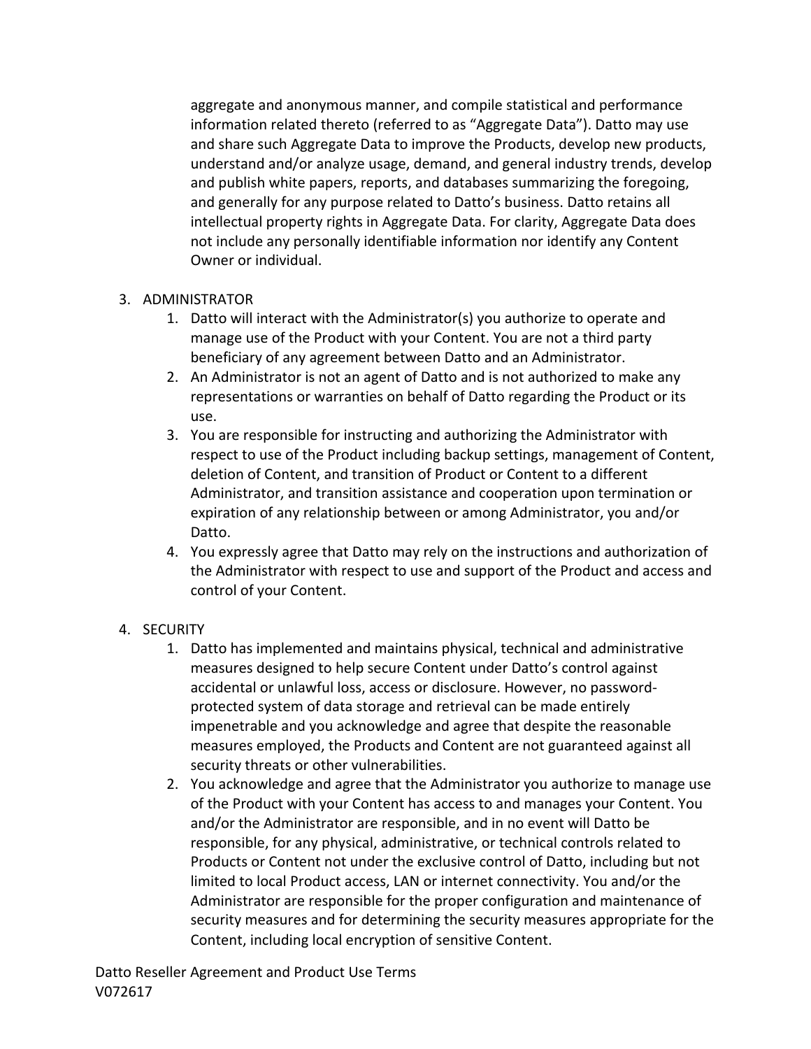aggregate and anonymous manner, and compile statistical and performance information related thereto (referred to as "Aggregate Data"). Datto may use and share such Aggregate Data to improve the Products, develop new products, understand and/or analyze usage, demand, and general industry trends, develop and publish white papers, reports, and databases summarizing the foregoing, and generally for any purpose related to Datto's business. Datto retains all intellectual property rights in Aggregate Data. For clarity, Aggregate Data does not include any personally identifiable information nor identify any Content Owner or individual.

3. ADMINISTRATOR
    1. Datto will interact with the Administrator(s) you authorize to operate and manage use of the Product with your Content. You are not a third party beneficiary of any agreement between Datto and an Administrator.
    2. An Administrator is not an agent of Datto and is not authorized to make any representations or warranties on behalf of Datto regarding the Product or its use.
    3. You are responsible for instructing and authorizing the Administrator with respect to use of the Product including backup settings, management of Content, deletion of Content, and transition of Product or Content to a different Administrator, and transition assistance and cooperation upon termination or expiration of any relationship between or among Administrator, you and/or Datto.
    4. You expressly agree that Datto may rely on the instructions and authorization of the Administrator with respect to use and support of the Product and access and control of your Content.

4. SECURITY
    1. Datto has implemented and maintains physical, technical and administrative measures designed to help secure Content under Datto's control against accidental or unlawful loss, access or disclosure. However, no password-protected system of data storage and retrieval can be made entirely impenetrable and you acknowledge and agree that despite the reasonable measures employed, the Products and Content are not guaranteed against all security threats or other vulnerabilities.
    2. You acknowledge and agree that the Administrator you authorize to manage use of the Product with your Content has access to and manages your Content. You and/or the Administrator are responsible, and in no event will Datto be responsible, for any physical, administrative, or technical controls related to Products or Content not under the exclusive control of Datto, including but not limited to local Product access, LAN or internet connectivity. You and/or the Administrator are responsible for the proper configuration and maintenance of security measures and for determining the security measures appropriate for the Content, including local encryption of sensitive Content.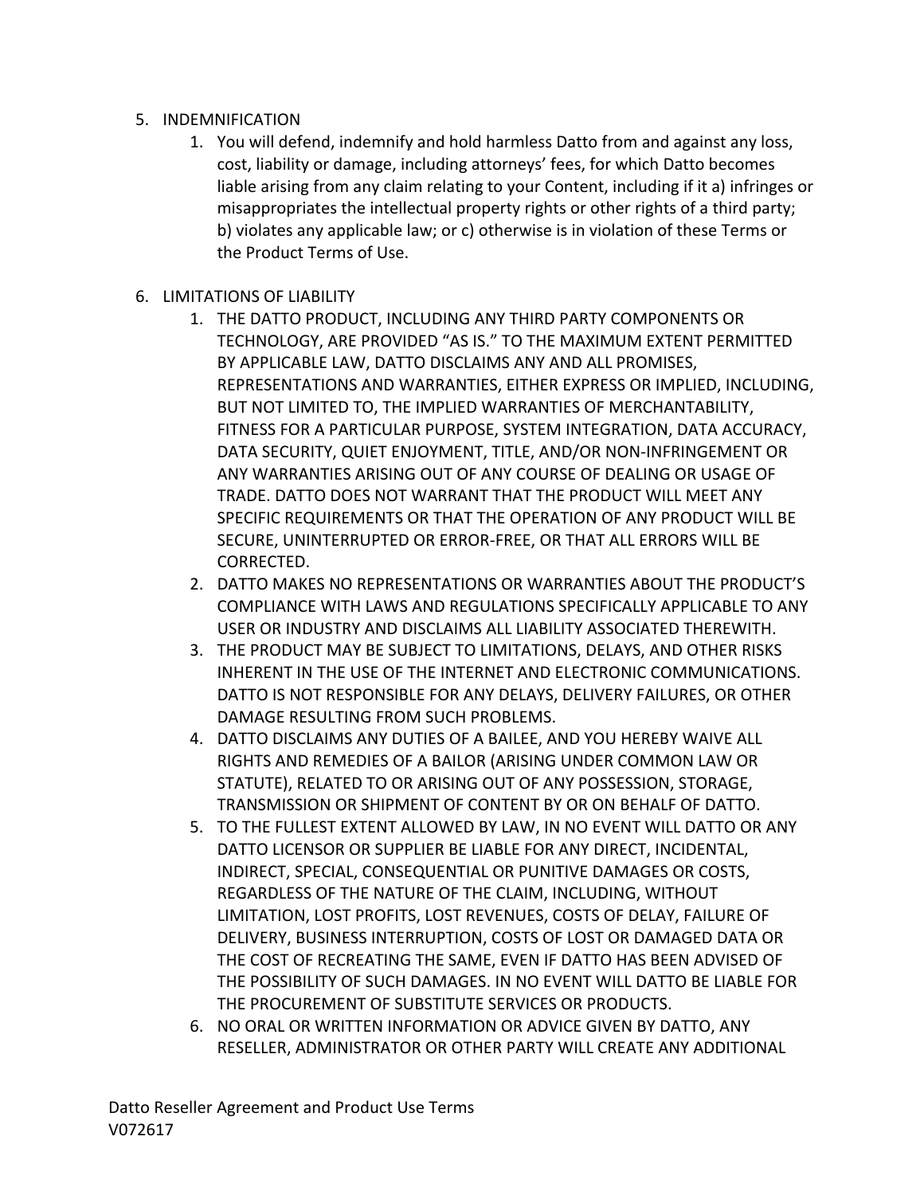5. INDEMNIFICATION
    1. You will defend, indemnify and hold harmless Datto from and against any loss, cost, liability or damage, including attorneys' fees, for which Datto becomes liable arising from any claim relating to your Content, including if it a) infringes or misappropriates the intellectual property rights or other rights of a third party; b) violates any applicable law; or c) otherwise is in violation of these Terms or the Product Terms of Use.

6. LIMITATIONS OF LIABILITY
    1. THE DATTO PRODUCT, INCLUDING ANY THIRD PARTY COMPONENTS OR TECHNOLOGY, ARE PROVIDED "AS IS." TO THE MAXIMUM EXTENT PERMITTED BY APPLICABLE LAW, DATTO DISCLAIMS ANY AND ALL PROMISES, REPRESENTATIONS AND WARRANTIES, EITHER EXPRESS OR IMPLIED, INCLUDING, BUT NOT LIMITED TO, THE IMPLIED WARRANTIES OF MERCHANTABILITY, FITNESS FOR A PARTICULAR PURPOSE, SYSTEM INTEGRATION, DATA ACCURACY, DATA SECURITY, QUIET ENJOYMENT, TITLE, AND/OR NON-INFRINGEMENT OR ANY WARRANTIES ARISING OUT OF ANY COURSE OF DEALING OR USAGE OF TRADE. DATTO DOES NOT WARRANT THAT THE PRODUCT WILL MEET ANY SPECIFIC REQUIREMENTS OR THAT THE OPERATION OF ANY PRODUCT WILL BE SECURE, UNINTERRUPTED OR ERROR-FREE, OR THAT ALL ERRORS WILL BE CORRECTED.
    2. DATTO MAKES NO REPRESENTATIONS OR WARRANTIES ABOUT THE PRODUCT'S COMPLIANCE WITH LAWS AND REGULATIONS SPECIFICALLY APPLICABLE TO ANY USER OR INDUSTRY AND DISCLAIMS ALL LIABILITY ASSOCIATED THEREWITH.
    3. THE PRODUCT MAY BE SUBJECT TO LIMITATIONS, DELAYS, AND OTHER RISKS INHERENT IN THE USE OF THE INTERNET AND ELECTRONIC COMMUNICATIONS. DATTO IS NOT RESPONSIBLE FOR ANY DELAYS, DELIVERY FAILURES, OR OTHER DAMAGE RESULTING FROM SUCH PROBLEMS.
    4. DATTO DISCLAIMS ANY DUTIES OF A BAILEE, AND YOU HEREBY WAIVE ALL RIGHTS AND REMEDIES OF A BAILOR (ARISING UNDER COMMON LAW OR STATUTE), RELATED TO OR ARISING OUT OF ANY POSSESSION, STORAGE, TRANSMISSION OR SHIPMENT OF CONTENT BY OR ON BEHALF OF DATTO.
    5. TO THE FULLEST EXTENT ALLOWED BY LAW, IN NO EVENT WILL DATTO OR ANY DATTO LICENSOR OR SUPPLIER BE LIABLE FOR ANY DIRECT, INCIDENTAL, INDIRECT, SPECIAL, CONSEQUENTIAL OR PUNITIVE DAMAGES OR COSTS, REGARDLESS OF THE NATURE OF THE CLAIM, INCLUDING, WITHOUT LIMITATION, LOST PROFITS, LOST REVENUES, COSTS OF DELAY, FAILURE OF DELIVERY, BUSINESS INTERRUPTION, COSTS OF LOST OR DAMAGED DATA OR THE COST OF RECREATING THE SAME, EVEN IF DATTO HAS BEEN ADVISED OF THE POSSIBILITY OF SUCH DAMAGES. IN NO EVENT WILL DATTO BE LIABLE FOR THE PROCUREMENT OF SUBSTITUTE SERVICES OR PRODUCTS.
    6. NO ORAL OR WRITTEN INFORMATION OR ADVICE GIVEN BY DATTO, ANY RESELLER, ADMINISTRATOR OR OTHER PARTY WILL CREATE ANY ADDITIONAL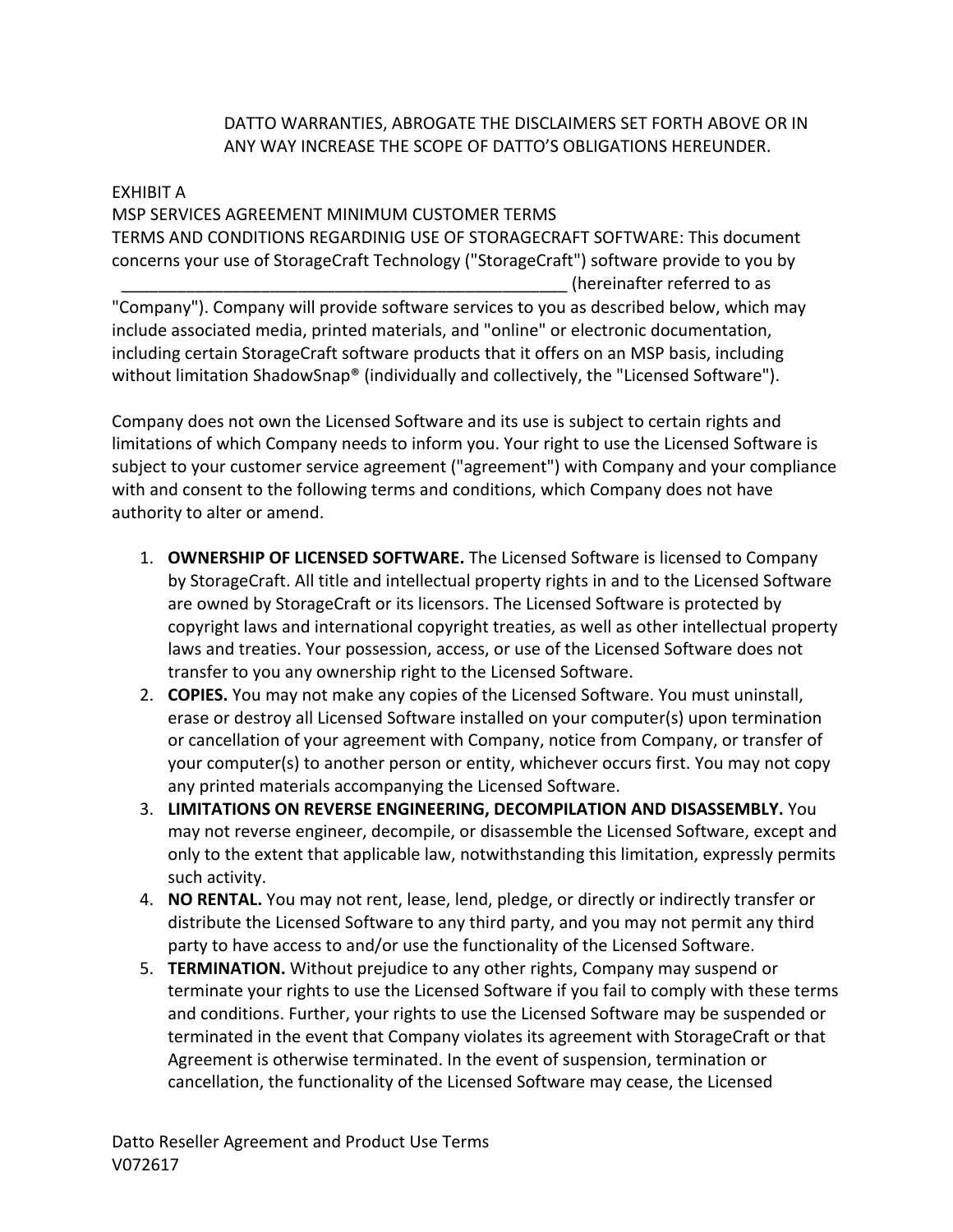DATTO WARRANTIES, ABROGATE THE DISCLAIMERS SET FORTH ABOVE OR IN ANY WAY INCREASE THE SCOPE OF DATTO'S OBLIGATIONS HEREUNDER.

EXHIBIT A

MSP SERVICES AGREEMENT MINIMUM CUSTOMER TERMS

TERMS AND CONDITIONS REGARDINIG USE OF STORAGECRAFT SOFTWARE: This document concerns your use of StorageCraft Technology ("StorageCraft") software provide to you by __________________________________________________ (hereinafter referred to as "Company"). Company will provide software services to you as described below, which may include associated media, printed materials, and "online" or electronic documentation, including certain StorageCraft software products that it offers on an MSP basis, including without limitation ShadowSnap® (individually and collectively, the "Licensed Software").

Company does not own the Licensed Software and its use is subject to certain rights and limitations of which Company needs to inform you. Your right to use the Licensed Software is subject to your customer service agreement ("agreement") with Company and your compliance with and consent to the following terms and conditions, which Company does not have authority to alter or amend.

1. **OWNERSHIP OF LICENSED SOFTWARE.** The Licensed Software is licensed to Company by StorageCraft. All title and intellectual property rights in and to the Licensed Software are owned by StorageCraft or its licensors. The Licensed Software is protected by copyright laws and international copyright treaties, as well as other intellectual property laws and treaties. Your possession, access, or use of the Licensed Software does not transfer to you any ownership right to the Licensed Software.
2. **COPIES.** You may not make any copies of the Licensed Software. You must uninstall, erase or destroy all Licensed Software installed on your computer(s) upon termination or cancellation of your agreement with Company, notice from Company, or transfer of your computer(s) to another person or entity, whichever occurs first. You may not copy any printed materials accompanying the Licensed Software.
3. **LIMITATIONS ON REVERSE ENGINEERING, DECOMPILATION AND DISASSEMBLY.** You may not reverse engineer, decompile, or disassemble the Licensed Software, except and only to the extent that applicable law, notwithstanding this limitation, expressly permits such activity.
4. **NO RENTAL.** You may not rent, lease, lend, pledge, or directly or indirectly transfer or distribute the Licensed Software to any third party, and you may not permit any third party to have access to and/or use the functionality of the Licensed Software.
5. **TERMINATION.** Without prejudice to any other rights, Company may suspend or terminate your rights to use the Licensed Software if you fail to comply with these terms and conditions. Further, your rights to use the Licensed Software may be suspended or terminated in the event that Company violates its agreement with StorageCraft or that Agreement is otherwise terminated. In the event of suspension, termination or cancellation, the functionality of the Licensed Software may cease, the Licensed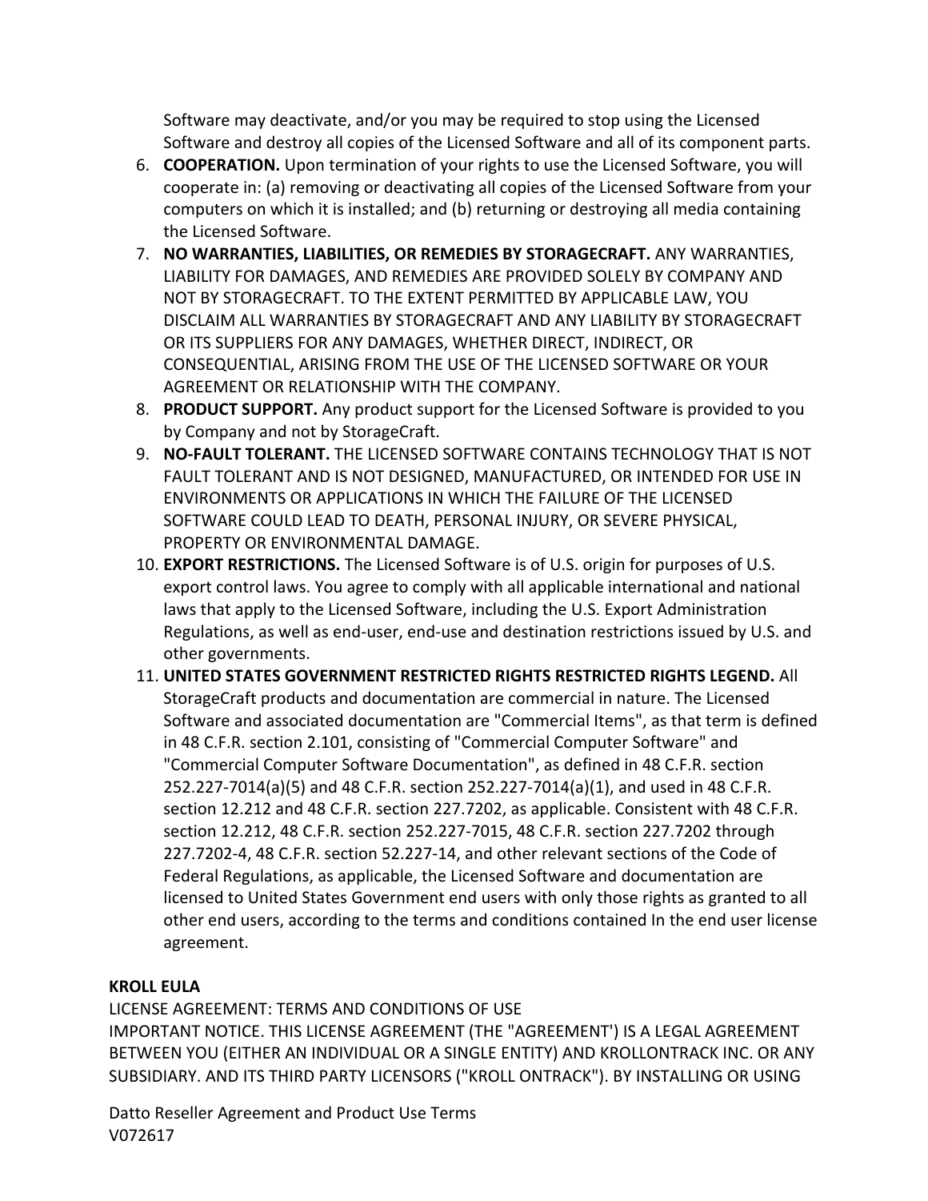Software may deactivate, and/or you may be required to stop using the Licensed Software and destroy all copies of the Licensed Software and all of its component parts.

6. **COOPERATION.** Upon termination of your rights to use the Licensed Software, you will cooperate in: (a) removing or deactivating all copies of the Licensed Software from your computers on which it is installed; and (b) returning or destroying all media containing the Licensed Software.
7. **NO WARRANTIES, LIABILITIES, OR REMEDIES BY STORAGECRAFT.** ANY WARRANTIES, LIABILITY FOR DAMAGES, AND REMEDIES ARE PROVIDED SOLELY BY COMPANY AND NOT BY STORAGECRAFT. TO THE EXTENT PERMITTED BY APPLICABLE LAW, YOU DISCLAIM ALL WARRANTIES BY STORAGECRAFT AND ANY LIABILITY BY STORAGECRAFT OR ITS SUPPLIERS FOR ANY DAMAGES, WHETHER DIRECT, INDIRECT, OR CONSEQUENTIAL, ARISING FROM THE USE OF THE LICENSED SOFTWARE OR YOUR AGREEMENT OR RELATIONSHIP WITH THE COMPANY.
8. **PRODUCT SUPPORT.** Any product support for the Licensed Software is provided to you by Company and not by StorageCraft.
9. **NO-FAULT TOLERANT.** THE LICENSED SOFTWARE CONTAINS TECHNOLOGY THAT IS NOT FAULT TOLERANT AND IS NOT DESIGNED, MANUFACTURED, OR INTENDED FOR USE IN ENVIRONMENTS OR APPLICATIONS IN WHICH THE FAILURE OF THE LICENSED SOFTWARE COULD LEAD TO DEATH, PERSONAL INJURY, OR SEVERE PHYSICAL, PROPERTY OR ENVIRONMENTAL DAMAGE.
10. **EXPORT RESTRICTIONS.** The Licensed Software is of U.S. origin for purposes of U.S. export control laws. You agree to comply with all applicable international and national laws that apply to the Licensed Software, including the U.S. Export Administration Regulations, as well as end-user, end-use and destination restrictions issued by U.S. and other governments.
11. **UNITED STATES GOVERNMENT RESTRICTED RIGHTS RESTRICTED RIGHTS LEGEND.** All StorageCraft products and documentation are commercial in nature. The Licensed Software and associated documentation are "Commercial Items", as that term is defined in 48 C.F.R. section 2.101, consisting of "Commercial Computer Software" and "Commercial Computer Software Documentation", as defined in 48 C.F.R. section 252.227-7014(a)(5) and 48 C.F.R. section 252.227-7014(a)(1), and used in 48 C.F.R. section 12.212 and 48 C.F.R. section 227.7202, as applicable. Consistent with 48 C.F.R. section 12.212, 48 C.F.R. section 252.227-7015, 48 C.F.R. section 227.7202 through 227.7202-4, 48 C.F.R. section 52.227-14, and other relevant sections of the Code of Federal Regulations, as applicable, the Licensed Software and documentation are licensed to United States Government end users with only those rights as granted to all other end users, according to the terms and conditions contained In the end user license agreement.

**KROLL EULA**

LICENSE AGREEMENT: TERMS AND CONDITIONS OF USE

IMPORTANT NOTICE. THIS LICENSE AGREEMENT (THE "AGREEMENT') IS A LEGAL AGREEMENT BETWEEN YOU (EITHER AN INDIVIDUAL OR A SINGLE ENTITY) AND KROLLONTRACK INC. OR ANY SUBSIDIARY. AND ITS THIRD PARTY LICENSORS ("KROLL ONTRACK"). BY INSTALLING OR USING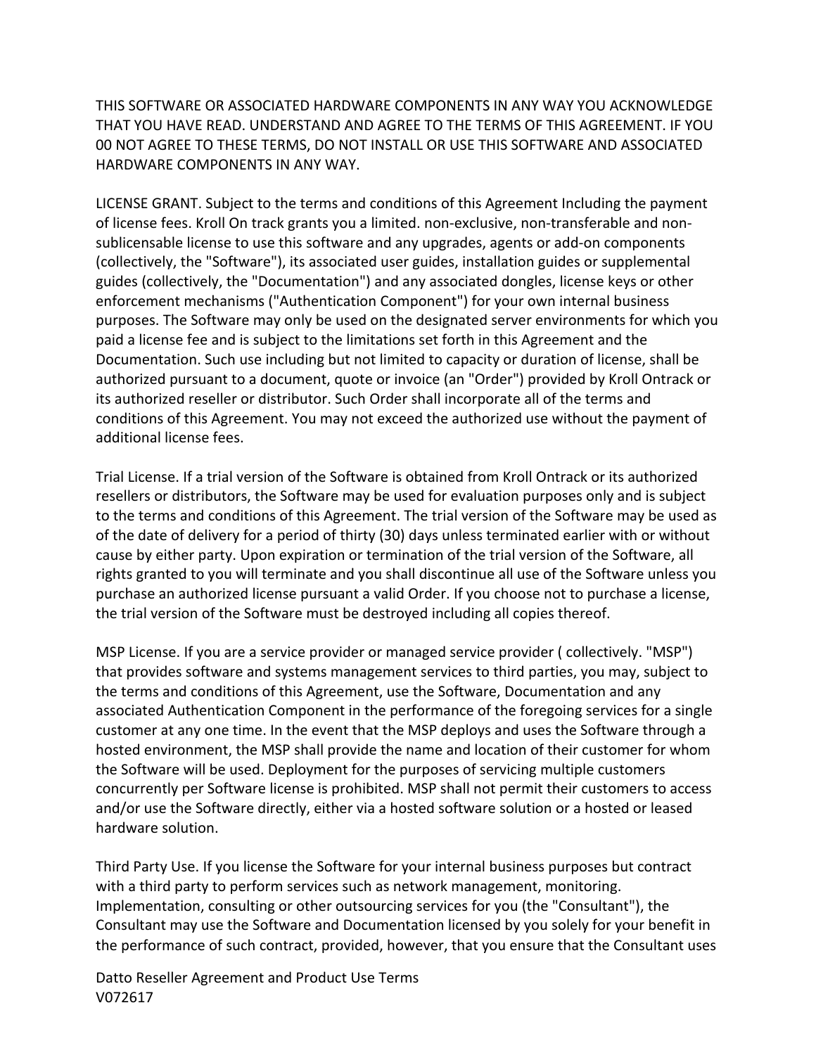THIS SOFTWARE OR ASSOCIATED HARDWARE COMPONENTS IN ANY WAY YOU ACKNOWLEDGE THAT YOU HAVE READ. UNDERSTAND AND AGREE TO THE TERMS OF THIS AGREEMENT. IF YOU 00 NOT AGREE TO THESE TERMS, DO NOT INSTALL OR USE THIS SOFTWARE AND ASSOCIATED HARDWARE COMPONENTS IN ANY WAY.

LICENSE GRANT. Subject to the terms and conditions of this Agreement Including the payment of license fees. Kroll On track grants you a limited. non-exclusive, non-transferable and non-sublicensable license to use this software and any upgrades, agents or add-on components (collectively, the "Software"), its associated user guides, installation guides or supplemental guides (collectively, the "Documentation") and any associated dongles, license keys or other enforcement mechanisms ("Authentication Component") for your own internal business purposes. The Software may only be used on the designated server environments for which you paid a license fee and is subject to the limitations set forth in this Agreement and the Documentation. Such use including but not limited to capacity or duration of license, shall be authorized pursuant to a document, quote or invoice (an "Order") provided by Kroll Ontrack or its authorized reseller or distributor. Such Order shall incorporate all of the terms and conditions of this Agreement. You may not exceed the authorized use without the payment of additional license fees.

Trial License. If a trial version of the Software is obtained from Kroll Ontrack or its authorized resellers or distributors, the Software may be used for evaluation purposes only and is subject to the terms and conditions of this Agreement. The trial version of the Software may be used as of the date of delivery for a period of thirty (30) days unless terminated earlier with or without cause by either party. Upon expiration or termination of the trial version of the Software, all rights granted to you will terminate and you shall discontinue all use of the Software unless you purchase an authorized license pursuant a valid Order. If you choose not to purchase a license, the trial version of the Software must be destroyed including all copies thereof.

MSP License. If you are a service provider or managed service provider ( collectively. "MSP") that provides software and systems management services to third parties, you may, subject to the terms and conditions of this Agreement, use the Software, Documentation and any associated Authentication Component in the performance of the foregoing services for a single customer at any one time. In the event that the MSP deploys and uses the Software through a hosted environment, the MSP shall provide the name and location of their customer for whom the Software will be used. Deployment for the purposes of servicing multiple customers concurrently per Software license is prohibited. MSP shall not permit their customers to access and/or use the Software directly, either via a hosted software solution or a hosted or leased hardware solution.

Third Party Use. If you license the Software for your internal business purposes but contract with a third party to perform services such as network management, monitoring. Implementation, consulting or other outsourcing services for you (the "Consultant"), the Consultant may use the Software and Documentation licensed by you solely for your benefit in the performance of such contract, provided, however, that you ensure that the Consultant uses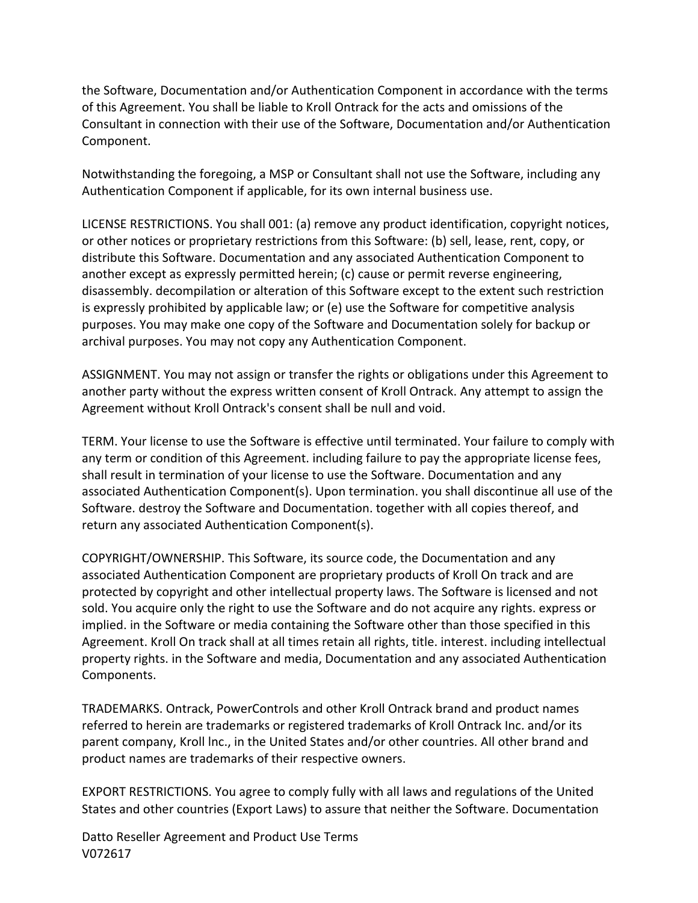the Software, Documentation and/or Authentication Component in accordance with the terms of this Agreement. You shall be liable to Kroll Ontrack for the acts and omissions of the Consultant in connection with their use of the Software, Documentation and/or Authentication Component.

Notwithstanding the foregoing, a MSP or Consultant shall not use the Software, including any Authentication Component if applicable, for its own internal business use.

LICENSE RESTRICTIONS. You shall 001: (a) remove any product identification, copyright notices, or other notices or proprietary restrictions from this Software: (b) sell, lease, rent, copy, or distribute this Software. Documentation and any associated Authentication Component to another except as expressly permitted herein; (c) cause or permit reverse engineering, disassembly. decompilation or alteration of this Software except to the extent such restriction is expressly prohibited by applicable law; or (e) use the Software for competitive analysis purposes. You may make one copy of the Software and Documentation solely for backup or archival purposes. You may not copy any Authentication Component.

ASSIGNMENT. You may not assign or transfer the rights or obligations under this Agreement to another party without the express written consent of Kroll Ontrack. Any attempt to assign the Agreement without Kroll Ontrack's consent shall be null and void.

TERM. Your license to use the Software is effective until terminated. Your failure to comply with any term or condition of this Agreement. including failure to pay the appropriate license fees, shall result in termination of your license to use the Software. Documentation and any associated Authentication Component(s). Upon termination. you shall discontinue all use of the Software. destroy the Software and Documentation. together with all copies thereof, and return any associated Authentication Component(s).

COPYRIGHT/OWNERSHIP. This Software, its source code, the Documentation and any associated Authentication Component are proprietary products of Kroll On track and are protected by copyright and other intellectual property laws. The Software is licensed and not sold. You acquire only the right to use the Software and do not acquire any rights. express or implied. in the Software or media containing the Software other than those specified in this Agreement. Kroll On track shall at all times retain all rights, title. interest. including intellectual property rights. in the Software and media, Documentation and any associated Authentication Components.

TRADEMARKS. Ontrack, PowerControls and other Kroll Ontrack brand and product names referred to herein are trademarks or registered trademarks of Kroll Ontrack Inc. and/or its parent company, Kroll lnc., in the United States and/or other countries. All other brand and product names are trademarks of their respective owners.

EXPORT RESTRICTIONS. You agree to comply fully with all laws and regulations of the United States and other countries (Export Laws) to assure that neither the Software. Documentation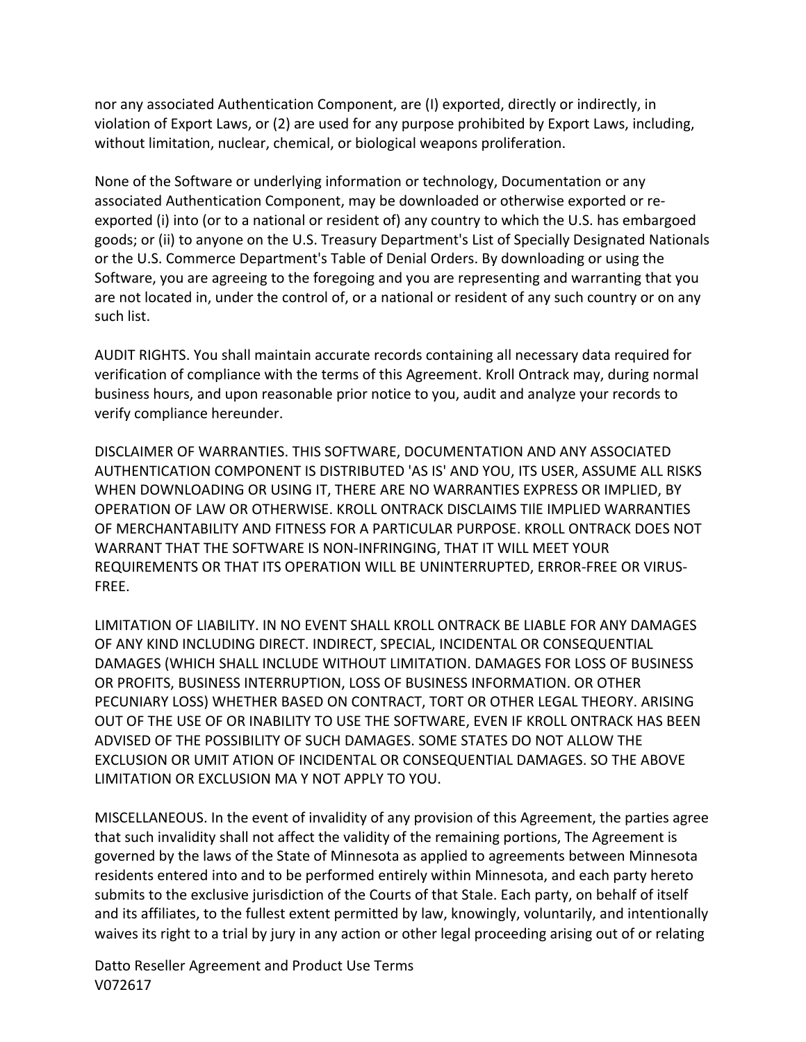nor any associated Authentication Component, are (I) exported, directly or indirectly, in violation of Export Laws, or (2) are used for any purpose prohibited by Export Laws, including, without limitation, nuclear, chemical, or biological weapons proliferation.

None of the Software or underlying information or technology, Documentation or any associated Authentication Component, may be downloaded or otherwise exported or re-exported (i) into (or to a national or resident of) any country to which the U.S. has embargoed goods; or (ii) to anyone on the U.S. Treasury Department's List of Specially Designated Nationals or the U.S. Commerce Department's Table of Denial Orders. By downloading or using the Software, you are agreeing to the foregoing and you are representing and warranting that you are not located in, under the control of, or a national or resident of any such country or on any such list.

AUDIT RIGHTS. You shall maintain accurate records containing all necessary data required for verification of compliance with the terms of this Agreement. Kroll Ontrack may, during normal business hours, and upon reasonable prior notice to you, audit and analyze your records to verify compliance hereunder.

DISCLAIMER OF WARRANTIES. THIS SOFTWARE, DOCUMENTATION AND ANY ASSOCIATED AUTHENTICATION COMPONENT IS DISTRIBUTED 'AS IS' AND YOU, ITS USER, ASSUME ALL RISKS WHEN DOWNLOADING OR USING IT, THERE ARE NO WARRANTIES EXPRESS OR IMPLIED, BY OPERATION OF LAW OR OTHERWISE. KROLL ONTRACK DISCLAIMS TIlE IMPLIED WARRANTIES OF MERCHANTABILITY AND FITNESS FOR A PARTICULAR PURPOSE. KROLL ONTRACK DOES NOT WARRANT THAT THE SOFTWARE IS NON-INFRINGING, THAT IT WILL MEET YOUR REQUIREMENTS OR THAT ITS OPERATION WILL BE UNINTERRUPTED, ERROR-FREE OR VIRUS-FREE.

LIMITATION OF LIABILITY. IN NO EVENT SHALL KROLL ONTRACK BE LIABLE FOR ANY DAMAGES OF ANY KIND INCLUDING DIRECT. INDIRECT, SPECIAL, INCIDENTAL OR CONSEQUENTIAL DAMAGES (WHICH SHALL INCLUDE WITHOUT LIMITATION. DAMAGES FOR LOSS OF BUSINESS OR PROFITS, BUSINESS INTERRUPTION, LOSS OF BUSINESS INFORMATION. OR OTHER PECUNIARY LOSS) WHETHER BASED ON CONTRACT, TORT OR OTHER LEGAL THEORY. ARISING OUT OF THE USE OF OR INABILITY TO USE THE SOFTWARE, EVEN IF KROLL ONTRACK HAS BEEN ADVISED OF THE POSSIBILITY OF SUCH DAMAGES. SOME STATES DO NOT ALLOW THE EXCLUSION OR UMIT ATION OF INCIDENTAL OR CONSEQUENTIAL DAMAGES. SO THE ABOVE LIMITATION OR EXCLUSION MA Y NOT APPLY TO YOU.

MISCELLANEOUS. In the event of invalidity of any provision of this Agreement, the parties agree that such invalidity shall not affect the validity of the remaining portions, The Agreement is governed by the laws of the State of Minnesota as applied to agreements between Minnesota residents entered into and to be performed entirely within Minnesota, and each party hereto submits to the exclusive jurisdiction of the Courts of that Stale. Each party, on behalf of itself and its affiliates, to the fullest extent permitted by law, knowingly, voluntarily, and intentionally waives its right to a trial by jury in any action or other legal proceeding arising out of or relating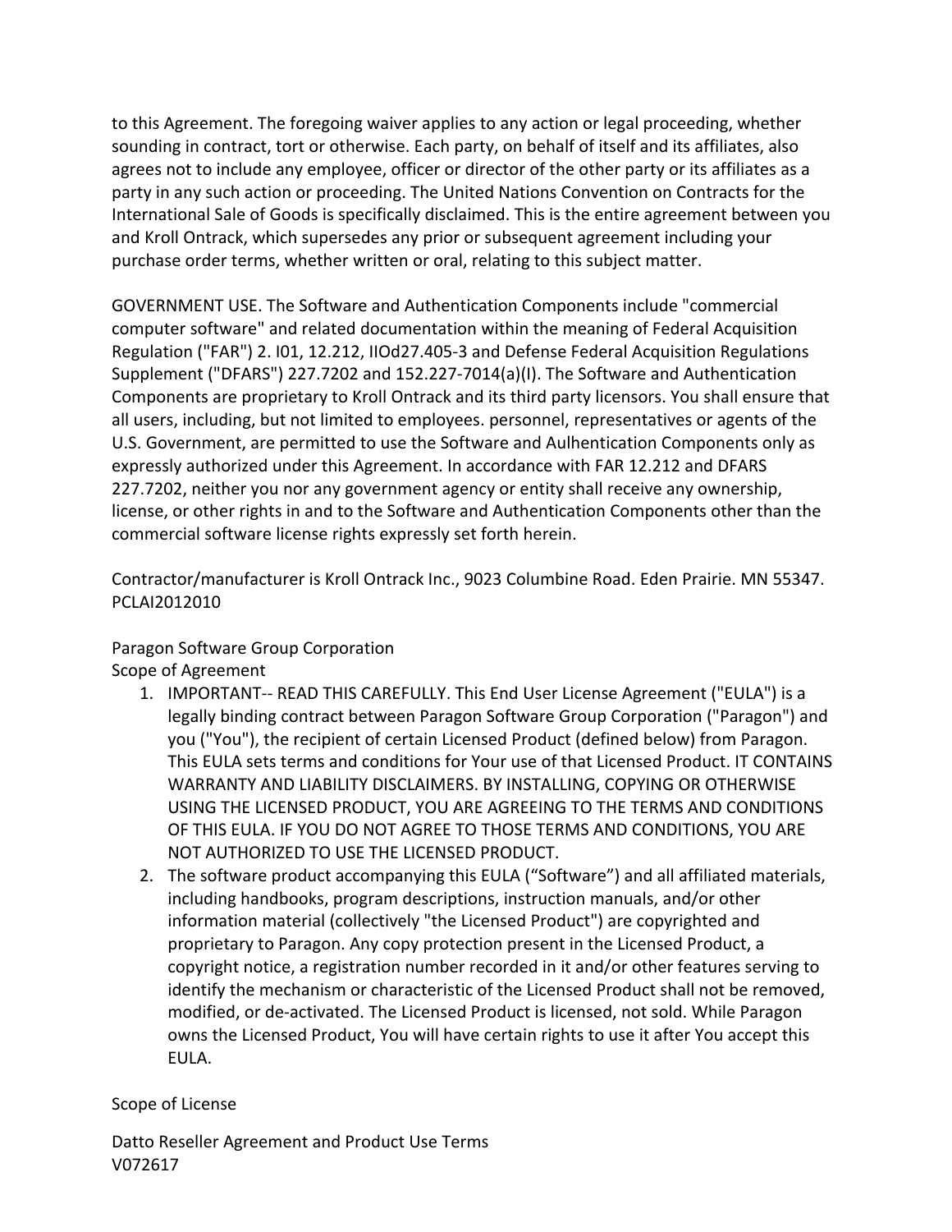to this Agreement. The foregoing waiver applies to any action or legal proceeding, whether sounding in contract, tort or otherwise. Each party, on behalf of itself and its affiliates, also agrees not to include any employee, officer or director of the other party or its affiliates as a party in any such action or proceeding. The United Nations Convention on Contracts for the International Sale of Goods is specifically disclaimed. This is the entire agreement between you and Kroll Ontrack, which supersedes any prior or subsequent agreement including your purchase order terms, whether written or oral, relating to this subject matter.

GOVERNMENT USE. The Software and Authentication Components include "commercial computer software" and related documentation within the meaning of Federal Acquisition Regulation ("FAR") 2. I01, 12.212, IIOd27.405-3 and Defense Federal Acquisition Regulations Supplement ("DFARS") 227.7202 and 152.227-7014(a)(I). The Software and Authentication Components are proprietary to Kroll Ontrack and its third party licensors. You shall ensure that all users, including, but not limited to employees. personnel, representatives or agents of the U.S. Government, are permitted to use the Software and Aulhentication Components only as expressly authorized under this Agreement. In accordance with FAR 12.212 and DFARS 227.7202, neither you nor any government agency or entity shall receive any ownership, license, or other rights in and to the Software and Authentication Components other than the commercial software license rights expressly set forth herein.

Contractor/manufacturer is Kroll Ontrack Inc., 9023 Columbine Road. Eden Prairie. MN 55347. PCLAI2012010

Paragon Software Group Corporation
Scope of Agreement

1. IMPORTANT-- READ THIS CAREFULLY. This End User License Agreement ("EULA") is a legally binding contract between Paragon Software Group Corporation ("Paragon") and you ("You"), the recipient of certain Licensed Product (defined below) from Paragon. This EULA sets terms and conditions for Your use of that Licensed Product. IT CONTAINS WARRANTY AND LIABILITY DISCLAIMERS. BY INSTALLING, COPYING OR OTHERWISE USING THE LICENSED PRODUCT, YOU ARE AGREEING TO THE TERMS AND CONDITIONS OF THIS EULA. IF YOU DO NOT AGREE TO THOSE TERMS AND CONDITIONS, YOU ARE NOT AUTHORIZED TO USE THE LICENSED PRODUCT.
2. The software product accompanying this EULA ("Software") and all affiliated materials, including handbooks, program descriptions, instruction manuals, and/or other information material (collectively "the Licensed Product") are copyrighted and proprietary to Paragon. Any copy protection present in the Licensed Product, a copyright notice, a registration number recorded in it and/or other features serving to identify the mechanism or characteristic of the Licensed Product shall not be removed, modified, or de-activated. The Licensed Product is licensed, not sold. While Paragon owns the Licensed Product, You will have certain rights to use it after You accept this EULA.

Scope of License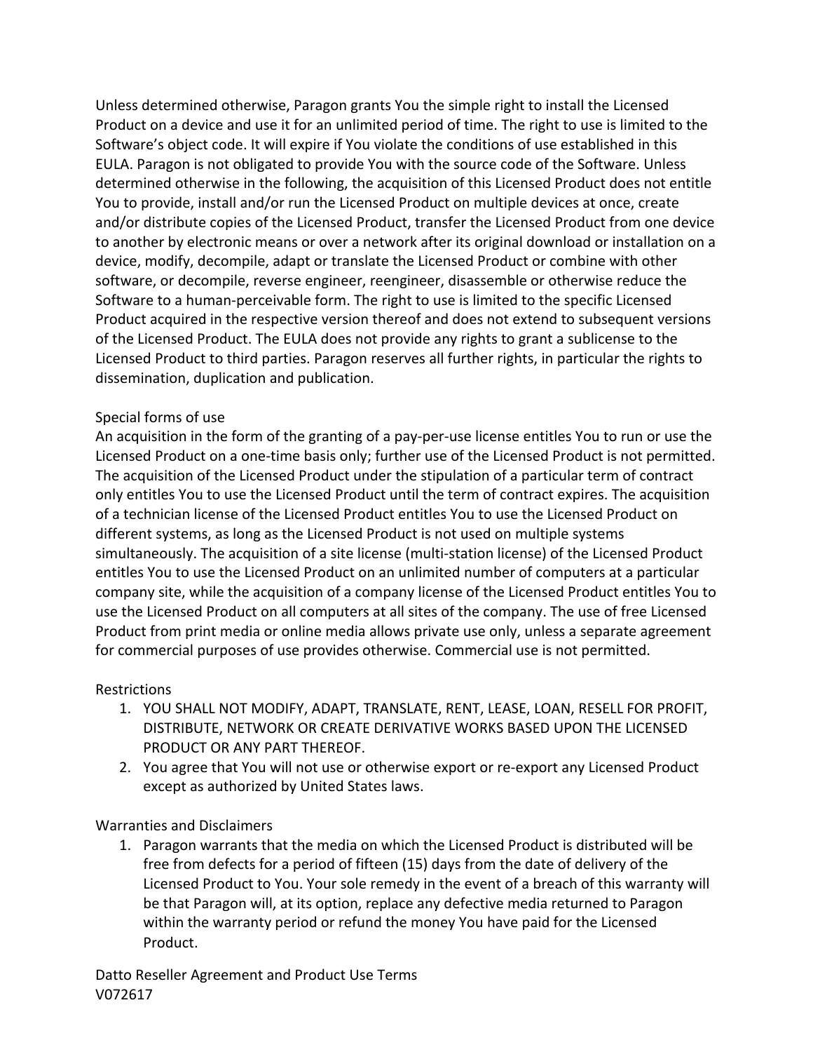Unless determined otherwise, Paragon grants You the simple right to install the Licensed Product on a device and use it for an unlimited period of time. The right to use is limited to the Software's object code. It will expire if You violate the conditions of use established in this EULA. Paragon is not obligated to provide You with the source code of the Software. Unless determined otherwise in the following, the acquisition of this Licensed Product does not entitle You to provide, install and/or run the Licensed Product on multiple devices at once, create and/or distribute copies of the Licensed Product, transfer the Licensed Product from one device to another by electronic means or over a network after its original download or installation on a device, modify, decompile, adapt or translate the Licensed Product or combine with other software, or decompile, reverse engineer, reengineer, disassemble or otherwise reduce the Software to a human-perceivable form. The right to use is limited to the specific Licensed Product acquired in the respective version thereof and does not extend to subsequent versions of the Licensed Product. The EULA does not provide any rights to grant a sublicense to the Licensed Product to third parties. Paragon reserves all further rights, in particular the rights to dissemination, duplication and publication.

Special forms of use

An acquisition in the form of the granting of a pay-per-use license entitles You to run or use the Licensed Product on a one-time basis only; further use of the Licensed Product is not permitted. The acquisition of the Licensed Product under the stipulation of a particular term of contract only entitles You to use the Licensed Product until the term of contract expires. The acquisition of a technician license of the Licensed Product entitles You to use the Licensed Product on different systems, as long as the Licensed Product is not used on multiple systems simultaneously. The acquisition of a site license (multi-station license) of the Licensed Product entitles You to use the Licensed Product on an unlimited number of computers at a particular company site, while the acquisition of a company license of the Licensed Product entitles You to use the Licensed Product on all computers at all sites of the company. The use of free Licensed Product from print media or online media allows private use only, unless a separate agreement for commercial purposes of use provides otherwise. Commercial use is not permitted.

Restrictions

1. YOU SHALL NOT MODIFY, ADAPT, TRANSLATE, RENT, LEASE, LOAN, RESELL FOR PROFIT, DISTRIBUTE, NETWORK OR CREATE DERIVATIVE WORKS BASED UPON THE LICENSED PRODUCT OR ANY PART THEREOF.
2. You agree that You will not use or otherwise export or re-export any Licensed Product except as authorized by United States laws.

Warranties and Disclaimers

1. Paragon warrants that the media on which the Licensed Product is distributed will be free from defects for a period of fifteen (15) days from the date of delivery of the Licensed Product to You. Your sole remedy in the event of a breach of this warranty will be that Paragon will, at its option, replace any defective media returned to Paragon within the warranty period or refund the money You have paid for the Licensed Product.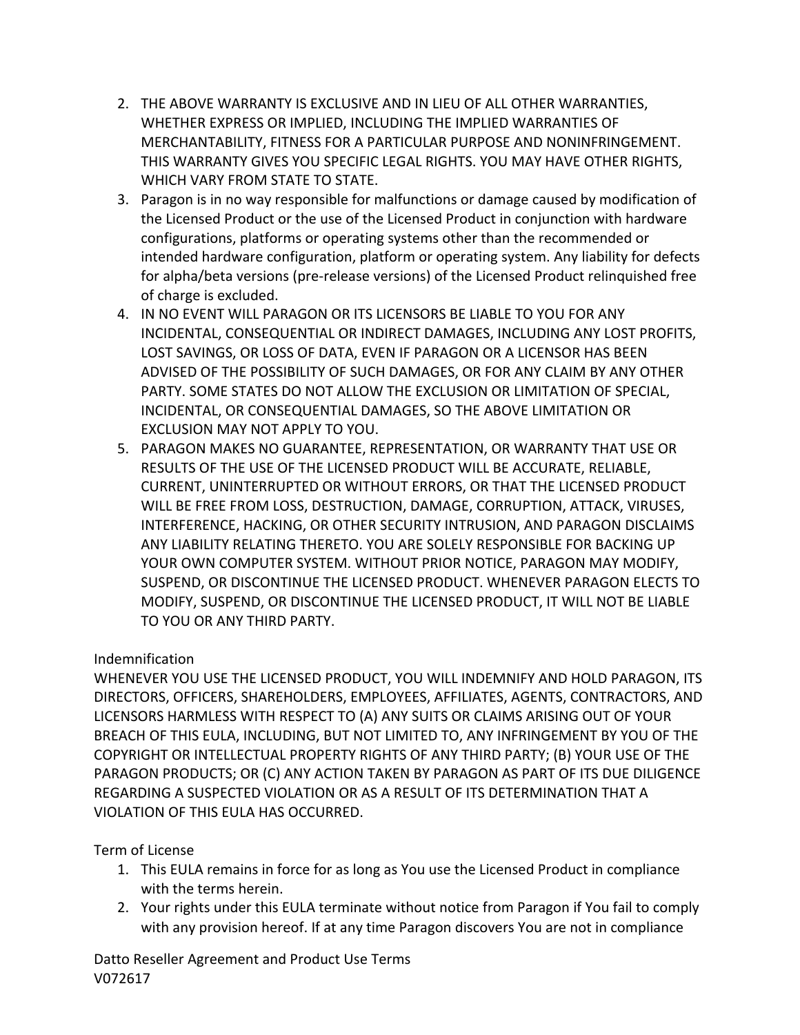2. THE ABOVE WARRANTY IS EXCLUSIVE AND IN LIEU OF ALL OTHER WARRANTIES, WHETHER EXPRESS OR IMPLIED, INCLUDING THE IMPLIED WARRANTIES OF MERCHANTABILITY, FITNESS FOR A PARTICULAR PURPOSE AND NONINFRINGEMENT. THIS WARRANTY GIVES YOU SPECIFIC LEGAL RIGHTS. YOU MAY HAVE OTHER RIGHTS, WHICH VARY FROM STATE TO STATE.
3. Paragon is in no way responsible for malfunctions or damage caused by modification of the Licensed Product or the use of the Licensed Product in conjunction with hardware configurations, platforms or operating systems other than the recommended or intended hardware configuration, platform or operating system. Any liability for defects for alpha/beta versions (pre-release versions) of the Licensed Product relinquished free of charge is excluded.
4. IN NO EVENT WILL PARAGON OR ITS LICENSORS BE LIABLE TO YOU FOR ANY INCIDENTAL, CONSEQUENTIAL OR INDIRECT DAMAGES, INCLUDING ANY LOST PROFITS, LOST SAVINGS, OR LOSS OF DATA, EVEN IF PARAGON OR A LICENSOR HAS BEEN ADVISED OF THE POSSIBILITY OF SUCH DAMAGES, OR FOR ANY CLAIM BY ANY OTHER PARTY. SOME STATES DO NOT ALLOW THE EXCLUSION OR LIMITATION OF SPECIAL, INCIDENTAL, OR CONSEQUENTIAL DAMAGES, SO THE ABOVE LIMITATION OR EXCLUSION MAY NOT APPLY TO YOU.
5. PARAGON MAKES NO GUARANTEE, REPRESENTATION, OR WARRANTY THAT USE OR RESULTS OF THE USE OF THE LICENSED PRODUCT WILL BE ACCURATE, RELIABLE, CURRENT, UNINTERRUPTED OR WITHOUT ERRORS, OR THAT THE LICENSED PRODUCT WILL BE FREE FROM LOSS, DESTRUCTION, DAMAGE, CORRUPTION, ATTACK, VIRUSES, INTERFERENCE, HACKING, OR OTHER SECURITY INTRUSION, AND PARAGON DISCLAIMS ANY LIABILITY RELATING THERETO. YOU ARE SOLELY RESPONSIBLE FOR BACKING UP YOUR OWN COMPUTER SYSTEM. WITHOUT PRIOR NOTICE, PARAGON MAY MODIFY, SUSPEND, OR DISCONTINUE THE LICENSED PRODUCT. WHENEVER PARAGON ELECTS TO MODIFY, SUSPEND, OR DISCONTINUE THE LICENSED PRODUCT, IT WILL NOT BE LIABLE TO YOU OR ANY THIRD PARTY.

Indemnification

WHENEVER YOU USE THE LICENSED PRODUCT, YOU WILL INDEMNIFY AND HOLD PARAGON, ITS DIRECTORS, OFFICERS, SHAREHOLDERS, EMPLOYEES, AFFILIATES, AGENTS, CONTRACTORS, AND LICENSORS HARMLESS WITH RESPECT TO (A) ANY SUITS OR CLAIMS ARISING OUT OF YOUR BREACH OF THIS EULA, INCLUDING, BUT NOT LIMITED TO, ANY INFRINGEMENT BY YOU OF THE COPYRIGHT OR INTELLECTUAL PROPERTY RIGHTS OF ANY THIRD PARTY; (B) YOUR USE OF THE PARAGON PRODUCTS; OR (C) ANY ACTION TAKEN BY PARAGON AS PART OF ITS DUE DILIGENCE REGARDING A SUSPECTED VIOLATION OR AS A RESULT OF ITS DETERMINATION THAT A VIOLATION OF THIS EULA HAS OCCURRED.

Term of License

1. This EULA remains in force for as long as You use the Licensed Product in compliance with the terms herein.
2. Your rights under this EULA terminate without notice from Paragon if You fail to comply with any provision hereof. If at any time Paragon discovers You are not in compliance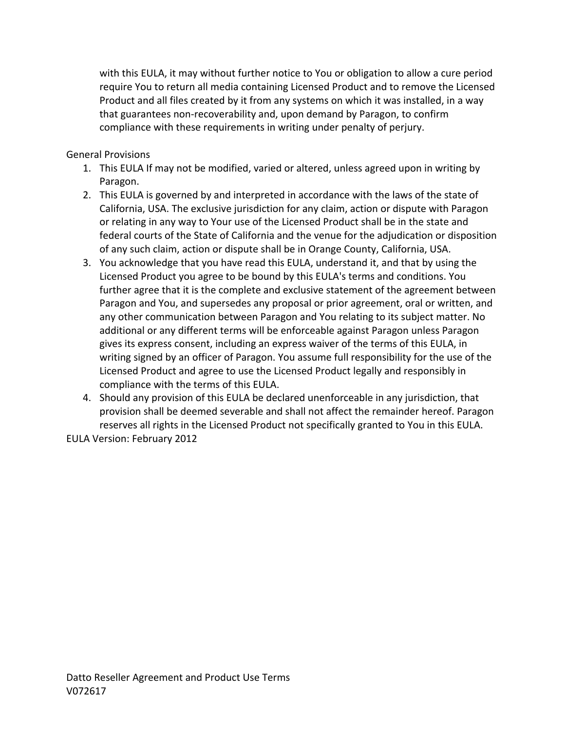with this EULA, it may without further notice to You or obligation to allow a cure period require You to return all media containing Licensed Product and to remove the Licensed Product and all files created by it from any systems on which it was installed, in a way that guarantees non-recoverability and, upon demand by Paragon, to confirm compliance with these requirements in writing under penalty of perjury.

General Provisions

1. This EULA If may not be modified, varied or altered, unless agreed upon in writing by Paragon.
2. This EULA is governed by and interpreted in accordance with the laws of the state of California, USA. The exclusive jurisdiction for any claim, action or dispute with Paragon or relating in any way to Your use of the Licensed Product shall be in the state and federal courts of the State of California and the venue for the adjudication or disposition of any such claim, action or dispute shall be in Orange County, California, USA.
3. You acknowledge that you have read this EULA, understand it, and that by using the Licensed Product you agree to be bound by this EULA's terms and conditions. You further agree that it is the complete and exclusive statement of the agreement between Paragon and You, and supersedes any proposal or prior agreement, oral or written, and any other communication between Paragon and You relating to its subject matter. No additional or any different terms will be enforceable against Paragon unless Paragon gives its express consent, including an express waiver of the terms of this EULA, in writing signed by an officer of Paragon. You assume full responsibility for the use of the Licensed Product and agree to use the Licensed Product legally and responsibly in compliance with the terms of this EULA.
4. Should any provision of this EULA be declared unenforceable in any jurisdiction, that provision shall be deemed severable and shall not affect the remainder hereof. Paragon reserves all rights in the Licensed Product not specifically granted to You in this EULA.

EULA Version: February 2012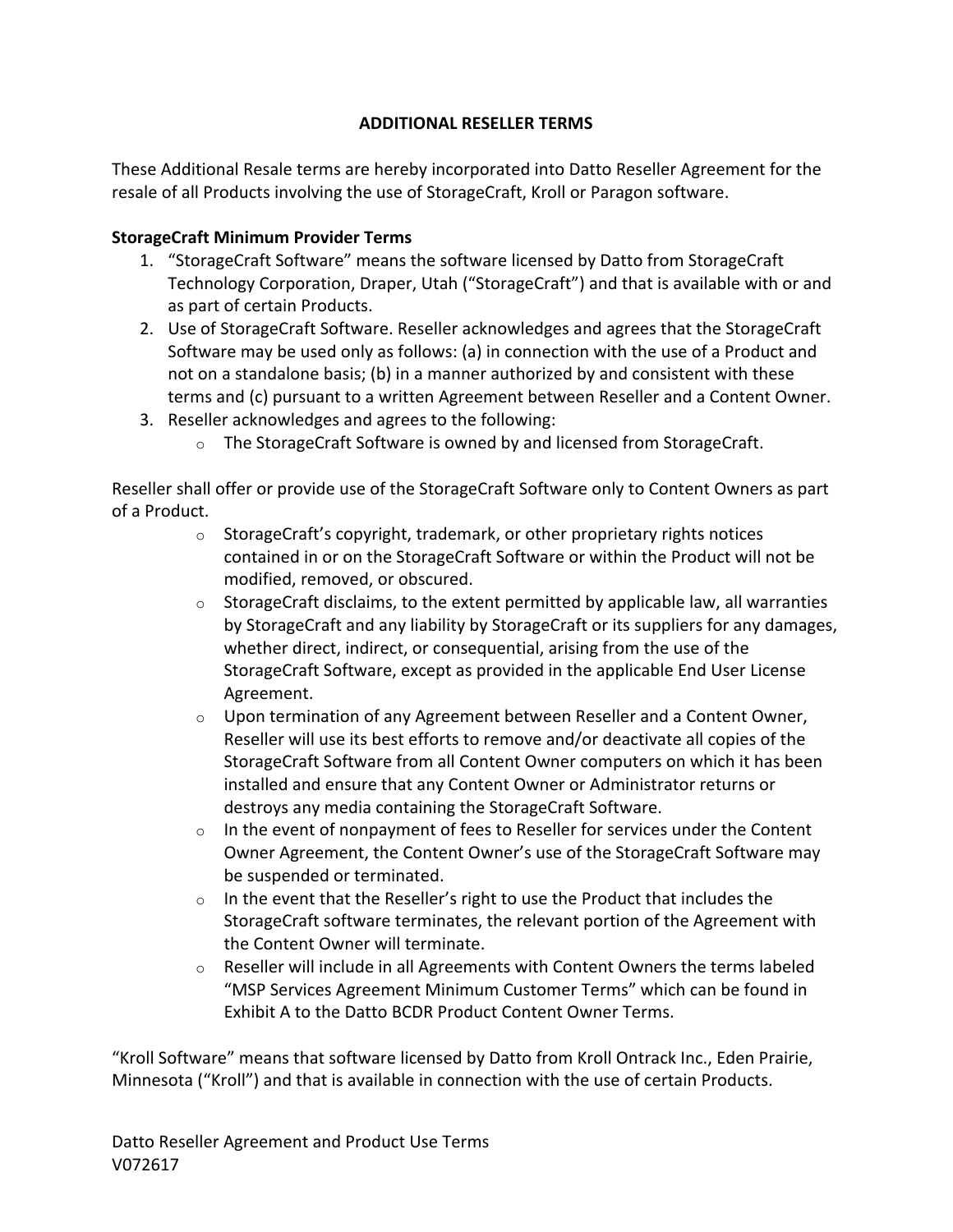**ADDITIONAL RESELLER TERMS**

These Additional Resale terms are hereby incorporated into Datto Reseller Agreement for the resale of all Products involving the use of StorageCraft, Kroll or Paragon software.

**StorageCraft Minimum Provider Terms**

1. “StorageCraft Software” means the software licensed by Datto from StorageCraft Technology Corporation, Draper, Utah (“StorageCraft”) and that is available with or and as part of certain Products.
2. Use of StorageCraft Software. Reseller acknowledges and agrees that the StorageCraft Software may be used only as follows: (a) in connection with the use of a Product and not on a standalone basis; (b) in a manner authorized by and consistent with these terms and (c) pursuant to a written Agreement between Reseller and a Content Owner.
3. Reseller acknowledges and agrees to the following:
    - The StorageCraft Software is owned by and licensed from StorageCraft.

Reseller shall offer or provide use of the StorageCraft Software only to Content Owners as part of a Product.

- StorageCraft’s copyright, trademark, or other proprietary rights notices contained in or on the StorageCraft Software or within the Product will not be modified, removed, or obscured.
- StorageCraft disclaims, to the extent permitted by applicable law, all warranties by StorageCraft and any liability by StorageCraft or its suppliers for any damages, whether direct, indirect, or consequential, arising from the use of the StorageCraft Software, except as provided in the applicable End User License Agreement.
- Upon termination of any Agreement between Reseller and a Content Owner, Reseller will use its best efforts to remove and/or deactivate all copies of the StorageCraft Software from all Content Owner computers on which it has been installed and ensure that any Content Owner or Administrator returns or destroys any media containing the StorageCraft Software.
- In the event of nonpayment of fees to Reseller for services under the Content Owner Agreement, the Content Owner’s use of the StorageCraft Software may be suspended or terminated.
- In the event that the Reseller’s right to use the Product that includes the StorageCraft software terminates, the relevant portion of the Agreement with the Content Owner will terminate.
- Reseller will include in all Agreements with Content Owners the terms labeled “MSP Services Agreement Minimum Customer Terms” which can be found in Exhibit A to the Datto BCDR Product Content Owner Terms.

“Kroll Software” means that software licensed by Datto from Kroll Ontrack Inc., Eden Prairie, Minnesota (“Kroll”) and that is available in connection with the use of certain Products.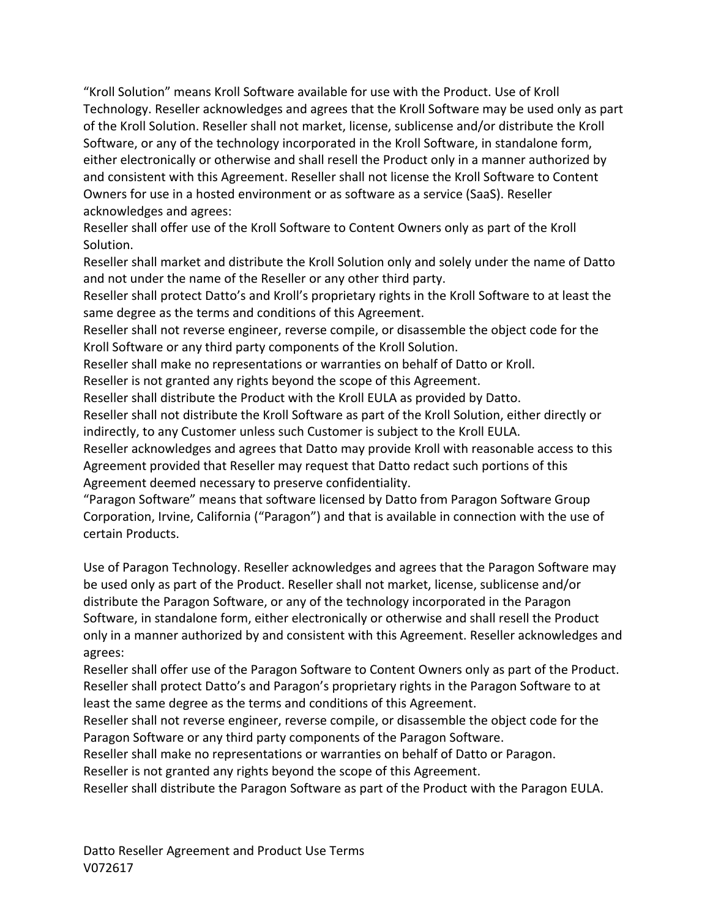"Kroll Solution" means Kroll Software available for use with the Product. Use of Kroll Technology. Reseller acknowledges and agrees that the Kroll Software may be used only as part of the Kroll Solution. Reseller shall not market, license, sublicense and/or distribute the Kroll Software, or any of the technology incorporated in the Kroll Software, in standalone form, either electronically or otherwise and shall resell the Product only in a manner authorized by and consistent with this Agreement. Reseller shall not license the Kroll Software to Content Owners for use in a hosted environment or as software as a service (SaaS). Reseller acknowledges and agrees:

Reseller shall offer use of the Kroll Software to Content Owners only as part of the Kroll Solution.

Reseller shall market and distribute the Kroll Solution only and solely under the name of Datto and not under the name of the Reseller or any other third party.

Reseller shall protect Datto's and Kroll's proprietary rights in the Kroll Software to at least the same degree as the terms and conditions of this Agreement.

Reseller shall not reverse engineer, reverse compile, or disassemble the object code for the Kroll Software or any third party components of the Kroll Solution.

Reseller shall make no representations or warranties on behalf of Datto or Kroll.

Reseller is not granted any rights beyond the scope of this Agreement.

Reseller shall distribute the Product with the Kroll EULA as provided by Datto.

Reseller shall not distribute the Kroll Software as part of the Kroll Solution, either directly or indirectly, to any Customer unless such Customer is subject to the Kroll EULA.

Reseller acknowledges and agrees that Datto may provide Kroll with reasonable access to this Agreement provided that Reseller may request that Datto redact such portions of this Agreement deemed necessary to preserve confidentiality.

"Paragon Software" means that software licensed by Datto from Paragon Software Group Corporation, Irvine, California ("Paragon") and that is available in connection with the use of certain Products.

Use of Paragon Technology. Reseller acknowledges and agrees that the Paragon Software may be used only as part of the Product. Reseller shall not market, license, sublicense and/or distribute the Paragon Software, or any of the technology incorporated in the Paragon Software, in standalone form, either electronically or otherwise and shall resell the Product only in a manner authorized by and consistent with this Agreement. Reseller acknowledges and agrees:

Reseller shall offer use of the Paragon Software to Content Owners only as part of the Product.

Reseller shall protect Datto's and Paragon's proprietary rights in the Paragon Software to at least the same degree as the terms and conditions of this Agreement.

Reseller shall not reverse engineer, reverse compile, or disassemble the object code for the Paragon Software or any third party components of the Paragon Software.

Reseller shall make no representations or warranties on behalf of Datto or Paragon.

Reseller is not granted any rights beyond the scope of this Agreement.

Reseller shall distribute the Paragon Software as part of the Product with the Paragon EULA.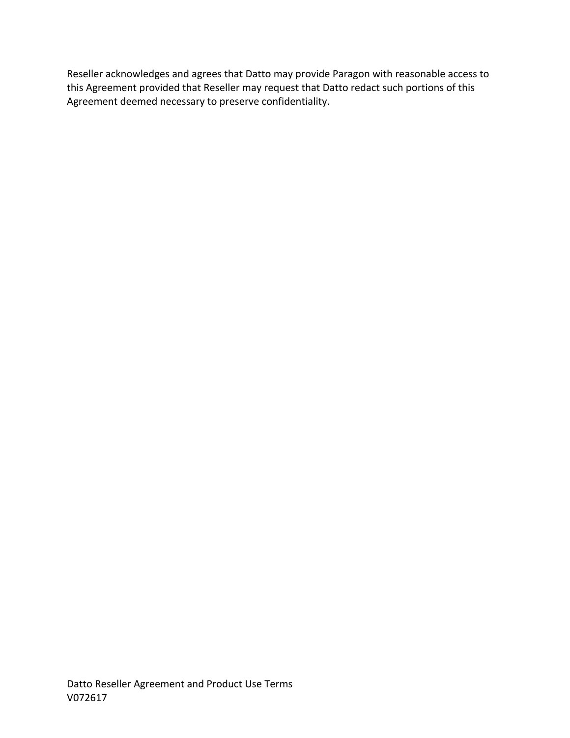Reseller acknowledges and agrees that Datto may provide Paragon with reasonable access to this Agreement provided that Reseller may request that Datto redact such portions of this Agreement deemed necessary to preserve confidentiality.